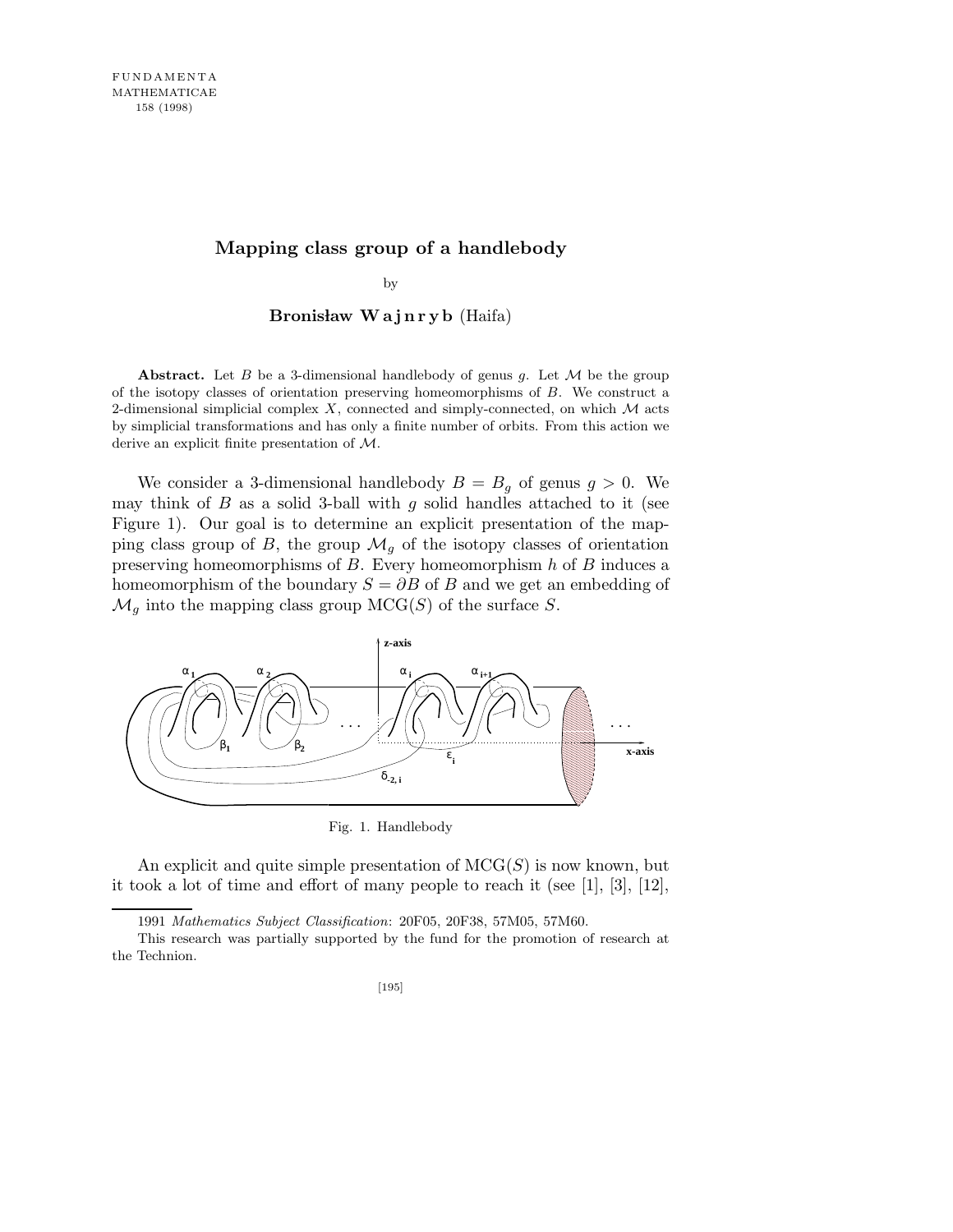FUNDAMENTA MATHEMATICAE 158 (1998)

# Mapping class group of a handlebody

by

**Bronisław Wajnryb** (Haifa)

**Abstract.** Let $B$ be a 3-dimensional handlebody of genus $g$. Let $\mathcal{M}$ be the group of the isotopy classes of orientation preserving homeomorphisms of $B$. We construct a 2-dimensional simplicial complex $X$, connected and simply-connected, on which $\mathcal{M}$ acts by simplicial transformations and has only a finite number of orbits. From this action we derive an explicit finite presentation of $\mathcal{M}$.

We consider a 3-dimensional handlebody $B = B_g$ of genus $g > 0$. We may think of $B$ as a solid 3-ball with $g$ solid handles attached to it (see Figure 1). Our goal is to determine an explicit presentation of the mapping class group of $B$, the group $\mathcal{M}_g$ of the isotopy classes of orientation preserving homeomorphisms of $B$. Every homeomorphism $h$ of $B$ induces a homeomorphism of the boundary $S = \partial B$ of $B$ and we get an embedding of $\mathcal{M}_g$ into the mapping class group $\mathrm{MCG}(S)$ of the surface $S$.

Fig. 1. Handlebody

An explicit and quite simple presentation of $\mathrm{MCG}(S)$ is now known, but it took a lot of time and effort of many people to reach it (see [1], [3], [12],

1991 *Mathematics Subject Classification*: 20F05, 20F38, 57M05, 57M60.

This research was partially supported by the fund for the promotion of research at the Technion.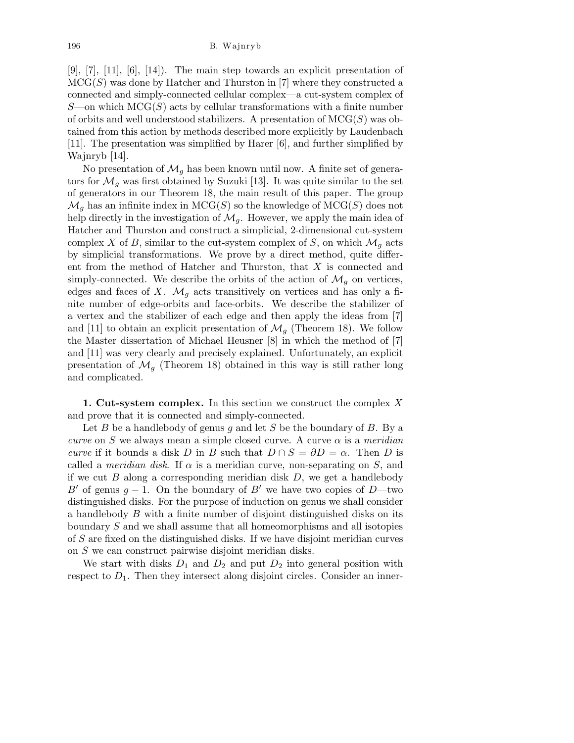[9], [7], [11], [6], [14]). The main step towards an explicit presentation of $\mathrm{MCG}(S)$ was done by Hatcher and Thurston in [7] where they constructed a connected and simply-connected cellular complex—a cut-system complex of $S$—on which $\mathrm{MCG}(S)$ acts by cellular transformations with a finite number of orbits and well understood stabilizers. A presentation of $\mathrm{MCG}(S)$ was obtained from this action by methods described more explicitly by Laudenbach [11]. The presentation was simplified by Harer [6], and further simplified by Wajnryb [14].

No presentation of $\mathcal{M}_g$ has been known until now. A finite set of generators for $\mathcal{M}_g$ was first obtained by Suzuki [13]. It was quite similar to the set of generators in our Theorem 18, the main result of this paper. The group $\mathcal{M}_g$ has an infinite index in $\mathrm{MCG}(S)$ so the knowledge of $\mathrm{MCG}(S)$ does not help directly in the investigation of $\mathcal{M}_g$. However, we apply the main idea of Hatcher and Thurston and construct a simplicial, 2-dimensional cut-system complex $X$ of $B$, similar to the cut-system complex of $S$, on which $\mathcal{M}_g$ acts by simplicial transformations. We prove by a direct method, quite different from the method of Hatcher and Thurston, that $X$ is connected and simply-connected. We describe the orbits of the action of $\mathcal{M}_g$ on vertices, edges and faces of $X$. $\mathcal{M}_g$ acts transitively on vertices and has only a finite number of edge-orbits and face-orbits. We describe the stabilizer of a vertex and the stabilizer of each edge and then apply the ideas from [7] and [11] to obtain an explicit presentation of $\mathcal{M}_g$ (Theorem 18). We follow the Master dissertation of Michael Heusner [8] in which the method of [7] and [11] was very clearly and precisely explained. Unfortunately, an explicit presentation of $\mathcal{M}_g$ (Theorem 18) obtained in this way is still rather long and complicated.

**1. Cut-system complex.** In this section we construct the complex $X$ and prove that it is connected and simply-connected.

Let $B$ be a handlebody of genus $g$ and let $S$ be the boundary of $B$. By a *curve* on $S$ we always mean a simple closed curve. A curve $\alpha$ is a *meridian curve* if it bounds a disk $D$ in $B$ such that $D \cap S = \partial D = \alpha$. Then $D$ is called a *meridian disk*. If $\alpha$ is a meridian curve, non-separating on $S$, and if we cut $B$ along a corresponding meridian disk $D$, we get a handlebody $B'$ of genus $g-1$. On the boundary of $B'$ we have two copies of $D$—two distinguished disks. For the purpose of induction on genus we shall consider a handlebody $B$ with a finite number of disjoint distinguished disks on its boundary $S$ and we shall assume that all homeomorphisms and all isotopies of $S$ are fixed on the distinguished disks. If we have disjoint meridian curves on $S$ we can construct pairwise disjoint meridian disks.

We start with disks $D_1$ and $D_2$ and put $D_2$ into general position with respect to $D_1$. Then they intersect along disjoint circles. Consider an inner-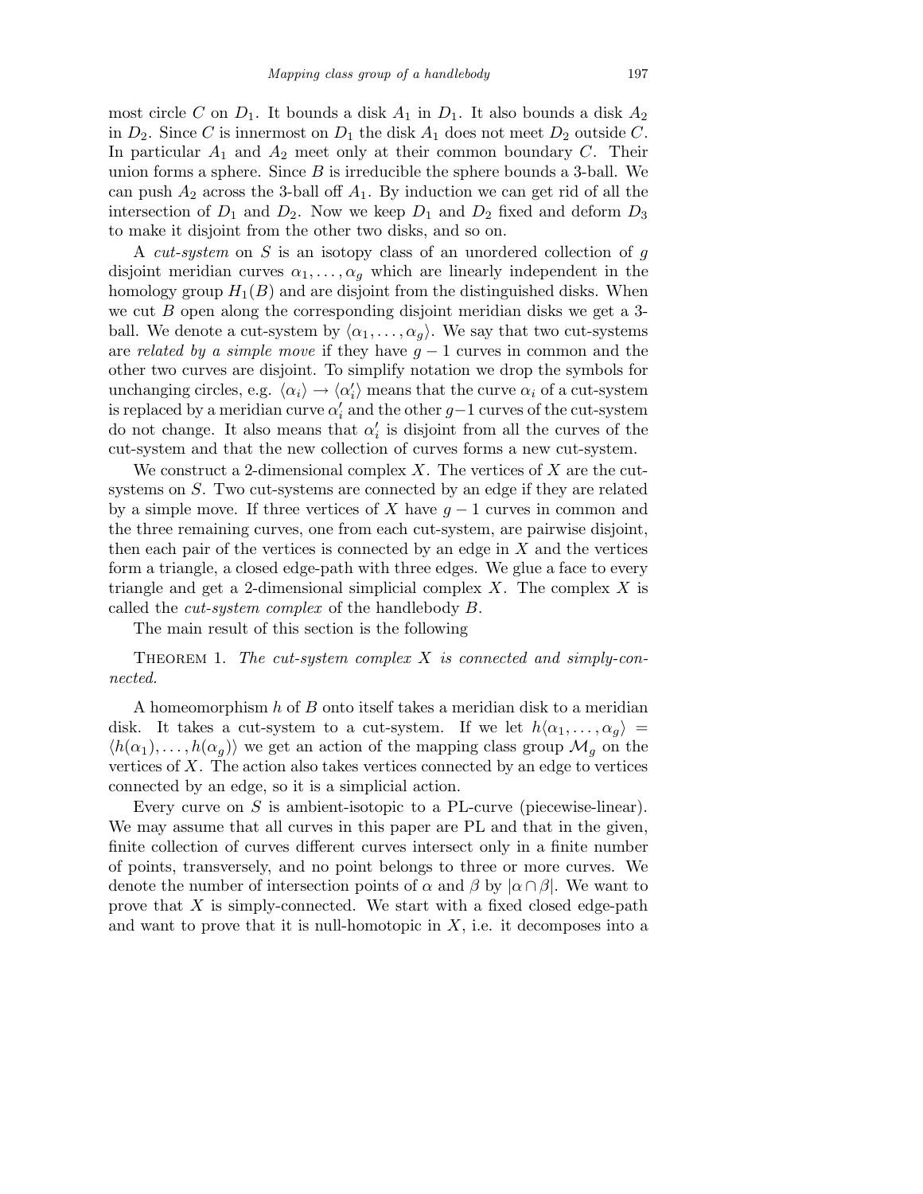most circle $C$ on $D_1$. It bounds a disk $A_1$ in $D_1$. It also bounds a disk $A_2$ in $D_2$. Since $C$ is innermost on $D_1$ the disk $A_1$ does not meet $D_2$ outside $C$. In particular $A_1$ and $A_2$ meet only at their common boundary $C$. Their union forms a sphere. Since $B$ is irreducible the sphere bounds a 3-ball. We can push $A_2$ across the 3-ball off $A_1$. By induction we can get rid of all the intersection of $D_1$ and $D_2$. Now we keep $D_1$ and $D_2$ fixed and deform $D_3$ to make it disjoint from the other two disks, and so on.

A *cut-system* on $S$ is an isotopy class of an unordered collection of $g$ disjoint meridian curves $\alpha_1, \ldots, \alpha_g$ which are linearly independent in the homology group $H_1(B)$ and are disjoint from the distinguished disks. When we cut $B$ open along the corresponding disjoint meridian disks we get a 3-ball. We denote a cut-system by $\langle \alpha_1, \ldots, \alpha_g \rangle$. We say that two cut-systems are *related by a simple move* if they have $g-1$ curves in common and the other two curves are disjoint. To simplify notation we drop the symbols for unchanging circles, e.g. $\langle \alpha_i \rangle \to \langle \alpha_i' \rangle$ means that the curve $\alpha_i$ of a cut-system is replaced by a meridian curve $\alpha_i'$ and the other $g-1$ curves of the cut-system do not change. It also means that $\alpha_i'$ is disjoint from all the curves of the cut-system and that the new collection of curves forms a new cut-system.

We construct a 2-dimensional complex $X$. The vertices of $X$ are the cut-systems on $S$. Two cut-systems are connected by an edge if they are related by a simple move. If three vertices of $X$ have $g-1$ curves in common and the three remaining curves, one from each cut-system, are pairwise disjoint, then each pair of the vertices is connected by an edge in $X$ and the vertices form a triangle, a closed edge-path with three edges. We glue a face to every triangle and get a 2-dimensional simplicial complex $X$. The complex $X$ is called the *cut-system complex* of the handlebody $B$.

The main result of this section is the following

Theorem 1. *The cut-system complex $X$ is connected and simply-connected.*

A homeomorphism $h$ of $B$ onto itself takes a meridian disk to a meridian disk. It takes a cut-system to a cut-system. If we let $h\langle \alpha_1, \ldots, \alpha_g \rangle = \langle h(\alpha_1), \ldots, h(\alpha_g) \rangle$ we get an action of the mapping class group $\mathcal{M}_g$ on the vertices of $X$. The action also takes vertices connected by an edge to vertices connected by an edge, so it is a simplicial action.

Every curve on $S$ is ambient-isotopic to a PL-curve (piecewise-linear). We may assume that all curves in this paper are PL and that in the given, finite collection of curves different curves intersect only in a finite number of points, transversely, and no point belongs to three or more curves. We denote the number of intersection points of $\alpha$ and $\beta$ by $|\alpha \cap \beta|$. We want to prove that $X$ is simply-connected. We start with a fixed closed edge-path and want to prove that it is null-homotopic in $X$, i.e. it decomposes into a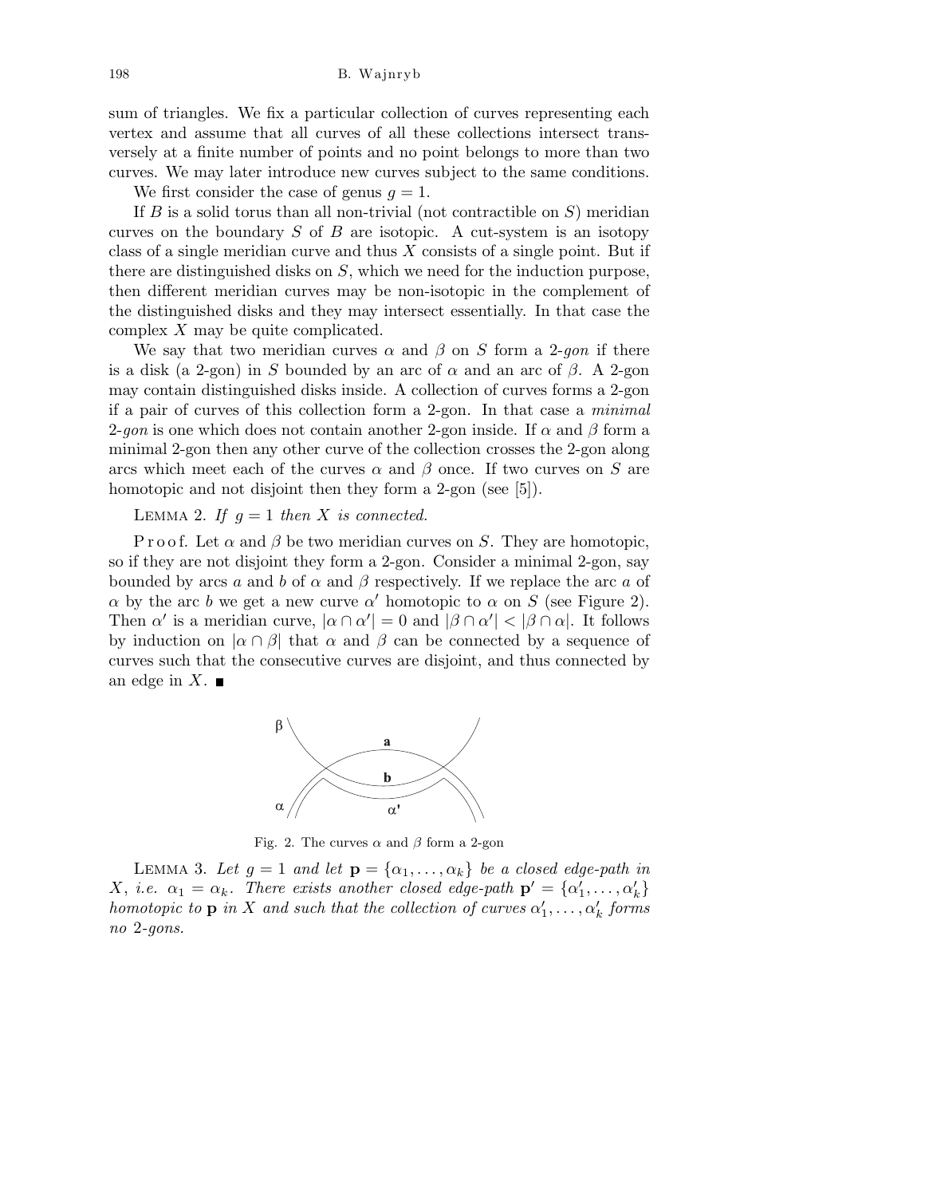sum of triangles. We fix a particular collection of curves representing each vertex and assume that all curves of all these collections intersect transversely at a finite number of points and no point belongs to more than two curves. We may later introduce new curves subject to the same conditions.

We first consider the case of genus $g = 1$.

If $B$ is a solid torus than all non-trivial (not contractible on $S$) meridian curves on the boundary $S$ of $B$ are isotopic. A cut-system is an isotopy class of a single meridian curve and thus $X$ consists of a single point. But if there are distinguished disks on $S$, which we need for the induction purpose, then different meridian curves may be non-isotopic in the complement of the distinguished disks and they may intersect essentially. In that case the complex $X$ may be quite complicated.

We say that two meridian curves $\alpha$ and $\beta$ on $S$ form a *2-gon* if there is a disk (a 2-gon) in $S$ bounded by an arc of $\alpha$ and an arc of $\beta$. A 2-gon may contain distinguished disks inside. A collection of curves forms a 2-gon if a pair of curves of this collection form a 2-gon. In that case a *minimal 2-gon* is one which does not contain another 2-gon inside. If $\alpha$ and $\beta$ form a minimal 2-gon then any other curve of the collection crosses the 2-gon along arcs which meet each of the curves $\alpha$ and $\beta$ once. If two curves on $S$ are homotopic and not disjoint then they form a 2-gon (see [5]).

LEMMA 2. *If $g = 1$ then $X$ is connected.*

Proof. Let $\alpha$ and $\beta$ be two meridian curves on $S$. They are homotopic, so if they are not disjoint they form a 2-gon. Consider a minimal 2-gon, say bounded by arcs $a$ and $b$ of $\alpha$ and $\beta$ respectively. If we replace the arc $a$ of $\alpha$ by the arc $b$ we get a new curve $\alpha'$ homotopic to $\alpha$ on $S$ (see Figure 2). Then $\alpha'$ is a meridian curve, $|\alpha \cap \alpha'| = 0$ and $|\beta \cap \alpha'| < |\beta \cap \alpha|$. It follows by induction on $|\alpha \cap \beta|$ that $\alpha$ and $\beta$ can be connected by a sequence of curves such that the consecutive curves are disjoint, and thus connected by an edge in $X$. ■

Fig. 2. The curves $\alpha$ and $\beta$ form a 2-gon

LEMMA 3. *Let $g = 1$ and let $\mathbf{p} = \{\alpha_1, \ldots, \alpha_k\}$ be a closed edge-path in $X$, i.e. $\alpha_1 = \alpha_k$. There exists another closed edge-path $\mathbf{p}' = \{\alpha'_1, \ldots, \alpha'_k\}$ homotopic to $\mathbf{p}$ in $X$ and such that the collection of curves $\alpha'_1, \ldots, \alpha'_k$ forms no 2-gons.*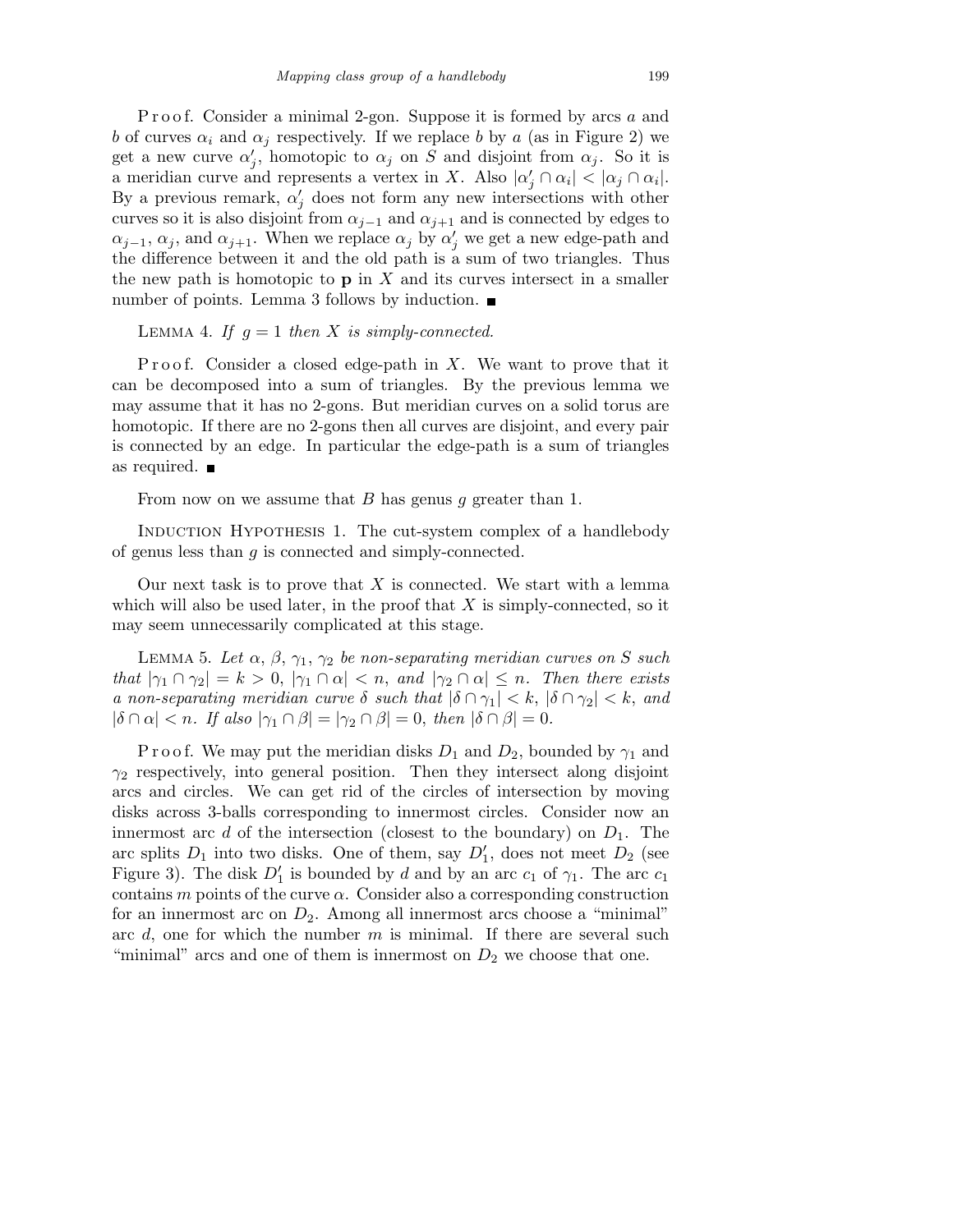P r o o f. Consider a minimal 2-gon. Suppose it is formed by arcs $a$ and $b$ of curves $\alpha_i$ and $\alpha_j$ respectively. If we replace $b$ by $a$ (as in Figure 2) we get a new curve $\alpha_j'$, homotopic to $\alpha_j$ on $S$ and disjoint from $\alpha_j$. So it is a meridian curve and represents a vertex in $X$. Also $|\alpha_j' \cap \alpha_i| < |\alpha_j \cap \alpha_i|$. By a previous remark, $\alpha_j'$ does not form any new intersections with other curves so it is also disjoint from $\alpha_{j-1}$ and $\alpha_{j+1}$ and is connected by edges to $\alpha_{j-1}$, $\alpha_j$, and $\alpha_{j+1}$. When we replace $\alpha_j$ by $\alpha_j'$ we get a new edge-path and the difference between it and the old path is a sum of two triangles. Thus the new path is homotopic to $\mathbf{p}$ in $X$ and its curves intersect in a smaller number of points. Lemma 3 follows by induction. ■

LEMMA 4. *If $g = 1$ then $X$ is simply-connected.*

P r o o f. Consider a closed edge-path in $X$. We want to prove that it can be decomposed into a sum of triangles. By the previous lemma we may assume that it has no 2-gons. But meridian curves on a solid torus are homotopic. If there are no 2-gons then all curves are disjoint, and every pair is connected by an edge. In particular the edge-path is a sum of triangles as required. ■

From now on we assume that $B$ has genus $g$ greater than 1.

INDUCTION HYPOTHESIS 1. The cut-system complex of a handlebody of genus less than $g$ is connected and simply-connected.

Our next task is to prove that $X$ is connected. We start with a lemma which will also be used later, in the proof that $X$ is simply-connected, so it may seem unnecessarily complicated at this stage.

LEMMA 5. *Let $\alpha$, $\beta$, $\gamma_1$, $\gamma_2$ be non-separating meridian curves on $S$ such that $|\gamma_1 \cap \gamma_2| = k > 0$, $|\gamma_1 \cap \alpha| < n$, and $|\gamma_2 \cap \alpha| \le n$. Then there exists a non-separating meridian curve $\delta$ such that $|\delta \cap \gamma_1| < k$, $|\delta \cap \gamma_2| < k$, and $|\delta \cap \alpha| < n$. If also $|\gamma_1 \cap \beta| = |\gamma_2 \cap \beta| = 0$, then $|\delta \cap \beta| = 0$.*

P r o o f. We may put the meridian disks $D_1$ and $D_2$, bounded by $\gamma_1$ and $\gamma_2$ respectively, into general position. Then they intersect along disjoint arcs and circles. We can get rid of the circles of intersection by moving disks across 3-balls corresponding to innermost circles. Consider now an innermost arc $d$ of the intersection (closest to the boundary) on $D_1$. The arc splits $D_1$ into two disks. One of them, say $D_1'$, does not meet $D_2$ (see Figure 3). The disk $D_1'$ is bounded by $d$ and by an arc $c_1$ of $\gamma_1$. The arc $c_1$ contains $m$ points of the curve $\alpha$. Consider also a corresponding construction for an innermost arc on $D_2$. Among all innermost arcs choose a "minimal" arc $d$, one for which the number $m$ is minimal. If there are several such "minimal" arcs and one of them is innermost on $D_2$ we choose that one.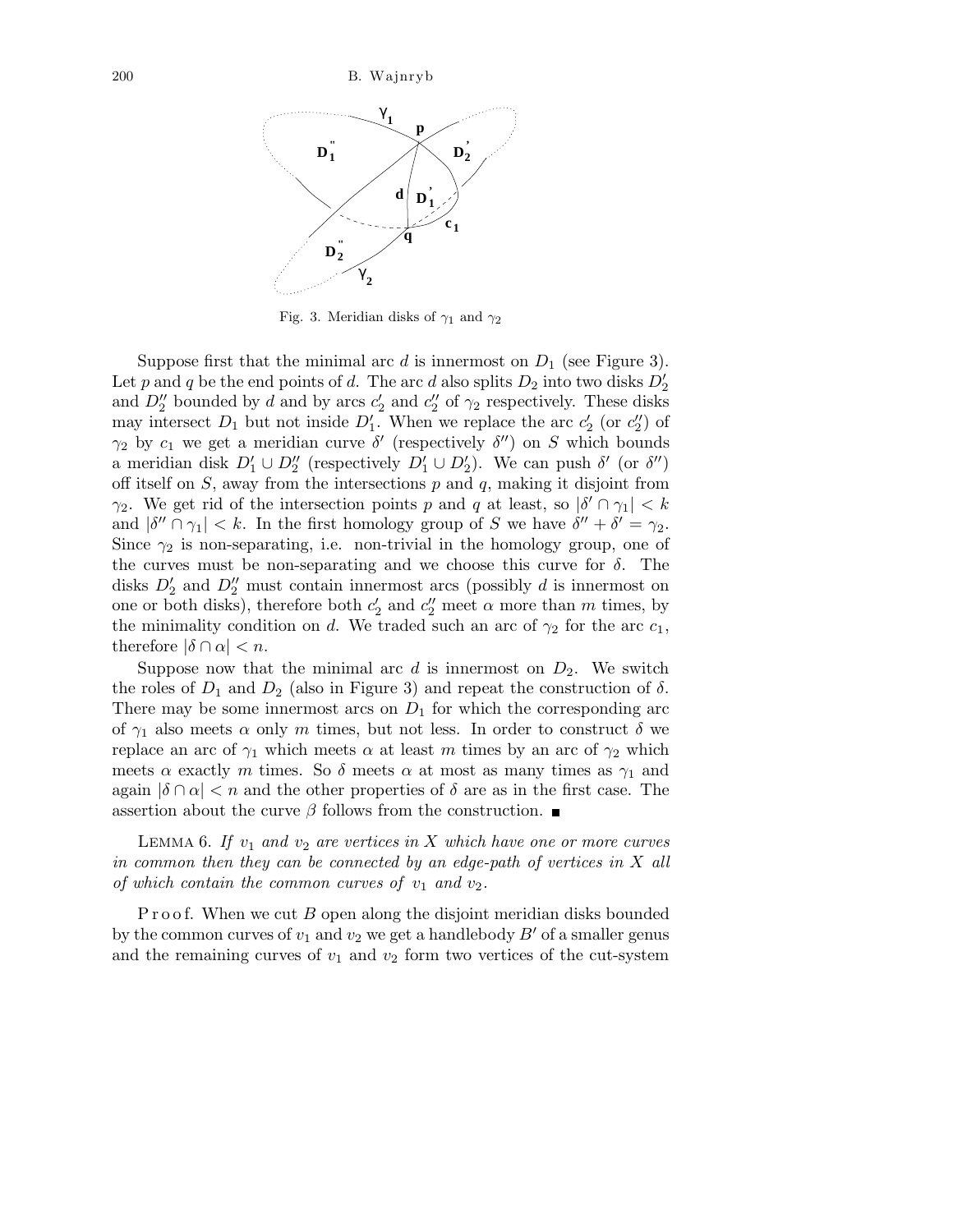Fig. 3. Meridian disks of $\gamma_1$ and $\gamma_2$

Suppose first that the minimal arc $d$ is innermost on $D_1$ (see Figure 3). Let $p$ and $q$ be the end points of $d$. The arc $d$ also splits $D_2$ into two disks $D_2'$ and $D_2''$ bounded by $d$ and by arcs $c_2'$ and $c_2''$ of $\gamma_2$ respectively. These disks may intersect $D_1$ but not inside $D_1'$. When we replace the arc $c_2'$ (or $c_2''$) of $\gamma_2$ by $c_1$ we get a meridian curve $\delta'$ (respectively $\delta''$) on $S$ which bounds a meridian disk $D_1' \cup D_2''$ (respectively $D_1' \cup D_2'$). We can push $\delta'$ (or $\delta''$) off itself on $S$, away from the intersections $p$ and $q$, making it disjoint from $\gamma_2$. We get rid of the intersection points $p$ and $q$ at least, so $|\delta' \cap \gamma_1| < k$ and $|\delta'' \cap \gamma_1| < k$. In the first homology group of $S$ we have $\delta'' + \delta' = \gamma_2$. Since $\gamma_2$ is non-separating, i.e. non-trivial in the homology group, one of the curves must be non-separating and we choose this curve for $\delta$. The disks $D_2'$ and $D_2''$ must contain innermost arcs (possibly $d$ is innermost on one or both disks), therefore both $c_2'$ and $c_2''$ meet $\alpha$ more than $m$ times, by the minimality condition on $d$. We traded such an arc of $\gamma_2$ for the arc $c_1$, therefore $|\delta \cap \alpha| < n$.

Suppose now that the minimal arc $d$ is innermost on $D_2$. We switch the roles of $D_1$ and $D_2$ (also in Figure 3) and repeat the construction of $\delta$. There may be some innermost arcs on $D_1$ for which the corresponding arc of $\gamma_1$ also meets $\alpha$ only $m$ times, but not less. In order to construct $\delta$ we replace an arc of $\gamma_1$ which meets $\alpha$ at least $m$ times by an arc of $\gamma_2$ which meets $\alpha$ exactly $m$ times. So $\delta$ meets $\alpha$ at most as many times as $\gamma_1$ and again $|\delta \cap \alpha| < n$ and the other properties of $\delta$ are as in the first case. The assertion about the curve $\beta$ follows from the construction. ∎

LEMMA 6. *If $v_1$ and $v_2$ are vertices in $X$ which have one or more curves in common then they can be connected by an edge-path of vertices in $X$ all of which contain the common curves of $v_1$ and $v_2$.*

Proof. When we cut $B$ open along the disjoint meridian disks bounded by the common curves of $v_1$ and $v_2$ we get a handlebody $B'$ of a smaller genus and the remaining curves of $v_1$ and $v_2$ form two vertices of the cut-system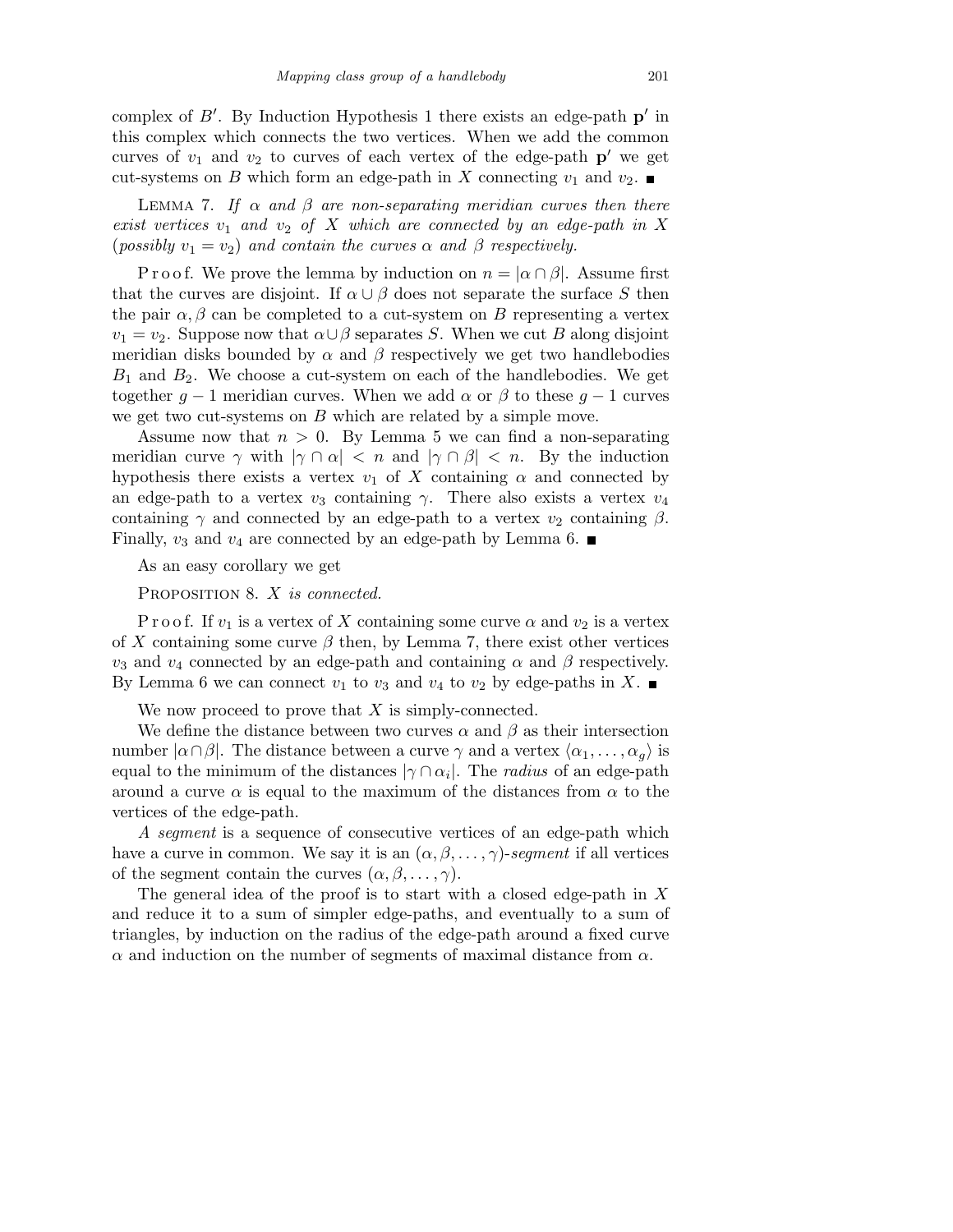complex of $B'$. By Induction Hypothesis 1 there exists an edge-path $\mathbf{p}'$ in this complex which connects the two vertices. When we add the common curves of $v_1$ and $v_2$ to curves of each vertex of the edge-path $\mathbf{p}'$ we get cut-systems on $B$ which form an edge-path in $X$ connecting $v_1$ and $v_2$. ∎

LEMMA 7. *If $\alpha$ and $\beta$ are non-separating meridian curves then there exist vertices $v_1$ and $v_2$ of $X$ which are connected by an edge-path in $X$ (possibly $v_1 = v_2$) and contain the curves $\alpha$ and $\beta$ respectively.*

Proof. We prove the lemma by induction on $n = |\alpha \cap \beta|$. Assume first that the curves are disjoint. If $\alpha \cup \beta$ does not separate the surface $S$ then the pair $\alpha, \beta$ can be completed to a cut-system on $B$ representing a vertex $v_1 = v_2$. Suppose now that $\alpha \cup \beta$ separates $S$. When we cut $B$ along disjoint meridian disks bounded by $\alpha$ and $\beta$ respectively we get two handlebodies $B_1$ and $B_2$. We choose a cut-system on each of the handlebodies. We get together $g-1$ meridian curves. When we add $\alpha$ or $\beta$ to these $g-1$ curves we get two cut-systems on $B$ which are related by a simple move.

Assume now that $n > 0$. By Lemma 5 we can find a non-separating meridian curve $\gamma$ with $|\gamma \cap \alpha| < n$ and $|\gamma \cap \beta| < n$. By the induction hypothesis there exists a vertex $v_1$ of $X$ containing $\alpha$ and connected by an edge-path to a vertex $v_3$ containing $\gamma$. There also exists a vertex $v_4$ containing $\gamma$ and connected by an edge-path to a vertex $v_2$ containing $\beta$. Finally, $v_3$ and $v_4$ are connected by an edge-path by Lemma 6. ∎

As an easy corollary we get

PROPOSITION 8. *$X$ is connected.*

Proof. If $v_1$ is a vertex of $X$ containing some curve $\alpha$ and $v_2$ is a vertex of $X$ containing some curve $\beta$ then, by Lemma 7, there exist other vertices $v_3$ and $v_4$ connected by an edge-path and containing $\alpha$ and $\beta$ respectively. By Lemma 6 we can connect $v_1$ to $v_3$ and $v_4$ to $v_2$ by edge-paths in $X$. ∎

We now proceed to prove that $X$ is simply-connected.

We define the distance between two curves $\alpha$ and $\beta$ as their intersection number $|\alpha \cap \beta|$. The distance between a curve $\gamma$ and a vertex $\langle \alpha_1, \ldots, \alpha_g \rangle$ is equal to the minimum of the distances $|\gamma \cap \alpha_i|$. The *radius* of an edge-path around a curve $\alpha$ is equal to the maximum of the distances from $\alpha$ to the vertices of the edge-path.

*A segment* is a sequence of consecutive vertices of an edge-path which have a curve in common. We say it is an $(\alpha, \beta, \ldots, \gamma)$-*segment* if all vertices of the segment contain the curves $(\alpha, \beta, \ldots, \gamma)$.

The general idea of the proof is to start with a closed edge-path in $X$ and reduce it to a sum of simpler edge-paths, and eventually to a sum of triangles, by induction on the radius of the edge-path around a fixed curve $\alpha$ and induction on the number of segments of maximal distance from $\alpha$.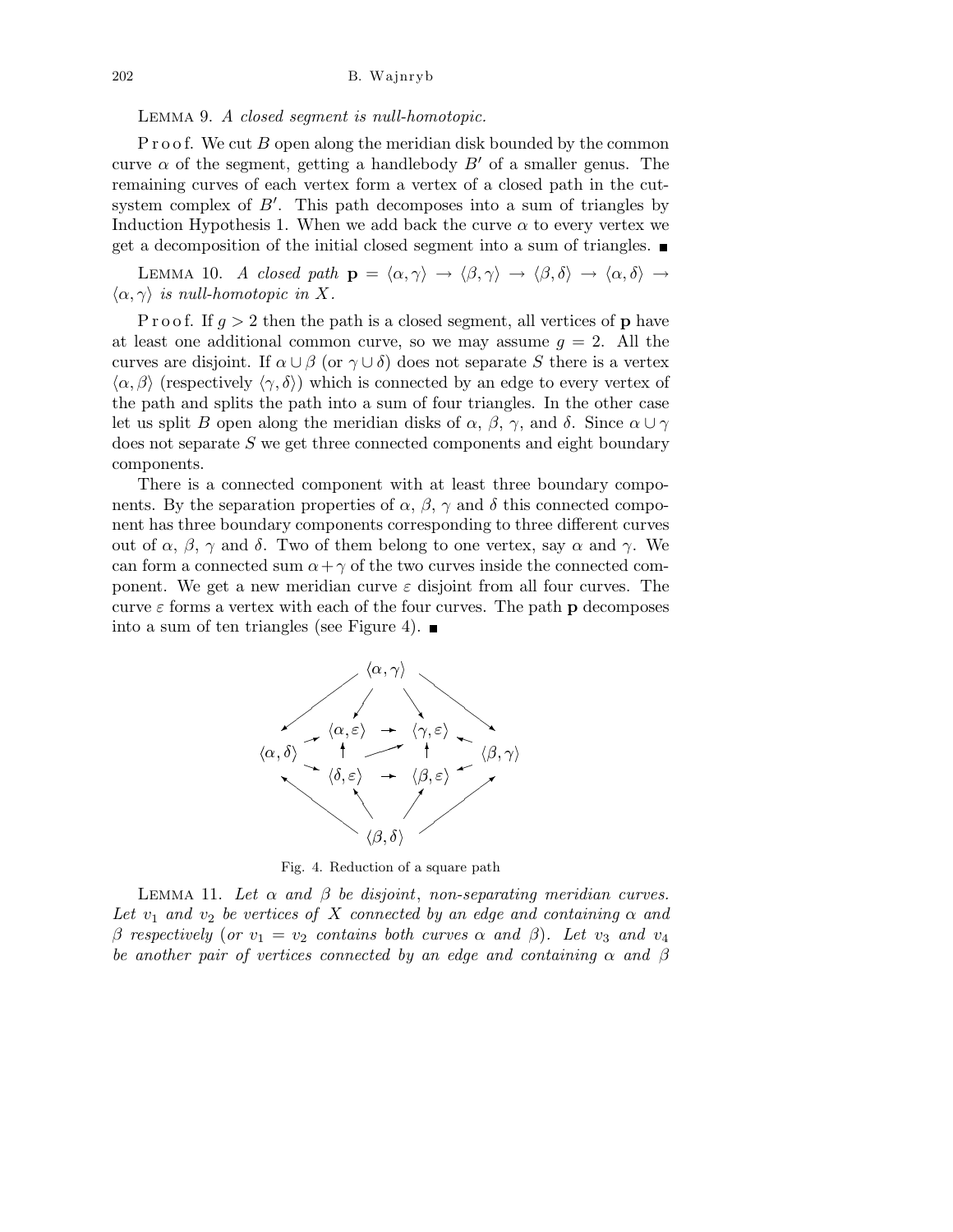LEMMA 9. *A closed segment is null-homotopic.*

Proof. We cut $B$ along the meridian disk bounded by the common curve $\alpha$ of the segment, getting a handlebody $B'$ of a smaller genus. The remaining curves of each vertex form a vertex of a closed path in the cut-system complex of $B'$. This path decomposes into a sum of triangles by Induction Hypothesis 1. When we add back the curve $\alpha$ to every vertex we get a decomposition of the initial closed segment into a sum of triangles. ■

LEMMA 10. *A closed path* $\mathbf{p} = \langle\alpha,\gamma\rangle \to \langle\beta,\gamma\rangle \to \langle\beta,\delta\rangle \to \langle\alpha,\delta\rangle \to \langle\alpha,\gamma\rangle$ *is null-homotopic in* $X$.

Proof. If $g > 2$ then the path is a closed segment, all vertices of $\mathbf{p}$ have at least one additional common curve, so we may assume $g = 2$. All the curves are disjoint. If $\alpha \cup \beta$ (or $\gamma \cup \delta$) does not separate $S$ there is a vertex $\langle\alpha,\beta\rangle$ (respectively $\langle\gamma,\delta\rangle$) which is connected by an edge to every vertex of the path and splits the path into a sum of four triangles. In the other case let us split $B$ open along the meridian disks of $\alpha$, $\beta$, $\gamma$, and $\delta$. Since $\alpha \cup \gamma$ does not separate $S$ we get three connected components and eight boundary components.

There is a connected component with at least three boundary components. By the separation properties of $\alpha$, $\beta$, $\gamma$ and $\delta$ this connected component has three boundary components corresponding to three different curves out of $\alpha$, $\beta$, $\gamma$ and $\delta$. Two of them belong to one vertex, say $\alpha$ and $\gamma$. We can form a connected sum $\alpha + \gamma$ of the two curves inside the connected component. We get a new meridian curve $\varepsilon$ disjoint from all four curves. The curve $\varepsilon$ forms a vertex with each of the four curves. The path $\mathbf{p}$ decomposes into a sum of ten triangles (see Figure 4). ■

```
                    ⟨α,γ⟩
            ↙      ↙      ↘      ↘
        ⟨α,ε⟩  →  ⟨γ,ε⟩
⟨α,δ⟩ ↗     ↑    ↗    ↑     ↖ ⟨β,γ⟩
      ↘ ⟨δ,ε⟩  →  ⟨β,ε⟩ ↙
            ↖      ↖      ↗      ↗
                    ⟨β,δ⟩
```

Fig. 4. Reduction of a square path

LEMMA 11. *Let* $\alpha$ *and* $\beta$ *be disjoint, non-separating meridian curves. Let* $v_1$ *and* $v_2$ *be vertices of* $X$ *connected by an edge and containing* $\alpha$ *and* $\beta$ *respectively (or* $v_1 = v_2$ *contains both curves* $\alpha$ *and* $\beta$*). Let* $v_3$ *and* $v_4$ *be another pair of vertices connected by an edge and containing* $\alpha$ *and* $\beta$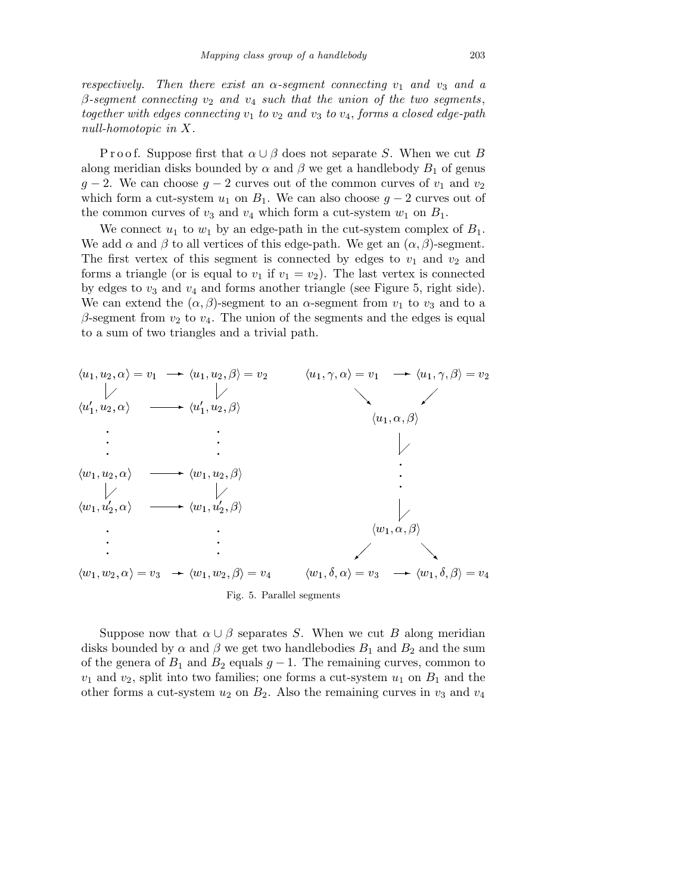*respectively. Then there exist an $\alpha$-segment connecting $v_1$ and $v_3$ and a $\beta$-segment connecting $v_2$ and $v_4$ such that the union of the two segments, together with edges connecting $v_1$ to $v_2$ and $v_3$ to $v_4$, forms a closed edge-path null-homotopic in $X$.*

P r o o f. Suppose first that $\alpha \cup \beta$ does not separate $S$. When we cut $B$ along meridian disks bounded by $\alpha$ and $\beta$ we get a handlebody $B_1$ of genus $g-2$. We can choose $g-2$ curves out of the common curves of $v_1$ and $v_2$ which form a cut-system $u_1$ on $B_1$. We can also choose $g-2$ curves out of the common curves of $v_3$ and $v_4$ which form a cut-system $w_1$ on $B_1$.

We connect $u_1$ to $w_1$ by an edge-path in the cut-system complex of $B_1$. We add $\alpha$ and $\beta$ to all vertices of this edge-path. We get an $(\alpha, \beta)$-segment. The first vertex of this segment is connected by edges to $v_1$ and $v_2$ and forms a triangle (or is equal to $v_1$ if $v_1 = v_2$). The last vertex is connected by edges to $v_3$ and $v_4$ and forms another triangle (see Figure 5, right side). We can extend the $(\alpha, \beta)$-segment to an $\alpha$-segment from $v_1$ to $v_3$ and to a $\beta$-segment from $v_2$ to $v_4$. The union of the segments and the edges is equal to a sum of two triangles and a trivial path.

$$
\begin{array}{ccc}
\langle u_1, u_2, \alpha \rangle = v_1 & \longrightarrow & \langle u_1, u_2, \beta \rangle = v_2 \\
\downarrow & & \downarrow \\
\langle u_1', u_2, \alpha \rangle & \longrightarrow & \langle u_1', u_2, \beta \rangle \\
\vdots & & \vdots \\
\langle w_1, u_2, \alpha \rangle & \longrightarrow & \langle w_1, u_2, \beta \rangle \\
\downarrow & & \downarrow \\
\langle w_1, u_2', \alpha \rangle & \longrightarrow & \langle w_1, u_2', \beta \rangle \\
\vdots & & \vdots \\
\langle w_1, w_2, \alpha \rangle = v_3 & \longrightarrow & \langle w_1, w_2, \beta \rangle = v_4
\end{array}
\qquad
\begin{array}{ccc}
\langle u_1, \gamma, \alpha \rangle = v_1 & \longrightarrow & \langle u_1, \gamma, \beta \rangle = v_2 \\
\searrow & & \swarrow \\
& \langle u_1, \alpha, \beta \rangle & \\
& \downarrow & \\
& \vdots & \\
& \downarrow & \\
& \langle w_1, \alpha, \beta \rangle & \\
\swarrow & & \searrow \\
\langle w_1, \delta, \alpha \rangle = v_3 & \longrightarrow & \langle w_1, \delta, \beta \rangle = v_4
\end{array}
$$

Fig. 5. Parallel segments

Suppose now that $\alpha \cup \beta$ separates $S$. When we cut $B$ along meridian disks bounded by $\alpha$ and $\beta$ we get two handlebodies $B_1$ and $B_2$ and the sum of the genera of $B_1$ and $B_2$ equals $g-1$. The remaining curves, common to $v_1$ and $v_2$, split into two families; one forms a cut-system $u_1$ on $B_1$ and the other forms a cut-system $u_2$ on $B_2$. Also the remaining curves in $v_3$ and $v_4$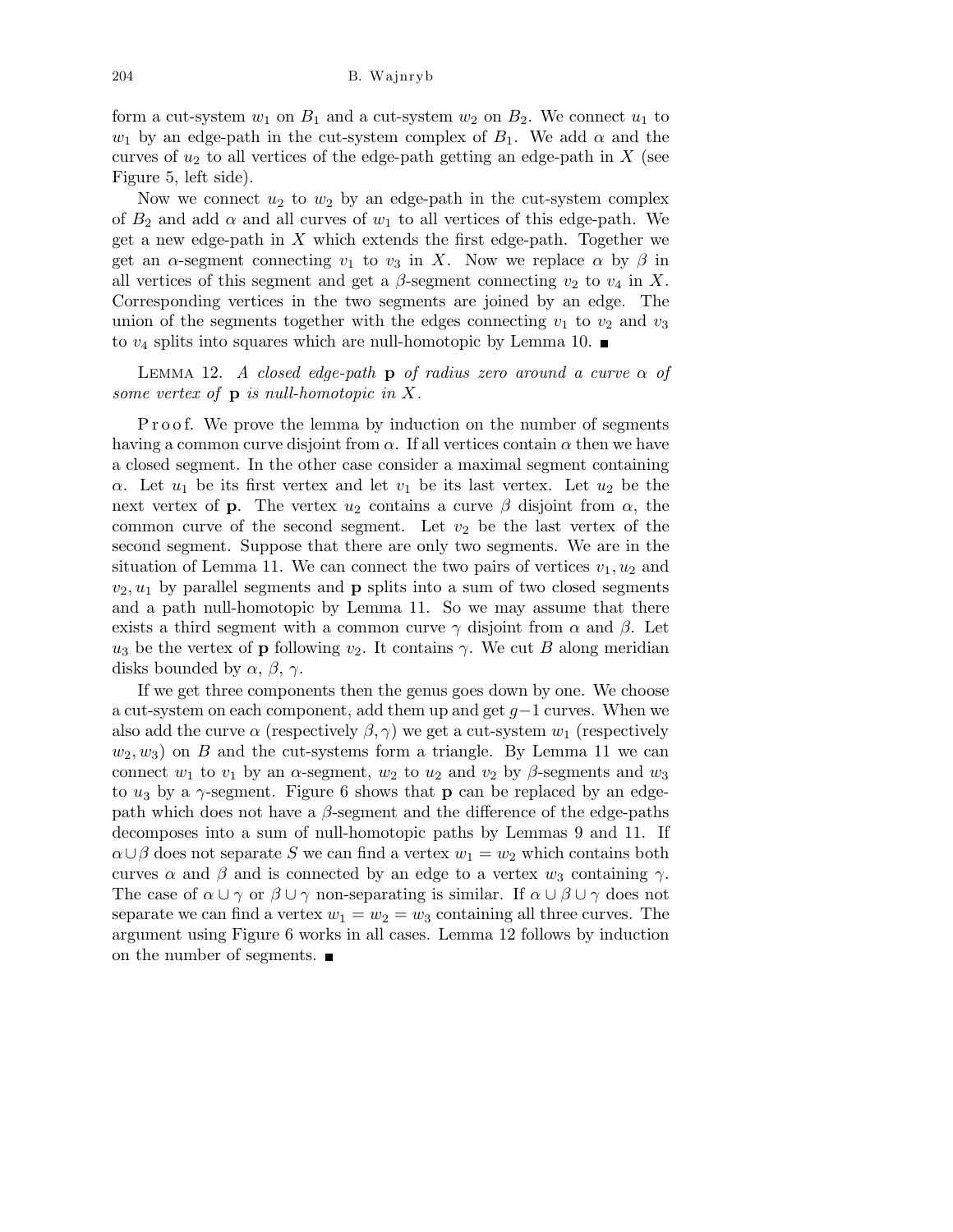form a cut-system $w_1$ on $B_1$ and a cut-system $w_2$ on $B_2$. We connect $u_1$ to $w_1$ by an edge-path in the cut-system complex of $B_1$. We add $\alpha$ and the curves of $u_2$ to all vertices of the edge-path getting an edge-path in $X$ (see Figure 5, left side).

Now we connect $u_2$ to $w_2$ by an edge-path in the cut-system complex of $B_2$ and add $\alpha$ and all curves of $w_1$ to all vertices of this edge-path. We get a new edge-path in $X$ which extends the first edge-path. Together we get an $\alpha$-segment connecting $v_1$ to $v_3$ in $X$. Now we replace $\alpha$ by $\beta$ in all vertices of this segment and get a $\beta$-segment connecting $v_2$ to $v_4$ in $X$. Corresponding vertices in the two segments are joined by an edge. The union of the segments together with the edges connecting $v_1$ to $v_2$ and $v_3$ to $v_4$ splits into squares which are null-homotopic by Lemma 10. ∎

Lemma 12. *A closed edge-path* $\mathbf{p}$ *of radius zero around a curve* $\alpha$ *of some vertex of* $\mathbf{p}$ *is null-homotopic in* $X$.

Proof. We prove the lemma by induction on the number of segments having a common curve disjoint from $\alpha$. If all vertices contain $\alpha$ then we have a closed segment. In the other case consider a maximal segment containing $\alpha$. Let $u_1$ be its first vertex and let $v_1$ be its last vertex. Let $u_2$ be the next vertex of $\mathbf{p}$. The vertex $u_2$ contains a curve $\beta$ disjoint from $\alpha$, the common curve of the second segment. Let $v_2$ be the last vertex of the second segment. Suppose that there are only two segments. We are in the situation of Lemma 11. We can connect the two pairs of vertices $v_1, u_2$ and $v_2, u_1$ by parallel segments and $\mathbf{p}$ splits into a sum of two closed segments and a path null-homotopic by Lemma 11. So we may assume that there exists a third segment with a common curve $\gamma$ disjoint from $\alpha$ and $\beta$. Let $u_3$ be the vertex of $\mathbf{p}$ following $v_2$. It contains $\gamma$. We cut $B$ along meridian disks bounded by $\alpha$, $\beta$, $\gamma$.

If we get three components then the genus goes down by one. We choose a cut-system on each component, add them up and get $g-1$ curves. When we also add the curve $\alpha$ (respectively $\beta, \gamma$) we get a cut-system $w_1$ (respectively $w_2, w_3$) on $B$ and the cut-systems form a triangle. By Lemma 11 we can connect $w_1$ to $v_1$ by an $\alpha$-segment, $w_2$ to $u_2$ and $v_2$ by $\beta$-segments and $w_3$ to $u_3$ by a $\gamma$-segment. Figure 6 shows that $\mathbf{p}$ can be replaced by an edge-path which does not have a $\beta$-segment and the difference of the edge-paths decomposes into a sum of null-homotopic paths by Lemmas 9 and 11. If $\alpha\cup\beta$ does not separate $S$ we can find a vertex $w_1 = w_2$ which contains both curves $\alpha$ and $\beta$ and is connected by an edge to a vertex $w_3$ containing $\gamma$. The case of $\alpha\cup\gamma$ or $\beta\cup\gamma$ non-separating is similar. If $\alpha\cup\beta\cup\gamma$ does not separate we can find a vertex $w_1 = w_2 = w_3$ containing all three curves. The argument using Figure 6 works in all cases. Lemma 12 follows by induction on the number of segments. ∎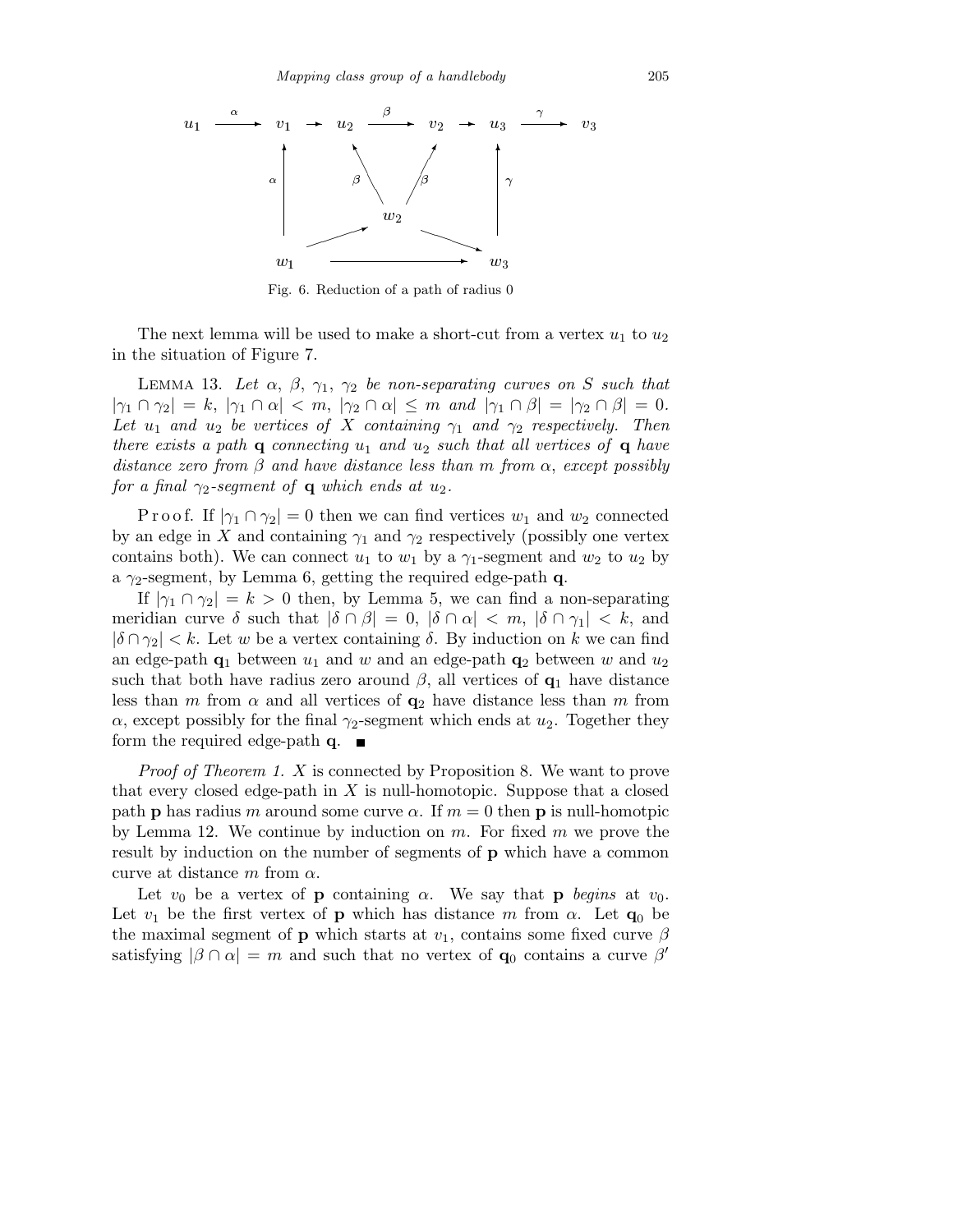Fig. 6. Reduction of a path of radius 0

The next lemma will be used to make a short-cut from a vertex $u_1$ to $u_2$ in the situation of Figure 7.

LEMMA 13. *Let $\alpha$, $\beta$, $\gamma_1$, $\gamma_2$ be non-separating curves on $S$ such that $|\gamma_1 \cap \gamma_2| = k$, $|\gamma_1 \cap \alpha| < m$, $|\gamma_2 \cap \alpha| \leq m$ and $|\gamma_1 \cap \beta| = |\gamma_2 \cap \beta| = 0$. Let $u_1$ and $u_2$ be vertices of $X$ containing $\gamma_1$ and $\gamma_2$ respectively. Then there exists a path $\mathbf{q}$ connecting $u_1$ and $u_2$ such that all vertices of $\mathbf{q}$ have distance zero from $\beta$ and have distance less than $m$ from $\alpha$, except possibly for a final $\gamma_2$-segment of $\mathbf{q}$ which ends at $u_2$.*

Proof. If $|\gamma_1 \cap \gamma_2| = 0$ then we can find vertices $w_1$ and $w_2$ connected by an edge in $X$ and containing $\gamma_1$ and $\gamma_2$ respectively (possibly one vertex contains both). We can connect $u_1$ to $w_1$ by a $\gamma_1$-segment and $w_2$ to $u_2$ by a $\gamma_2$-segment, by Lemma 6, getting the required edge-path $\mathbf{q}$.

If $|\gamma_1 \cap \gamma_2| = k > 0$ then, by Lemma 5, we can find a non-separating meridian curve $\delta$ such that $|\delta \cap \beta| = 0$, $|\delta \cap \alpha| < m$, $|\delta \cap \gamma_1| < k$, and $|\delta \cap \gamma_2| < k$. Let $w$ be a vertex containing $\delta$. By induction on $k$ we can find an edge-path $\mathbf{q}_1$ between $u_1$ and $w$ and an edge-path $\mathbf{q}_2$ between $w$ and $u_2$ such that both have radius zero around $\beta$, all vertices of $\mathbf{q}_1$ have distance less than $m$ from $\alpha$ and all vertices of $\mathbf{q}_2$ have distance less than $m$ from $\alpha$, except possibly for the final $\gamma_2$-segment which ends at $u_2$. Together they form the required edge-path $\mathbf{q}$. ∎

*Proof of Theorem 1.* $X$ is connected by Proposition 8. We want to prove that every closed edge-path in $X$ is null-homotopic. Suppose that a closed path $\mathbf{p}$ has radius $m$ around some curve $\alpha$. If $m = 0$ then $\mathbf{p}$ is null-homotpic by Lemma 12. We continue by induction on $m$. For fixed $m$ we prove the result by induction on the number of segments of $\mathbf{p}$ which have a common curve at distance $m$ from $\alpha$.

Let $v_0$ be a vertex of $\mathbf{p}$ containing $\alpha$. We say that $\mathbf{p}$ *begins* at $v_0$. Let $v_1$ be the first vertex of $\mathbf{p}$ which has distance $m$ from $\alpha$. Let $\mathbf{q}_0$ be the maximal segment of $\mathbf{p}$ which starts at $v_1$, contains some fixed curve $\beta$ satisfying $|\beta \cap \alpha| = m$ and such that no vertex of $\mathbf{q}_0$ contains a curve $\beta'$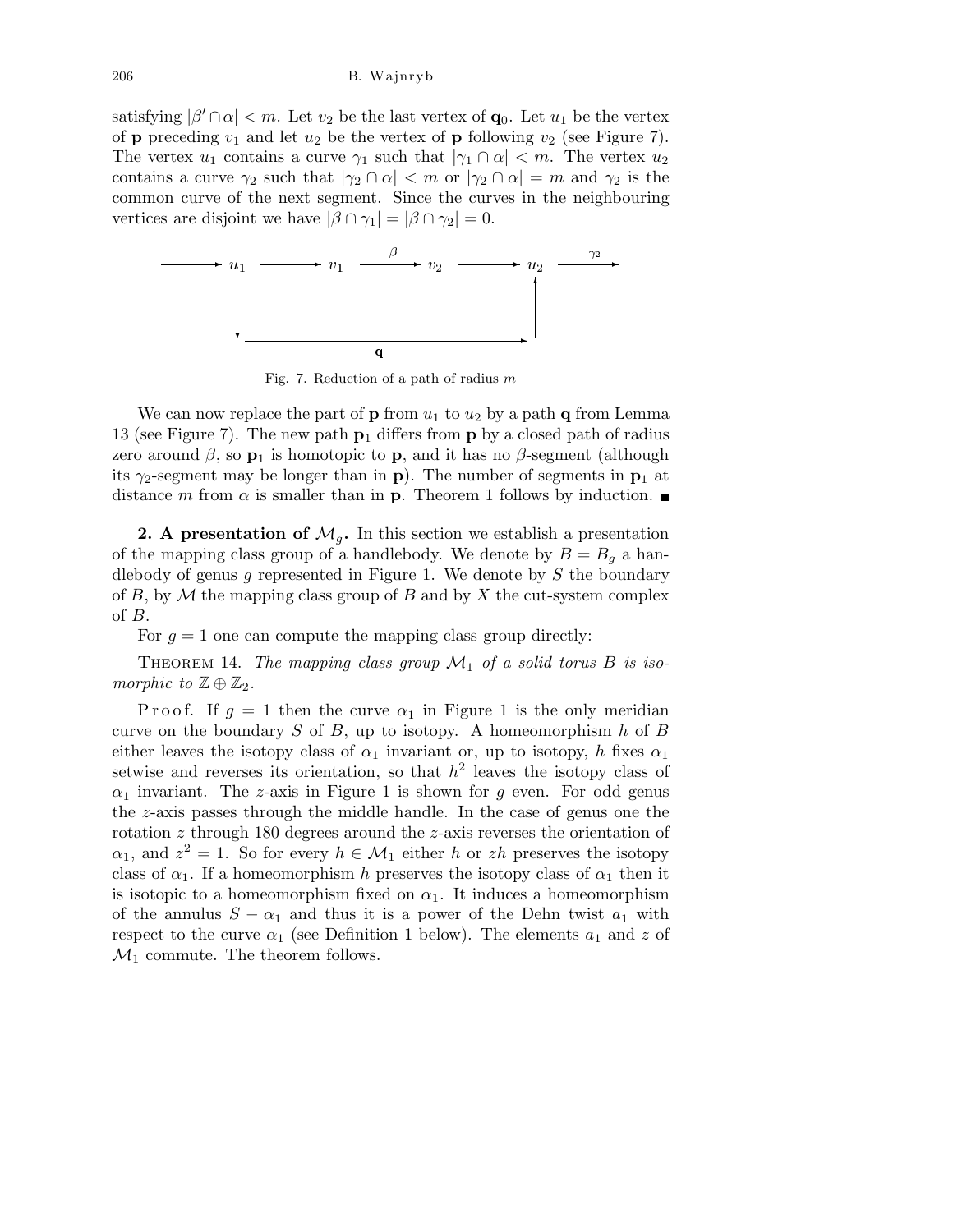satisfying $|\beta' \cap \alpha| < m$. Let $v_2$ be the last vertex of $\mathbf{q}_0$. Let $u_1$ be the vertex of $\mathbf{p}$ preceding $v_1$ and let $u_2$ be the vertex of $\mathbf{p}$ following $v_2$ (see Figure 7). The vertex $u_1$ contains a curve $\gamma_1$ such that $|\gamma_1 \cap \alpha| < m$. The vertex $u_2$ contains a curve $\gamma_2$ such that $|\gamma_2 \cap \alpha| < m$ or $|\gamma_2 \cap \alpha| = m$ and $\gamma_2$ is the common curve of the next segment. Since the curves in the neighbouring vertices are disjoint we have $|\beta \cap \gamma_1| = |\beta \cap \gamma_2| = 0$.

Fig. 7. Reduction of a path of radius $m$

We can now replace the part of $\mathbf{p}$ from $u_1$ to $u_2$ by a path $\mathbf{q}$ from Lemma 13 (see Figure 7). The new path $\mathbf{p}_1$ differs from $\mathbf{p}$ by a closed path of radius zero around $\beta$, so $\mathbf{p}_1$ is homotopic to $\mathbf{p}$, and it has no $\beta$-segment (although its $\gamma_2$-segment may be longer than in $\mathbf{p}$). The number of segments in $\mathbf{p}_1$ at distance $m$ from $\alpha$ is smaller than in $\mathbf{p}$. Theorem 1 follows by induction. ■

## 2. A presentation of $\mathcal{M}_g$.

In this section we establish a presentation of the mapping class group of a handlebody. We denote by $B = B_g$ a handlebody of genus $g$ represented in Figure 1. We denote by $S$ the boundary of $B$, by $\mathcal{M}$ the mapping class group of $B$ and by $X$ the cut-system complex of $B$.

For $g = 1$ one can compute the mapping class group directly:

THEOREM 14. *The mapping class group $\mathcal{M}_1$ of a solid torus $B$ is isomorphic to $\mathbb{Z} \oplus \mathbb{Z}_2$.*

Proof. If $g = 1$ then the curve $\alpha_1$ in Figure 1 is the only meridian curve on the boundary $S$ of $B$, up to isotopy. A homeomorphism $h$ of $B$ either leaves the isotopy class of $\alpha_1$ invariant or, up to isotopy, $h$ fixes $\alpha_1$ setwise and reverses its orientation, so that $h^2$ leaves the isotopy class of $\alpha_1$ invariant. The $z$-axis in Figure 1 is shown for $g$ even. For odd genus the $z$-axis passes through the middle handle. In the case of genus one the rotation $z$ through 180 degrees around the $z$-axis reverses the orientation of $\alpha_1$, and $z^2 = 1$. So for every $h \in \mathcal{M}_1$ either $h$ or $zh$ preserves the isotopy class of $\alpha_1$. If a homeomorphism $h$ preserves the isotopy class of $\alpha_1$ then it is isotopic to a homeomorphism fixed on $\alpha_1$. It induces a homeomorphism of the annulus $S - \alpha_1$ and thus it is a power of the Dehn twist $a_1$ with respect to the curve $\alpha_1$ (see Definition 1 below). The elements $a_1$ and $z$ of $\mathcal{M}_1$ commute. The theorem follows.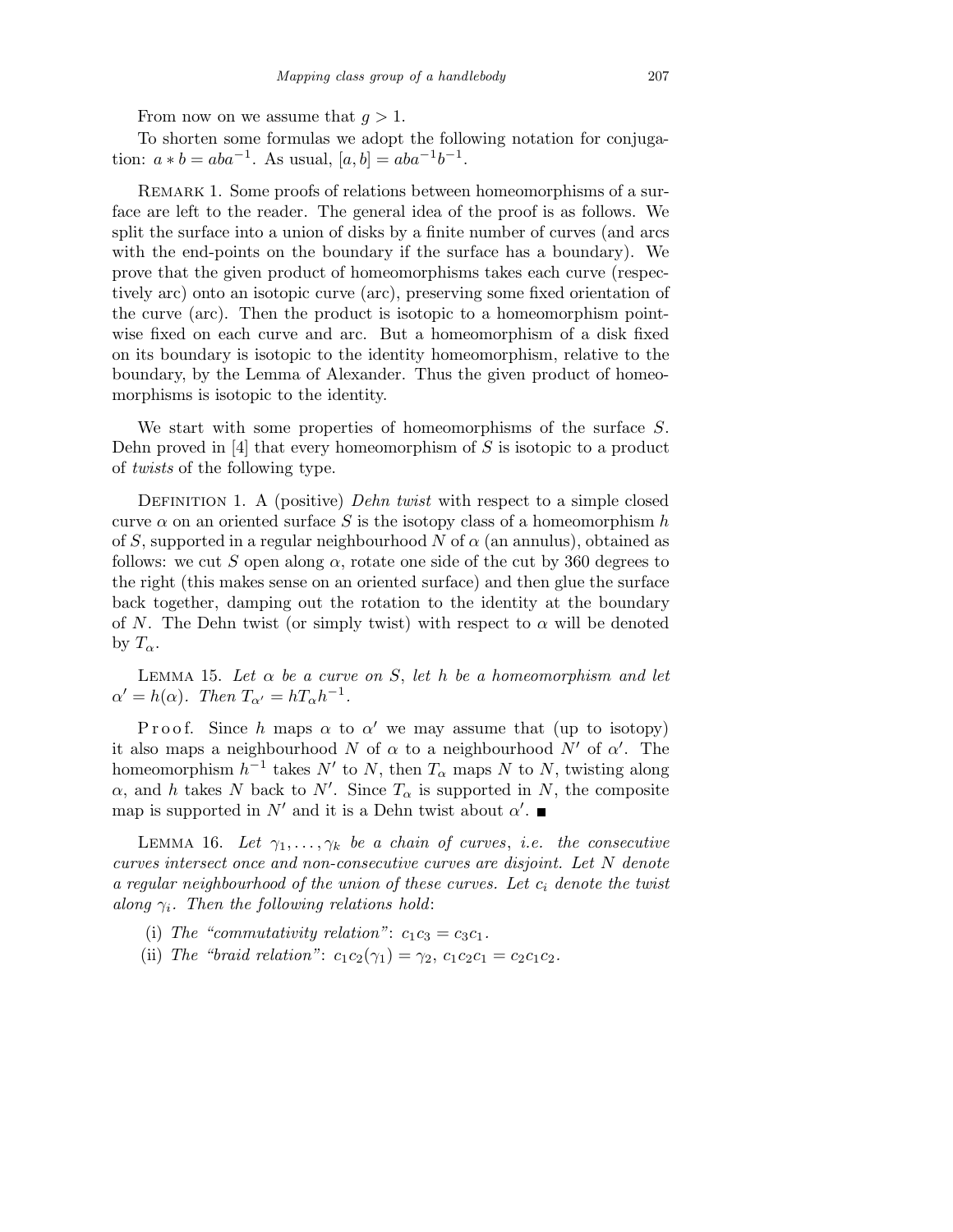From now on we assume that $g > 1$.

To shorten some formulas we adopt the following notation for conjugation: $a * b = aba^{-1}$. As usual, $[a, b] = aba^{-1}b^{-1}$.

Remark 1. Some proofs of relations between homeomorphisms of a surface are left to the reader. The general idea of the proof is as follows. We split the surface into a union of disks by a finite number of curves (and arcs with the end-points on the boundary if the surface has a boundary). We prove that the given product of homeomorphisms takes each curve (respectively arc) onto an isotopic curve (arc), preserving some fixed orientation of the curve (arc). Then the product is isotopic to a homeomorphism pointwise fixed on each curve and arc. But a homeomorphism of a disk fixed on its boundary is isotopic to the identity homeomorphism, relative to the boundary, by the Lemma of Alexander. Thus the given product of homeomorphisms is isotopic to the identity.

We start with some properties of homeomorphisms of the surface $S$. Dehn proved in [4] that every homeomorphism of $S$ is isotopic to a product of *twists* of the following type.

Definition 1. A (positive) *Dehn twist* with respect to a simple closed curve $\alpha$ on an oriented surface $S$ is the isotopy class of a homeomorphism $h$ of $S$, supported in a regular neighbourhood $N$ of $\alpha$ (an annulus), obtained as follows: we cut $S$ open along $\alpha$, rotate one side of the cut by 360 degrees to the right (this makes sense on an oriented surface) and then glue the surface back together, damping out the rotation to the identity at the boundary of $N$. The Dehn twist (or simply twist) with respect to $\alpha$ will be denoted by $T_\alpha$.

Lemma 15. *Let $\alpha$ be a curve on $S$, let $h$ be a homeomorphism and let $\alpha' = h(\alpha)$. Then $T_{\alpha'} = hT_\alpha h^{-1}$.*

Proof. Since $h$ maps $\alpha$ to $\alpha'$ we may assume that (up to isotopy) it also maps a neighbourhood $N$ of $\alpha$ to a neighbourhood $N'$ of $\alpha'$. The homeomorphism $h^{-1}$ takes $N'$ to $N$, then $T_\alpha$ maps $N$ to $N$, twisting along $\alpha$, and $h$ takes $N$ back to $N'$. Since $T_\alpha$ is supported in $N$, the composite map is supported in $N'$ and it is a Dehn twist about $\alpha'$. ∎

Lemma 16. *Let $\gamma_1, \ldots, \gamma_k$ be a chain of curves, i.e. the consecutive curves intersect once and non-consecutive curves are disjoint. Let $N$ denote a regular neighbourhood of the union of these curves. Let $c_i$ denote the twist along $\gamma_i$. Then the following relations hold*:

(i) *The "commutativity relation": $c_1c_3 = c_3c_1$.*

(ii) *The "braid relation": $c_1c_2(\gamma_1) = \gamma_2$, $c_1c_2c_1 = c_2c_1c_2$.*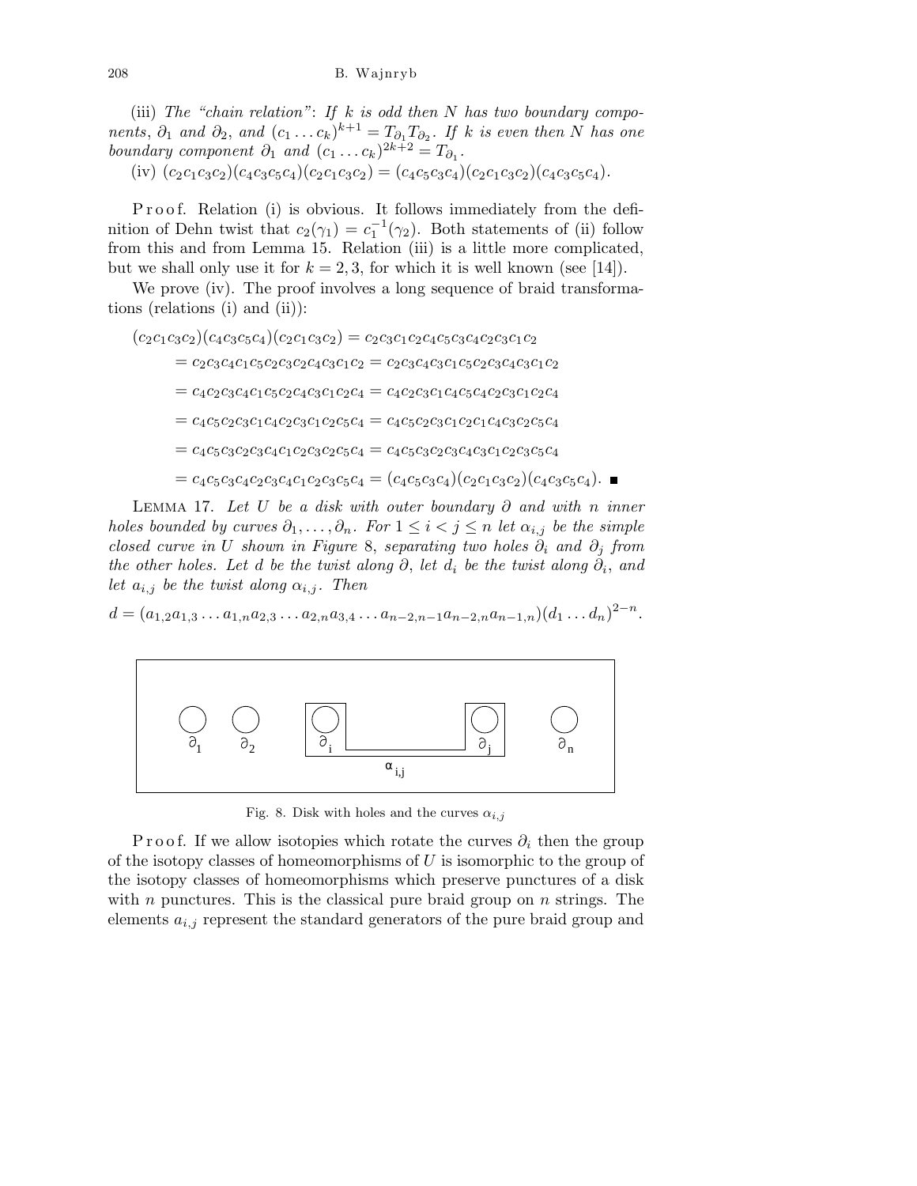(iii) *The "chain relation": If $k$ is odd then $N$ has two boundary components, $\partial_1$ and $\partial_2$, and $(c_1 \dots c_k)^{k+1} = T_{\partial_1} T_{\partial_2}$. If $k$ is even then $N$ has one boundary component $\partial_1$ and $(c_1 \dots c_k)^{2k+2} = T_{\partial_1}$.*

(iv) $(c_2c_1c_3c_2)(c_4c_3c_5c_4)(c_2c_1c_3c_2) = (c_4c_5c_3c_4)(c_2c_1c_3c_2)(c_4c_3c_5c_4)$.

Proof. Relation (i) is obvious. It follows immediately from the definition of Dehn twist that $c_2(\gamma_1) = c_1^{-1}(\gamma_2)$. Both statements of (ii) follow from this and from Lemma 15. Relation (iii) is a little more complicated, but we shall only use it for $k = 2, 3$, for which it is well known (see [14]).

We prove (iv). The proof involves a long sequence of braid transformations (relations (i) and (ii)):

$$
\begin{aligned}
(c_2c_1c_3c_2)(c_4c_3c_5c_4)(c_2c_1c_3c_2) &= c_2c_3c_1c_2c_4c_5c_3c_4c_2c_3c_1c_2 \\
&= c_2c_3c_4c_1c_5c_2c_3c_2c_4c_3c_1c_2 = c_2c_3c_4c_3c_1c_5c_2c_3c_4c_3c_1c_2 \\
&= c_4c_2c_3c_4c_1c_5c_2c_4c_3c_1c_2c_4 = c_4c_2c_3c_1c_4c_5c_4c_2c_3c_1c_2c_4 \\
&= c_4c_5c_2c_3c_1c_4c_2c_3c_1c_2c_5c_4 = c_4c_5c_2c_3c_1c_2c_1c_4c_3c_2c_5c_4 \\
&= c_4c_5c_3c_2c_3c_4c_1c_2c_3c_2c_5c_4 = c_4c_5c_3c_2c_3c_4c_3c_1c_2c_3c_5c_4 \\
&= c_4c_5c_3c_4c_2c_3c_4c_1c_2c_3c_5c_4 = (c_4c_5c_3c_4)(c_2c_1c_3c_2)(c_4c_3c_5c_4). \quad \blacksquare
\end{aligned}
$$

Lemma 17. *Let $U$ be a disk with outer boundary $\partial$ and with $n$ inner holes bounded by curves $\partial_1, \dots, \partial_n$. For $1 \le i < j \le n$ let $\alpha_{i,j}$ be the simple closed curve in $U$ shown in Figure 8, separating two holes $\partial_i$ and $\partial_j$ from the other holes. Let $d$ be the twist along $\partial$, let $d_i$ be the twist along $\partial_i$, and let $a_{i,j}$ be the twist along $\alpha_{i,j}$. Then*

$$d = (a_{1,2}a_{1,3} \dots a_{1,n}a_{2,3} \dots a_{2,n}a_{3,4} \dots a_{n-2,n-1}a_{n-2,n}a_{n-1,n})(d_1 \dots d_n)^{2-n}.$$

Fig. 8. Disk with holes and the curves $\alpha_{i,j}$

Proof. If we allow isotopies which rotate the curves $\partial_i$ then the group of the isotopy classes of homeomorphisms of $U$ is isomorphic to the group of the isotopy classes of homeomorphisms which preserve punctures of a disk with $n$ punctures. This is the classical pure braid group on $n$ strings. The elements $a_{i,j}$ represent the standard generators of the pure braid group and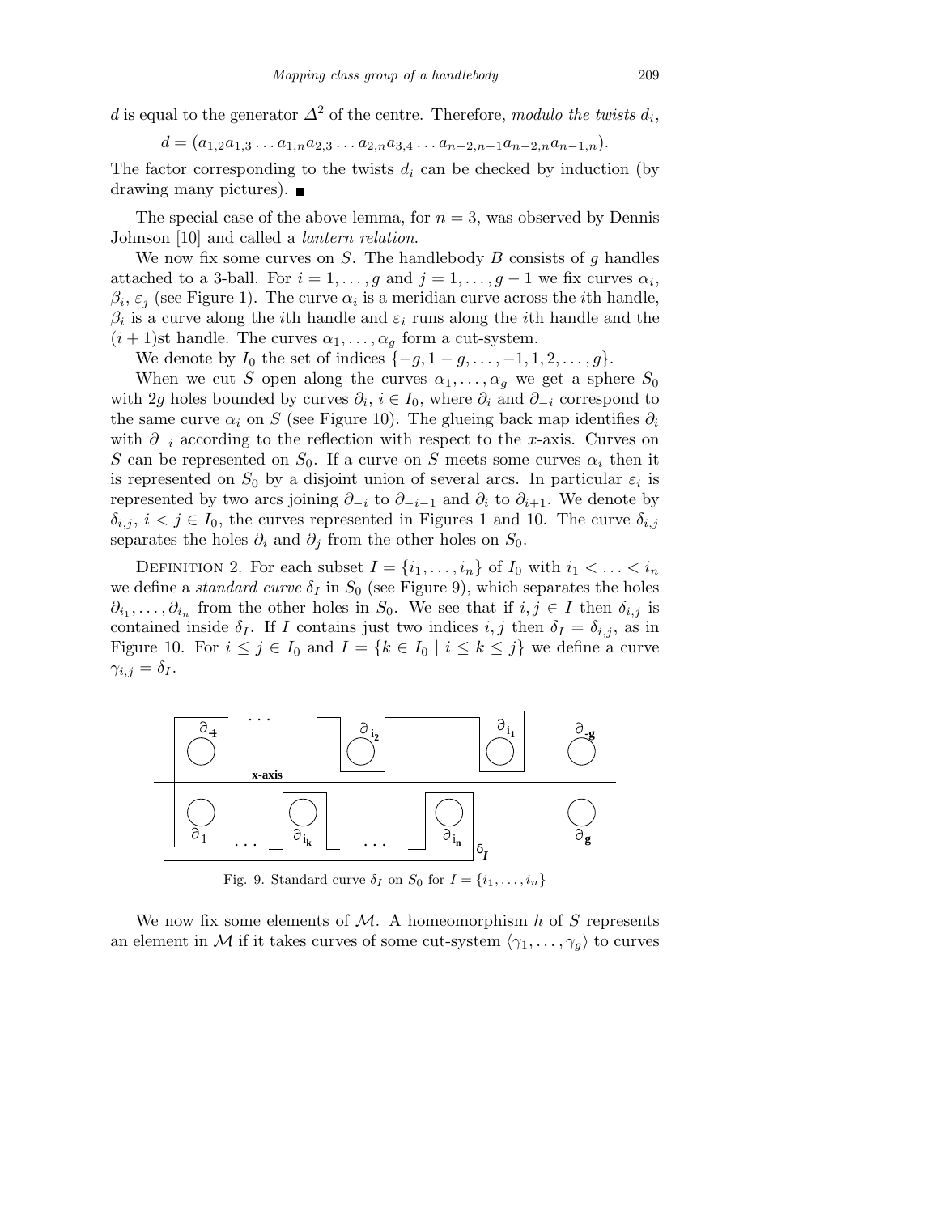$d$ is equal to the generator $\Delta^2$ of the centre. Therefore, *modulo the twists* $d_i$,

$$d = (a_{1,2}a_{1,3}\ldots a_{1,n}a_{2,3}\ldots a_{2,n}a_{3,4}\ldots a_{n-2,n-1}a_{n-2,n}a_{n-1,n}).$$

The factor corresponding to the twists $d_i$ can be checked by induction (by drawing many pictures). ■

The special case of the above lemma, for $n = 3$, was observed by Dennis Johnson [10] and called a *lantern relation*.

We now fix some curves on $S$. The handlebody $B$ consists of $g$ handles attached to a 3-ball. For $i = 1, \ldots, g$ and $j = 1, \ldots, g-1$ we fix curves $\alpha_i$, $\beta_i$, $\varepsilon_j$ (see Figure 1). The curve $\alpha_i$ is a meridian curve across the $i$th handle, $\beta_i$ is a curve along the $i$th handle and $\varepsilon_i$ runs along the $i$th handle and the $(i+1)$st handle. The curves $\alpha_1, \ldots, \alpha_g$ form a cut-system.

We denote by $I_0$ the set of indices $\{-g, 1-g, \ldots, -1, 1, 2, \ldots, g\}$.

When we cut $S$ open along the curves $\alpha_1, \ldots, \alpha_g$ we get a sphere $S_0$ with $2g$ holes bounded by curves $\partial_i$, $i \in I_0$, where $\partial_i$ and $\partial_{-i}$ correspond to the same curve $\alpha_i$ on $S$ (see Figure 10). The glueing back map identifies $\partial_i$ with $\partial_{-i}$ according to the reflection with respect to the $x$-axis. Curves on $S$ can be represented on $S_0$. If a curve on $S$ meets some curves $\alpha_i$ then it is represented on $S_0$ by a disjoint union of several arcs. In particular $\varepsilon_i$ is represented by two arcs joining $\partial_{-i}$ to $\partial_{-i-1}$ and $\partial_i$ to $\partial_{i+1}$. We denote by $\delta_{i,j}$, $i < j \in I_0$, the curves represented in Figures 1 and 10. The curve $\delta_{i,j}$ separates the holes $\partial_i$ and $\partial_j$ from the other holes on $S_0$.

Definition 2. For each subset $I = \{i_1, \ldots, i_n\}$ of $I_0$ with $i_1 < \ldots < i_n$ we define a *standard curve* $\delta_I$ in $S_0$ (see Figure 9), which separates the holes $\partial_{i_1}, \ldots, \partial_{i_n}$ from the other holes in $S_0$. We see that if $i, j \in I$ then $\delta_{i,j}$ is contained inside $\delta_I$. If $I$ contains just two indices $i, j$ then $\delta_I = \delta_{i,j}$, as in Figure 10. For $i \le j \in I_0$ and $I = \{k \in I_0 \mid i \le k \le j\}$ we define a curve $\gamma_{i,j} = \delta_I$.

Fig. 9. Standard curve $\delta_I$ on $S_0$ for $I = \{i_1, \ldots, i_n\}$

We now fix some elements of $\mathcal{M}$. A homeomorphism $h$ of $S$ represents an element in $\mathcal{M}$ if it takes curves of some cut-system $\langle \gamma_1, \ldots, \gamma_g \rangle$ to curves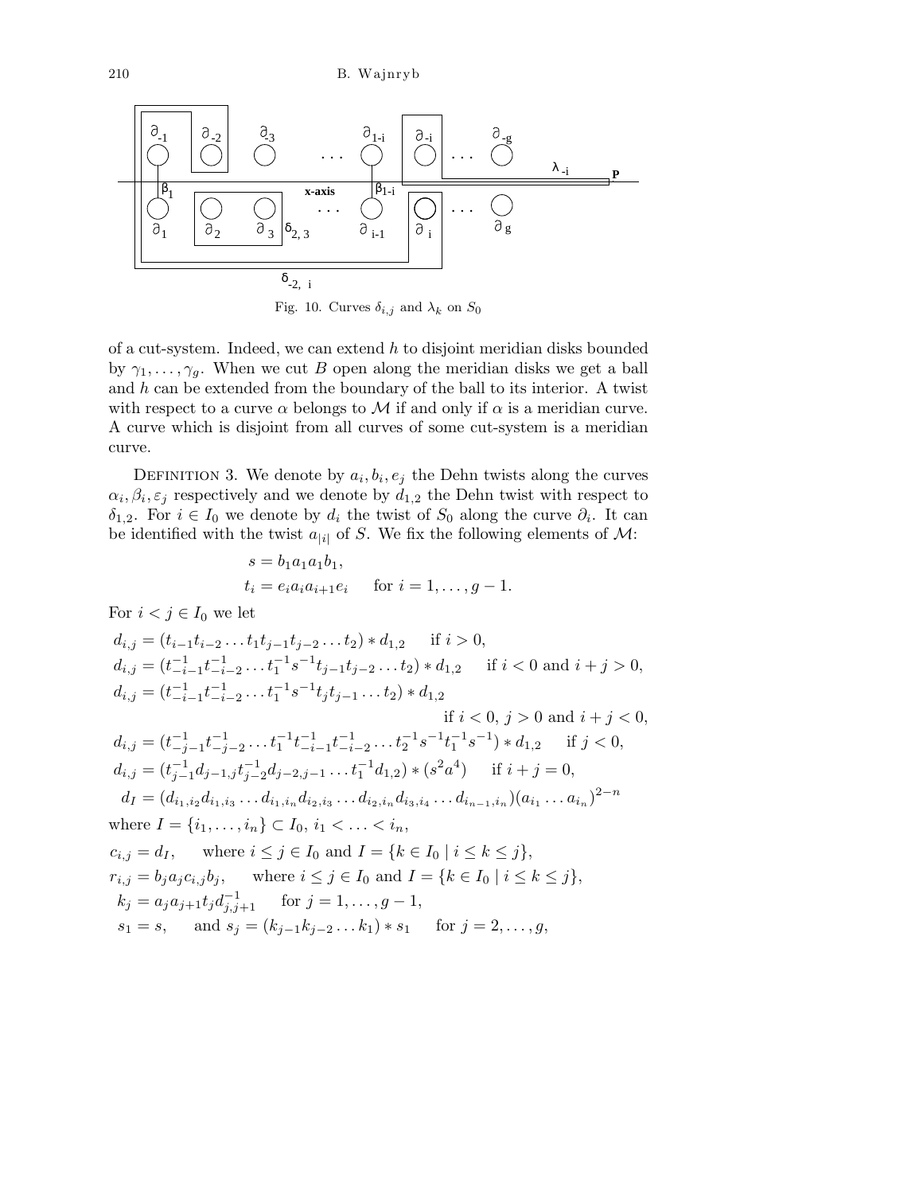Fig. 10. Curves $\delta_{i,j}$ and $\lambda_k$ on $S_0$

of a cut-system. Indeed, we can extend $h$ to disjoint meridian disks bounded by $\gamma_1, \ldots, \gamma_g$. When we cut $B$ open along the meridian disks we get a ball and $h$ can be extended from the boundary of the ball to its interior. A twist with respect to a curve $\alpha$ belongs to $\mathcal{M}$ if and only if $\alpha$ is a meridian curve. A curve which is disjoint from all curves of some cut-system is a meridian curve.

Definition 3. We denote by $a_i, b_i, e_j$ the Dehn twists along the curves $\alpha_i, \beta_i, \varepsilon_j$ respectively and we denote by $d_{1,2}$ the Dehn twist with respect to $\delta_{1,2}$. For $i \in I_0$ we denote by $d_i$ the twist of $S_0$ along the curve $\partial_i$. It can be identified with the twist $a_{|i|}$ of $S$. We fix the following elements of $\mathcal{M}$:

$$s = b_1 a_1 a_1 b_1,$$
$$t_i = e_i a_i a_{i+1} e_i \quad \text{ for } i = 1, \ldots, g-1.$$

For $i < j \in I_0$ we let

$$d_{i,j} = (t_{i-1} t_{i-2} \ldots t_1 t_{j-1} t_{j-2} \ldots t_2) * d_{1,2} \quad \text{ if } i > 0,$$
$$d_{i,j} = (t_{-i-1}^{-1} t_{-i-2}^{-1} \ldots t_1^{-1} s^{-1} t_{j-1} t_{j-2} \ldots t_2) * d_{1,2} \quad \text{ if } i < 0 \text{ and } i + j > 0,$$
$$d_{i,j} = (t_{-i-1}^{-1} t_{-i-2}^{-1} \ldots t_1^{-1} s^{-1} t_j t_{j-1} \ldots t_2) * d_{1,2} \quad \text{ if } i < 0,\ j > 0 \text{ and } i + j < 0,$$
$$d_{i,j} = (t_{-j-1}^{-1} t_{-j-2}^{-1} \ldots t_1^{-1} t_{-i-1}^{-1} t_{-i-2}^{-1} \ldots t_2^{-1} s^{-1} t_1^{-1} s^{-1}) * d_{1,2} \quad \text{ if } j < 0,$$
$$d_{i,j} = (t_{j-1}^{-1} d_{j-1,j} t_{j-2}^{-1} d_{j-2,j-1} \ldots t_1^{-1} d_{1,2}) * (s^2 a^4) \quad \text{ if } i + j = 0,$$
$$d_I = (d_{i_1,i_2} d_{i_1,i_3} \ldots d_{i_1,i_n} d_{i_2,i_3} \ldots d_{i_2,i_n} d_{i_3,i_4} \ldots d_{i_{n-1},i_n})(a_{i_1} \ldots a_{i_n})^{2-n}$$

where $I = \{i_1, \ldots, i_n\} \subset I_0$, $i_1 < \ldots < i_n$,

$c_{i,j} = d_I$, where $i \le j \in I_0$ and $I = \{k \in I_0 \mid i \le k \le j\}$,

$r_{i,j} = b_j a_j c_{i,j} b_j$, where $i \le j \in I_0$ and $I = \{k \in I_0 \mid i \le k \le j\}$,

$k_j = a_j a_{j+1} t_j d_{j,j+1}^{-1}$ for $j = 1, \ldots, g-1$,

$s_1 = s$, and $s_j = (k_{j-1} k_{j-2} \ldots k_1) * s_1$ for $j = 2, \ldots, g$,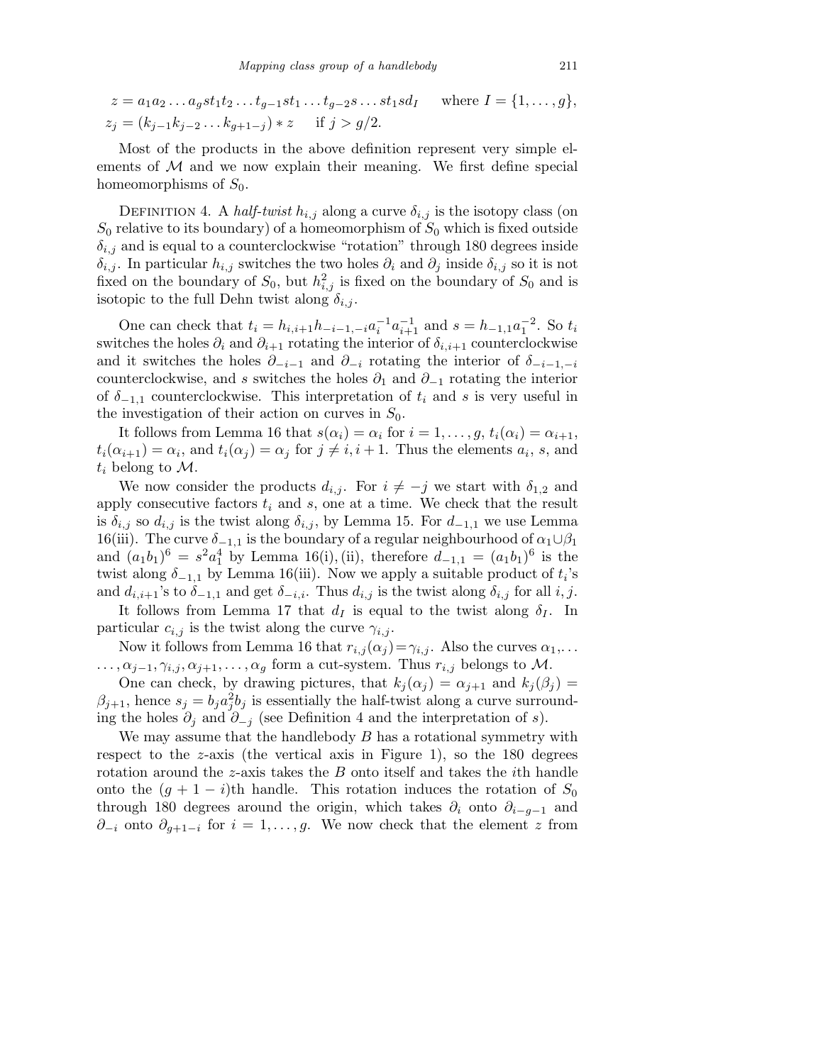$$z = a_1 a_2 \dots a_g s t_1 t_2 \dots t_{g-1} s t_1 \dots t_{g-2} s \dots s t_1 s d_I \qquad \text{where } I = \{1, \dots, g\},$$
$$z_j = (k_{j-1} k_{j-2} \dots k_{g+1-j}) * z \qquad \text{if } j > g/2.$$

Most of the products in the above definition represent very simple elements of $\mathcal{M}$ and we now explain their meaning. We first define special homeomorphisms of $S_0$.

Definition 4. A *half-twist* $h_{i,j}$ along a curve $\delta_{i,j}$ is the isotopy class (on $S_0$ relative to its boundary) of a homeomorphism of $S_0$ which is fixed outside $\delta_{i,j}$ and is equal to a counterclockwise "rotation" through 180 degrees inside $\delta_{i,j}$. In particular $h_{i,j}$ switches the two holes $\partial_i$ and $\partial_j$ inside $\delta_{i,j}$ so it is not fixed on the boundary of $S_0$, but $h_{i,j}^2$ is fixed on the boundary of $S_0$ and is isotopic to the full Dehn twist along $\delta_{i,j}$.

One can check that $t_i = h_{i,i+1} h_{-i-1,-i} a_i^{-1} a_{i+1}^{-1}$ and $s = h_{-1,1} a_1^{-2}$. So $t_i$ switches the holes $\partial_i$ and $\partial_{i+1}$ rotating the interior of $\delta_{i,i+1}$ counterclockwise and it switches the holes $\partial_{-i-1}$ and $\partial_{-i}$ rotating the interior of $\delta_{-i-1,-i}$ counterclockwise, and $s$ switches the holes $\partial_1$ and $\partial_{-1}$ rotating the interior of $\delta_{-1,1}$ counterclockwise. This interpretation of $t_i$ and $s$ is very useful in the investigation of their action on curves in $S_0$.

It follows from Lemma 16 that $s(\alpha_i) = \alpha_i$ for $i = 1, \dots, g$, $t_i(\alpha_i) = \alpha_{i+1}$, $t_i(\alpha_{i+1}) = \alpha_i$, and $t_i(\alpha_j) = \alpha_j$ for $j \neq i, i+1$. Thus the elements $a_i$, $s$, and $t_i$ belong to $\mathcal{M}$.

We now consider the products $d_{i,j}$. For $i \neq -j$ we start with $\delta_{1,2}$ and apply consecutive factors $t_i$ and $s$, one at a time. We check that the result is $\delta_{i,j}$ so $d_{i,j}$ is the twist along $\delta_{i,j}$, by Lemma 15. For $d_{-1,1}$ we use Lemma 16(iii). The curve $\delta_{-1,1}$ is the boundary of a regular neighbourhood of $\alpha_1 \cup \beta_1$ and $(a_1 b_1)^6 = s^2 a_1^4$ by Lemma 16(i),(ii), therefore $d_{-1,1} = (a_1 b_1)^6$ is the twist along $\delta_{-1,1}$ by Lemma 16(iii). Now we apply a suitable product of $t_i$'s and $d_{i,i+1}$'s to $\delta_{-1,1}$ and get $\delta_{-i,i}$. Thus $d_{i,j}$ is the twist along $\delta_{i,j}$ for all $i, j$.

It follows from Lemma 17 that $d_I$ is equal to the twist along $\delta_I$. In particular $c_{i,j}$ is the twist along the curve $\gamma_{i,j}$.

Now it follows from Lemma 16 that $r_{i,j}(\alpha_j) = \gamma_{i,j}$. Also the curves $\alpha_1, \dots, \alpha_{j-1}, \gamma_{i,j}, \alpha_{j+1}, \dots, \alpha_g$ form a cut-system. Thus $r_{i,j}$ belongs to $\mathcal{M}$.

One can check, by drawing pictures, that $k_j(\alpha_j) = \alpha_{j+1}$ and $k_j(\beta_j) = \beta_{j+1}$, hence $s_j = b_j a_j^2 b_j$ is essentially the half-twist along a curve surrounding the holes $\partial_j$ and $\partial_{-j}$ (see Definition 4 and the interpretation of $s$).

We may assume that the handlebody $B$ has a rotational symmetry with respect to the $z$-axis (the vertical axis in Figure 1), so the 180 degrees rotation around the $z$-axis takes the $B$ onto itself and takes the $i$th handle onto the $(g+1-i)$th handle. This rotation induces the rotation of $S_0$ through 180 degrees around the origin, which takes $\partial_i$ onto $\partial_{i-g-1}$ and $\partial_{-i}$ onto $\partial_{g+1-i}$ for $i = 1, \dots, g$. We now check that the element $z$ from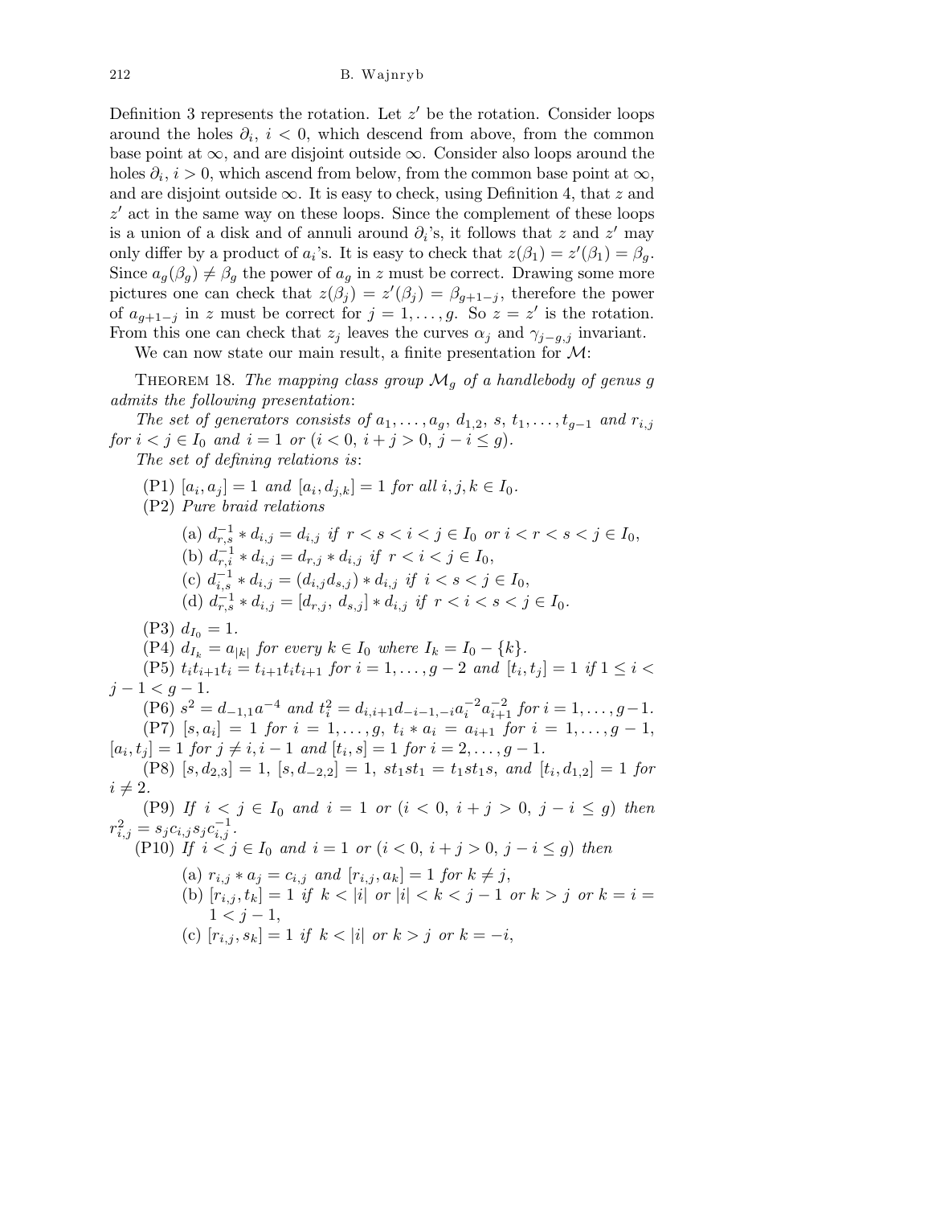Definition 3 represents the rotation. Let $z'$ be the rotation. Consider loops around the holes $\partial_i$, $i < 0$, which descend from above, from the common base point at $\infty$, and are disjoint outside $\infty$. Consider also loops around the holes $\partial_i$, $i > 0$, which ascend from below, from the common base point at $\infty$, and are disjoint outside $\infty$. It is easy to check, using Definition 4, that $z$ and $z'$ act in the same way on these loops. Since the complement of these loops is a union of a disk and of annuli around $\partial_i$'s, it follows that $z$ and $z'$ may only differ by a product of $a_i$'s. It is easy to check that $z(\beta_1) = z'(\beta_1) = \beta_g$. Since $a_g(\beta_g) \neq \beta_g$ the power of $a_g$ in $z$ must be correct. Drawing some more pictures one can check that $z(\beta_j) = z'(\beta_j) = \beta_{g+1-j}$, therefore the power of $a_{g+1-j}$ in $z$ must be correct for $j = 1, \ldots, g$. So $z = z'$ is the rotation. From this one can check that $z_j$ leaves the curves $\alpha_j$ and $\gamma_{j-g,j}$ invariant.

We can now state our main result, a finite presentation for $\mathcal{M}$:

Theorem 18. *The mapping class group $\mathcal{M}_g$ of a handlebody of genus $g$ admits the following presentation*:

*The set of generators consists of $a_1, \ldots, a_g$, $d_{1,2}$, $s$, $t_1, \ldots, t_{g-1}$ and $r_{i,j}$ for $i < j \in I_0$ and $i = 1$ or ($i < 0$, $i + j > 0$, $j - i \leq g$).*

*The set of defining relations is*:

(P1) $[a_i, a_j] = 1$ *and* $[a_i, d_{j,k}] = 1$ *for all* $i, j, k \in I_0$.

(P2) *Pure braid relations*

- (a) $d_{r,s}^{-1} * d_{i,j} = d_{i,j}$ *if* $r < s < i < j \in I_0$ *or* $i < r < s < j \in I_0$,
- (b) $d_{r,i}^{-1} * d_{i,j} = d_{r,j} * d_{i,j}$ *if* $r < i < j \in I_0$,
- (c) $d_{i,s}^{-1} * d_{i,j} = (d_{i,j} d_{s,j}) * d_{i,j}$ *if* $i < s < j \in I_0$,
- (d) $d_{r,s}^{-1} * d_{i,j} = [d_{r,j},\, d_{s,j}] * d_{i,j}$ *if* $r < i < s < j \in I_0$.

(P3) $d_{I_0} = 1$.

(P4) $d_{I_k} = a_{|k|}$ *for every* $k \in I_0$ *where* $I_k = I_0 - \{k\}$.

(P5) $t_i t_{i+1} t_i = t_{i+1} t_i t_{i+1}$ *for* $i = 1, \ldots, g-2$ *and* $[t_i, t_j] = 1$ *if* $1 \leq i < j - 1 < g - 1$.

(P6) $s^2 = d_{-1,1} a^{-4}$ *and* $t_i^2 = d_{i,i+1} d_{-i-1,-i} a_i^{-2} a_{i+1}^{-2}$ *for* $i = 1, \ldots, g-1$.

(P7) $[s, a_i] = 1$ *for* $i = 1, \ldots, g$, $t_i * a_i = a_{i+1}$ *for* $i = 1, \ldots, g-1$, $[a_i, t_j] = 1$ *for* $j \neq i, i-1$ *and* $[t_i, s] = 1$ *for* $i = 2, \ldots, g-1$.

(P8) $[s, d_{2,3}] = 1$, $[s, d_{-2,2}] = 1$, $s t_1 s t_1 = t_1 s t_1 s$, *and* $[t_i, d_{1,2}] = 1$ *for* $i \neq 2$.

(P9) *If* $i < j \in I_0$ *and* $i = 1$ *or* ($i < 0$, $i + j > 0$, $j - i \leq g$) *then* $r_{i,j}^2 = s_j c_{i,j} s_j c_{i,j}^{-1}$.

(P10) *If* $i < j \in I_0$ *and* $i = 1$ *or* ($i < 0$, $i + j > 0$, $j - i \leq g$) *then*

- (a) $r_{i,j} * a_j = c_{i,j}$ *and* $[r_{i,j}, a_k] = 1$ *for* $k \neq j$,
- (b) $[r_{i,j}, t_k] = 1$ *if* $k < |i|$ *or* $|i| < k < j - 1$ *or* $k > j$ *or* $k = i = 1 < j - 1$,
- (c) $[r_{i,j}, s_k] = 1$ *if* $k < |i|$ *or* $k > j$ *or* $k = -i$,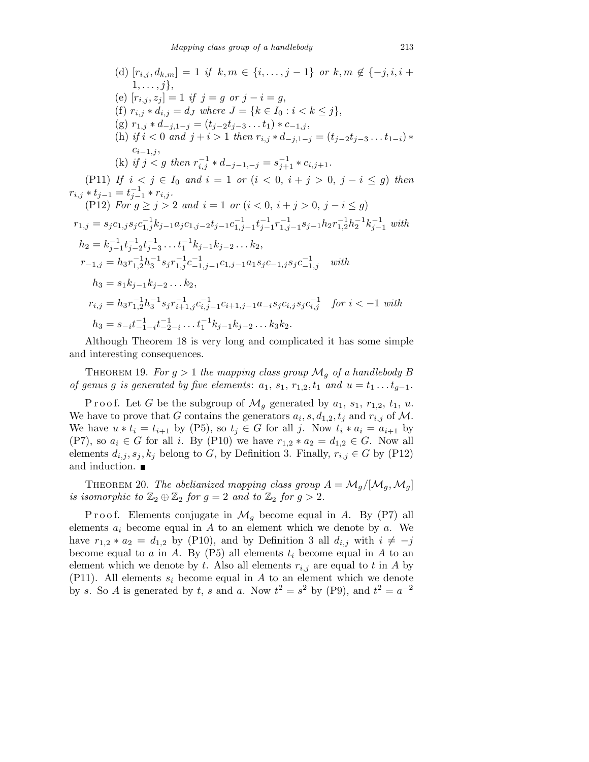(d) $[r_{i,j}, d_{k,m}] = 1$ *if* $k, m \in \{i, \ldots, j-1\}$ *or* $k, m \notin \{-j, i, i+1, \ldots, j\}$,

(e) $[r_{i,j}, z_j] = 1$ *if* $j = g$ *or* $j - i = g$,

(f) $r_{i,j} * d_{i,j} = d_J$ *where* $J = \{k \in I_0 : i < k \leq j\}$,

(g) $r_{1,j} * d_{-j,1-j} = (t_{j-2} t_{j-3} \ldots t_1) * c_{-1,j}$,

(h) *if* $i < 0$ *and* $j + i > 1$ *then* $r_{i,j} * d_{-j,1-j} = (t_{j-2} t_{j-3} \ldots t_{1-i}) * c_{i-1,j}$,

(k) *if* $j < g$ *then* $r_{i,j}^{-1} * d_{-j-1,-j} = s_{j+1}^{-1} * c_{i,j+1}$.

(P11) *If* $i < j \in I_0$ *and* $i = 1$ *or* $(i < 0,\ i + j > 0,\ j - i \leq g)$ *then* $r_{i,j} * t_{j-1} = t_{j-1}^{-1} * r_{i,j}$.

(P12) *For* $g \geq j > 2$ *and* $i = 1$ *or* $(i < 0,\ i + j > 0,\ j - i \leq g)$

$$r_{1,j} = s_j c_{1,j} s_j c_{1,j}^{-1} k_{j-1} a_j c_{1,j-2} t_{j-1} c_{1,j-1}^{-1} t_{j-1}^{-1} r_{1,j-1}^{-1} s_{j-1} h_2 r_{1,2}^{-1} h_2^{-1} k_{j-1}^{-1} \text{ with}$$

$$h_2 = k_{j-1}^{-1} t_{j-2}^{-1} t_{j-3}^{-1} \ldots t_1^{-1} k_{j-1} k_{j-2} \ldots k_2,$$

$$r_{-1,j} = h_3 r_{1,2}^{-1} h_3^{-1} s_j r_{1,j}^{-1} c_{-1,j-1}^{-1} c_{1,j-1} a_1 s_j c_{-1,j} s_j c_{-1,j}^{-1} \quad \text{with}$$

$$h_3 = s_1 k_{j-1} k_{j-2} \ldots k_2,$$

$$r_{i,j} = h_3 r_{1,2}^{-1} h_3^{-1} s_j r_{i+1,j}^{-1} c_{i,j-1}^{-1} c_{i+1,j-1} a_{-i} s_j c_{i,j} s_j c_{i,j}^{-1} \quad \text{for } i < -1 \text{ with}$$

$$h_3 = s_{-i} t_{-1-i}^{-1} t_{-2-i}^{-1} \ldots t_1^{-1} k_{j-1} k_{j-2} \ldots k_3 k_2.$$

Although Theorem 18 is very long and complicated it has some simple and interesting consequences.

THEOREM 19. *For* $g > 1$ *the mapping class group* $\mathcal{M}_g$ *of a handlebody* $B$ *of genus* $g$ *is generated by five elements*: $a_1,\ s_1,\ r_{1,2}, t_1$ *and* $u = t_1 \ldots t_{g-1}$.

Proof. Let $G$ be the subgroup of $\mathcal{M}_g$ generated by $a_1,\ s_1,\ r_{1,2},\ t_1,\ u$. We have to prove that $G$ contains the generators $a_i, s, d_{1,2}, t_j$ and $r_{i,j}$ of $\mathcal{M}$. We have $u * t_i = t_{i+1}$ by (P5), so $t_j \in G$ for all $j$. Now $t_i * a_i = a_{i+1}$ by (P7), so $a_i \in G$ for all $i$. By (P10) we have $r_{1,2} * a_2 = d_{1,2} \in G$. Now all elements $d_{i,j}, s_j, k_j$ belong to $G$, by Definition 3. Finally, $r_{i,j} \in G$ by (P12) and induction. ∎

THEOREM 20. *The abelianized mapping class group* $A = \mathcal{M}_g / [\mathcal{M}_g, \mathcal{M}_g]$ *is isomorphic to* $\mathbb{Z}_2 \oplus \mathbb{Z}_2$ *for* $g = 2$ *and to* $\mathbb{Z}_2$ *for* $g > 2$.

Proof. Elements conjugate in $\mathcal{M}_g$ become equal in $A$. By (P7) all elements $a_i$ become equal in $A$ to an element which we denote by $a$. We have $r_{1,2} * a_2 = d_{1,2}$ by (P10), and by Definition 3 all $d_{i,j}$ with $i \neq -j$ become equal to $a$ in $A$. By (P5) all elements $t_i$ become equal in $A$ to an element which we denote by $t$. Also all elements $r_{i,j}$ are equal to $t$ in $A$ by (P11). All elements $s_i$ become equal in $A$ to an element which we denote by $s$. So $A$ is generated by $t$, $s$ and $a$. Now $t^2 = s^2$ by (P9), and $t^2 = a^{-2}$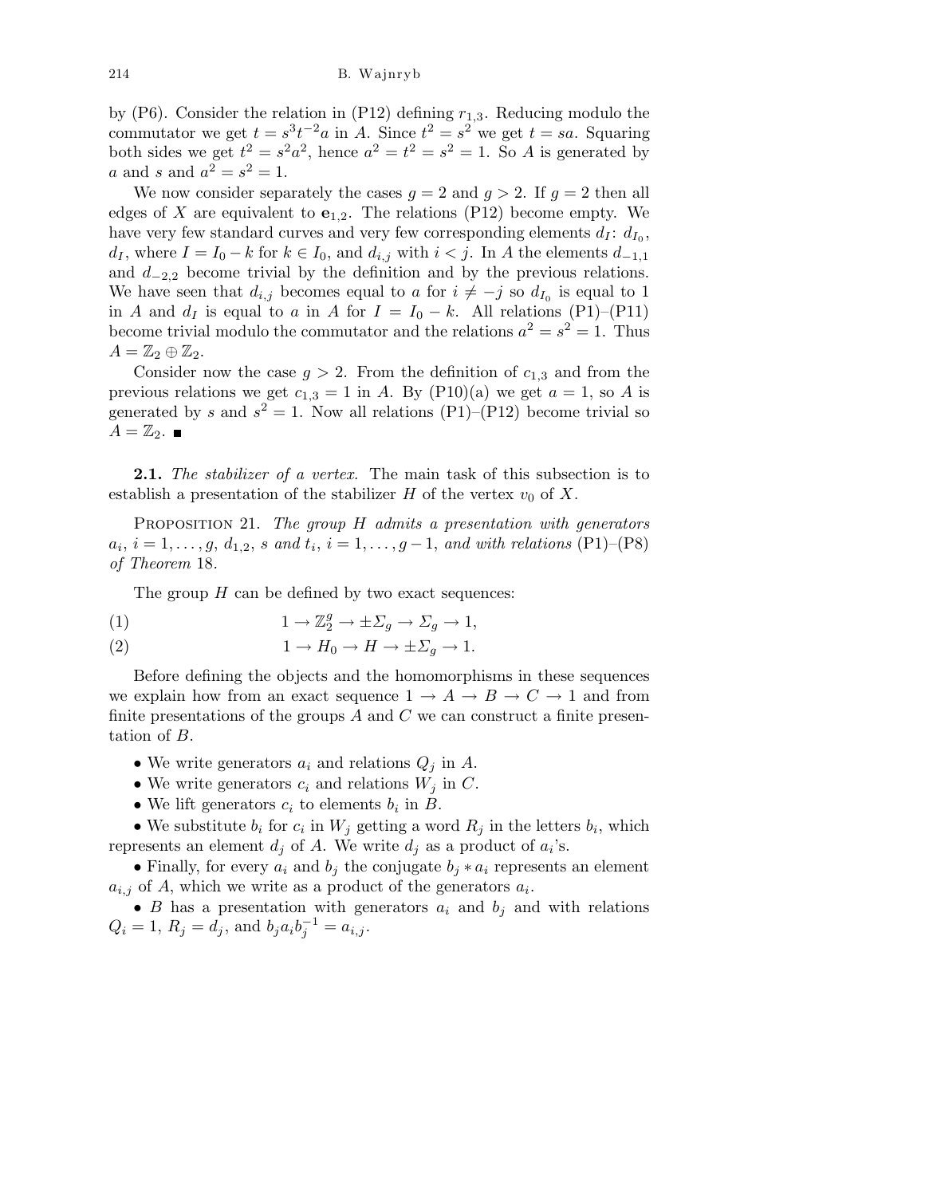by (P6). Consider the relation in (P12) defining $r_{1,3}$. Reducing modulo the commutator we get $t = s^3 t^{-2} a$ in $A$. Since $t^2 = s^2$ we get $t = sa$. Squaring both sides we get $t^2 = s^2 a^2$, hence $a^2 = t^2 = s^2 = 1$. So $A$ is generated by $a$ and $s$ and $a^2 = s^2 = 1$.

We now consider separately the cases $g = 2$ and $g > 2$. If $g = 2$ then all edges of $X$ are equivalent to $\mathbf{e}_{1,2}$. The relations (P12) become empty. We have very few standard curves and very few corresponding elements $d_I$: $d_{I_0}$, $d_I$, where $I = I_0 - k$ for $k \in I_0$, and $d_{i,j}$ with $i < j$. In $A$ the elements $d_{-1,1}$ and $d_{-2,2}$ become trivial by the definition and by the previous relations. We have seen that $d_{i,j}$ becomes equal to $a$ for $i \neq -j$ so $d_{I_0}$ is equal to 1 in $A$ and $d_I$ is equal to $a$ in $A$ for $I = I_0 - k$. All relations (P1)–(P11) become trivial modulo the commutator and the relations $a^2 = s^2 = 1$. Thus $A = \mathbb{Z}_2 \oplus \mathbb{Z}_2$.

Consider now the case $g > 2$. From the definition of $c_{1,3}$ and from the previous relations we get $c_{1,3} = 1$ in $A$. By (P10)(a) we get $a = 1$, so $A$ is generated by $s$ and $s^2 = 1$. Now all relations (P1)–(P12) become trivial so $A = \mathbb{Z}_2$. ∎

**2.1.** *The stabilizer of a vertex.* The main task of this subsection is to establish a presentation of the stabilizer $H$ of the vertex $v_0$ of $X$.

PROPOSITION 21. *The group $H$ admits a presentation with generators $a_i$, $i = 1, \ldots, g$, $d_{1,2}$, $s$ and $t_i$, $i = 1, \ldots, g-1$, and with relations* (P1)–(P8) *of Theorem* 18.

The group $H$ can be defined by two exact sequences:

$$1 \to \mathbb{Z}_2^g \to \pm\Sigma_g \to \Sigma_g \to 1, \tag{1}$$

$$1 \to H_0 \to H \to \pm\Sigma_g \to 1. \tag{2}$$

Before defining the objects and the homomorphisms in these sequences we explain how from an exact sequence $1 \to A \to B \to C \to 1$ and from finite presentations of the groups $A$ and $C$ we can construct a finite presentation of $B$.

- We write generators $a_i$ and relations $Q_j$ in $A$.
- We write generators $c_i$ and relations $W_j$ in $C$.
- We lift generators $c_i$ to elements $b_i$ in $B$.
- We substitute $b_i$ for $c_i$ in $W_j$ getting a word $R_j$ in the letters $b_i$, which represents an element $d_j$ of $A$. We write $d_j$ as a product of $a_i$'s.
- Finally, for every $a_i$ and $b_j$ the conjugate $b_j * a_i$ represents an element $a_{i,j}$ of $A$, which we write as a product of the generators $a_i$.
- $B$ has a presentation with generators $a_i$ and $b_j$ and with relations $Q_i = 1$, $R_j = d_j$, and $b_j a_i b_j^{-1} = a_{i,j}$.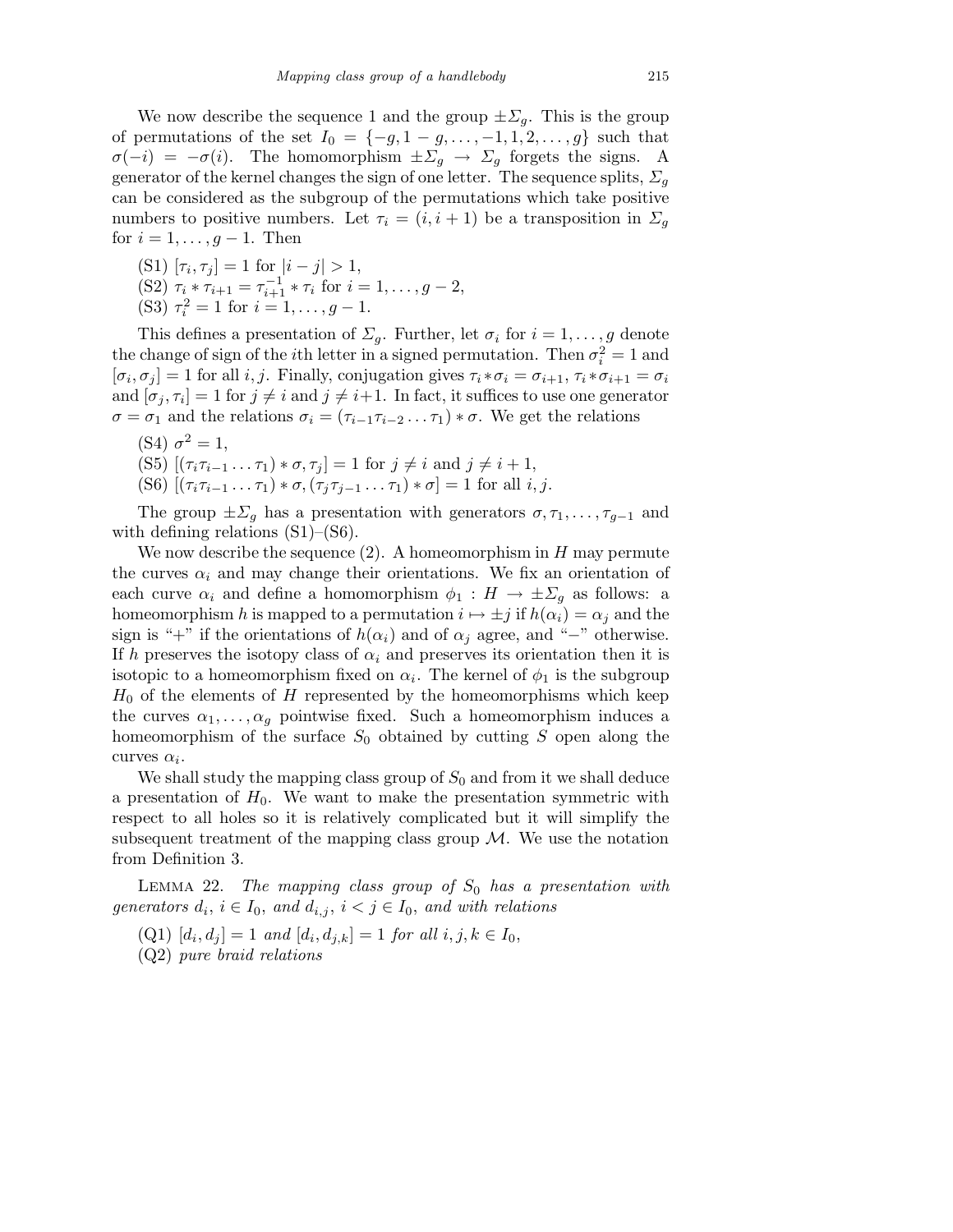We now describe the sequence 1 and the group $\pm\Sigma_g$. This is the group of permutations of the set $I_0 = \{-g, 1-g, \ldots, -1, 1, 2, \ldots, g\}$ such that $\sigma(-i) = -\sigma(i)$. The homomorphism $\pm\Sigma_g \to \Sigma_g$ forgets the signs. A generator of the kernel changes the sign of one letter. The sequence splits, $\Sigma_g$ can be considered as the subgroup of the permutations which take positive numbers to positive numbers. Let $\tau_i = (i, i+1)$ be a transposition in $\Sigma_g$ for $i = 1, \ldots, g-1$. Then

(S1) $[\tau_i, \tau_j] = 1$ for $|i-j| > 1$,
(S2) $\tau_i * \tau_{i+1} = \tau_{i+1}^{-1} * \tau_i$ for $i = 1, \ldots, g-2$,
(S3) $\tau_i^2 = 1$ for $i = 1, \ldots, g-1$.

This defines a presentation of $\Sigma_g$. Further, let $\sigma_i$ for $i = 1, \ldots, g$ denote the change of sign of the $i$th letter in a signed permutation. Then $\sigma_i^2 = 1$ and $[\sigma_i, \sigma_j] = 1$ for all $i, j$. Finally, conjugation gives $\tau_i * \sigma_i = \sigma_{i+1}$, $\tau_i * \sigma_{i+1} = \sigma_i$ and $[\sigma_j, \tau_i] = 1$ for $j \neq i$ and $j \neq i+1$. In fact, it suffices to use one generator $\sigma = \sigma_1$ and the relations $\sigma_i = (\tau_{i-1}\tau_{i-2}\ldots\tau_1) * \sigma$. We get the relations

(S4) $\sigma^2 = 1$,
(S5) $[(\tau_i\tau_{i-1}\ldots\tau_1) * \sigma, \tau_j] = 1$ for $j \neq i$ and $j \neq i+1$,
(S6) $[(\tau_i\tau_{i-1}\ldots\tau_1) * \sigma, (\tau_j\tau_{j-1}\ldots\tau_1) * \sigma] = 1$ for all $i, j$.

The group $\pm\Sigma_g$ has a presentation with generators $\sigma, \tau_1, \ldots, \tau_{g-1}$ and with defining relations (S1)–(S6).

We now describe the sequence (2). A homeomorphism in $H$ may permute the curves $\alpha_i$ and may change their orientations. We fix an orientation of each curve $\alpha_i$ and define a homomorphism $\phi_1 : H \to \pm\Sigma_g$ as follows: a homeomorphism $h$ is mapped to a permutation $i \mapsto \pm j$ if $h(\alpha_i) = \alpha_j$ and the sign is "+" if the orientations of $h(\alpha_i)$ and of $\alpha_j$ agree, and "−" otherwise. If $h$ preserves the isotopy class of $\alpha_i$ and preserves its orientation then it is isotopic to a homeomorphism fixed on $\alpha_i$. The kernel of $\phi_1$ is the subgroup $H_0$ of the elements of $H$ represented by the homeomorphisms which keep the curves $\alpha_1, \ldots, \alpha_g$ pointwise fixed. Such a homeomorphism induces a homeomorphism of the surface $S_0$ obtained by cutting $S$ open along the curves $\alpha_i$.

We shall study the mapping class group of $S_0$ and from it we shall deduce a presentation of $H_0$. We want to make the presentation symmetric with respect to all holes so it is relatively complicated but it will simplify the subsequent treatment of the mapping class group $\mathcal{M}$. We use the notation from Definition 3.

Lemma 22. *The mapping class group of $S_0$ has a presentation with generators $d_i$, $i \in I_0$, and $d_{i,j}$, $i < j \in I_0$, and with relations*

(Q1) $[d_i, d_j] = 1$ *and* $[d_i, d_{j,k}] = 1$ *for all* $i, j, k \in I_0$,
(Q2) *pure braid relations*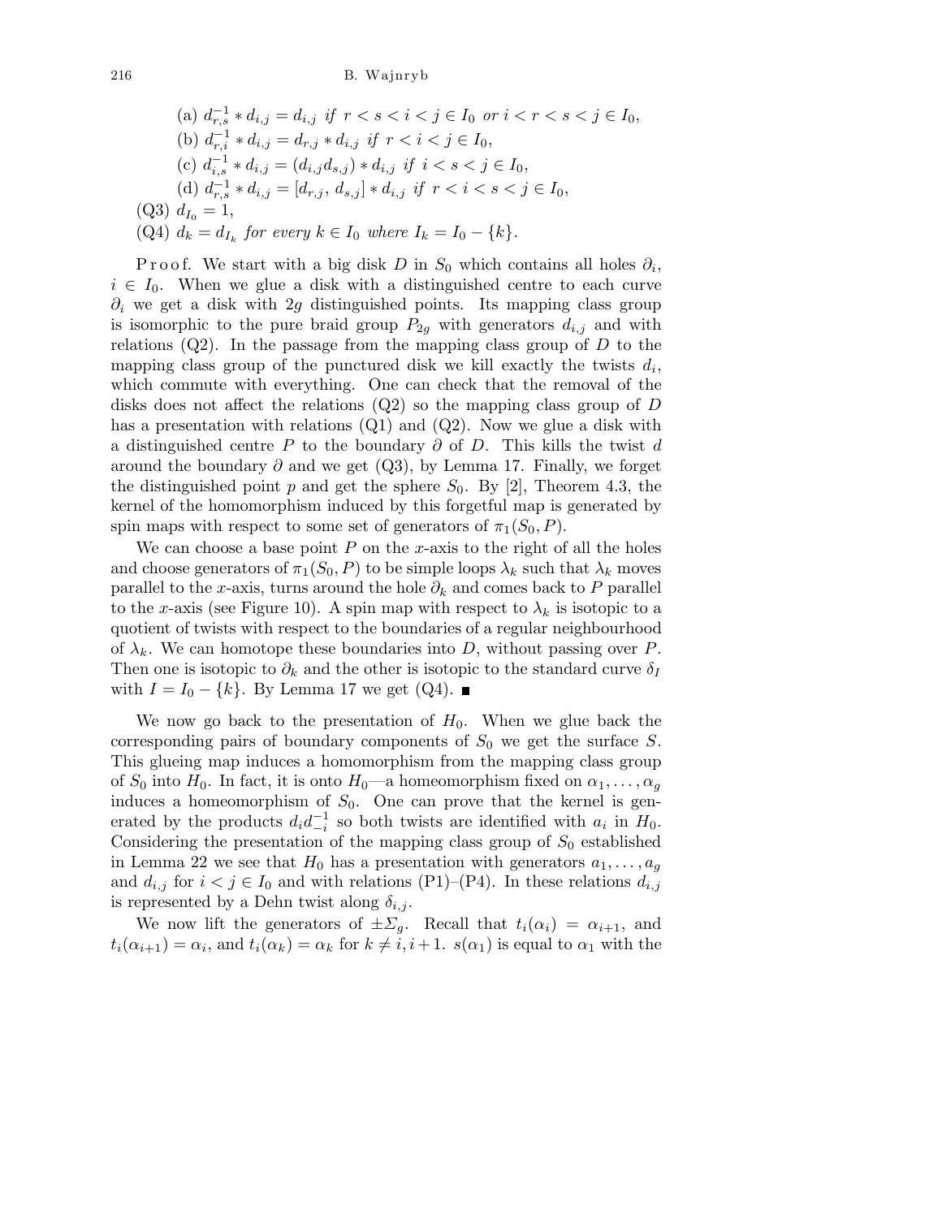(a) $d_{r,s}^{-1} * d_{i,j} = d_{i,j}$ *if* $r < s < i < j \in I_0$ *or* $i < r < s < j \in I_0$,

(b) $d_{r,i}^{-1} * d_{i,j} = d_{r,j} * d_{i,j}$ *if* $r < i < j \in I_0$,

(c) $d_{i,s}^{-1} * d_{i,j} = (d_{i,j} d_{s,j}) * d_{i,j}$ *if* $i < s < j \in I_0$,

(d) $d_{r,s}^{-1} * d_{i,j} = [d_{r,j}, d_{s,j}] * d_{i,j}$ *if* $r < i < s < j \in I_0$,

(Q3) $d_{I_0} = 1$,

(Q4) $d_k = d_{I_k}$ *for every* $k \in I_0$ *where* $I_k = I_0 - \{k\}$.

Proof. We start with a big disk $D$ in $S_0$ which contains all holes $\partial_i$, $i \in I_0$. When we glue a disk with a distinguished centre to each curve $\partial_i$ we get a disk with $2g$ distinguished points. Its mapping class group is isomorphic to the pure braid group $P_{2g}$ with generators $d_{i,j}$ and with relations (Q2). In the passage from the mapping class group of $D$ to the mapping class group of the punctured disk we kill exactly the twists $d_i$, which commute with everything. One can check that the removal of the disks does not affect the relations (Q2) so the mapping class group of $D$ has a presentation with relations (Q1) and (Q2). Now we glue a disk with a distinguished centre $P$ to the boundary $\partial$ of $D$. This kills the twist $d$ around the boundary $\partial$ and we get (Q3), by Lemma 17. Finally, we forget the distinguished point $p$ and get the sphere $S_0$. By [2], Theorem 4.3, the kernel of the homomorphism induced by this forgetful map is generated by spin maps with respect to some set of generators of $\pi_1(S_0, P)$.

We can choose a base point $P$ on the $x$-axis to the right of all the holes and choose generators of $\pi_1(S_0, P)$ to be simple loops $\lambda_k$ such that $\lambda_k$ moves parallel to the $x$-axis, turns around the hole $\partial_k$ and comes back to $P$ parallel to the $x$-axis (see Figure 10). A spin map with respect to $\lambda_k$ is isotopic to a quotient of twists with respect to the boundaries of a regular neighbourhood of $\lambda_k$. We can homotope these boundaries into $D$, without passing over $P$. Then one is isotopic to $\partial_k$ and the other is isotopic to the standard curve $\delta_I$ with $I = I_0 - \{k\}$. By Lemma 17 we get (Q4). ∎

We now go back to the presentation of $H_0$. When we glue back the corresponding pairs of boundary components of $S_0$ we get the surface $S$. This glueing map induces a homomorphism from the mapping class group of $S_0$ into $H_0$. In fact, it is onto $H_0$—a homeomorphism fixed on $\alpha_1, \ldots, \alpha_g$ induces a homeomorphism of $S_0$. One can prove that the kernel is generated by the products $d_i d_{-i}^{-1}$ so both twists are identified with $a_i$ in $H_0$. Considering the presentation of the mapping class group of $S_0$ established in Lemma 22 we see that $H_0$ has a presentation with generators $a_1, \ldots, a_g$ and $d_{i,j}$ for $i < j \in I_0$ and with relations (P1)–(P4). In these relations $d_{i,j}$ is represented by a Dehn twist along $\delta_{i,j}$.

We now lift the generators of $\pm\Sigma_g$. Recall that $t_i(\alpha_i) = \alpha_{i+1}$, and $t_i(\alpha_{i+1}) = \alpha_i$, and $t_i(\alpha_k) = \alpha_k$ for $k \neq i, i+1$. $s(\alpha_1)$ is equal to $\alpha_1$ with the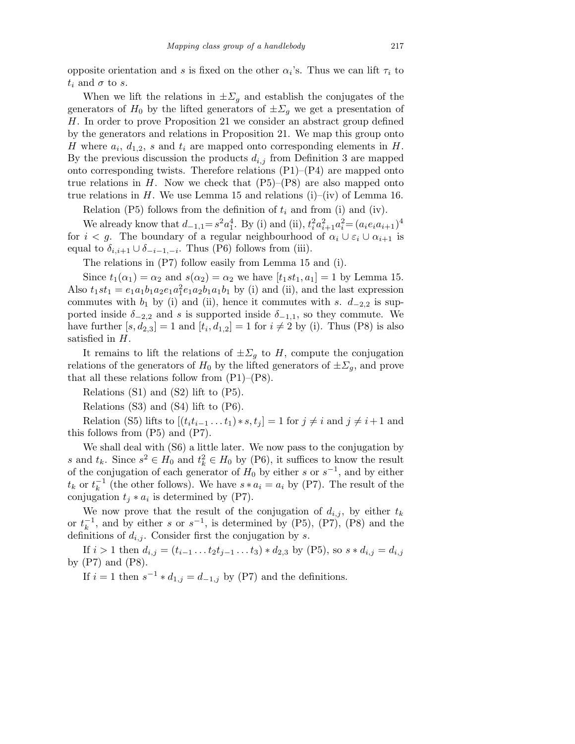opposite orientation and $s$ is fixed on the other $\alpha_i$'s. Thus we can lift $\tau_i$ to $t_i$ and $\sigma$ to $s$.

When we lift the relations in $\pm\Sigma_g$ and establish the conjugates of the generators of $H_0$ by the lifted generators of $\pm\Sigma_g$ we get a presentation of $H$. In order to prove Proposition 21 we consider an abstract group defined by the generators and relations in Proposition 21. We map this group onto $H$ where $a_i$, $d_{1,2}$, $s$ and $t_i$ are mapped onto corresponding elements in $H$. By the previous discussion the products $d_{i,j}$ from Definition 3 are mapped onto corresponding twists. Therefore relations (P1)–(P4) are mapped onto true relations in $H$. Now we check that (P5)–(P8) are also mapped onto true relations in $H$. We use Lemma 15 and relations (i)–(iv) of Lemma 16.

Relation (P5) follows from the definition of $t_i$ and from (i) and (iv).

We already know that $d_{-1,1} = s^2 a_1^4$. By (i) and (ii), $t_i^2 a_{i+1}^2 a_i^2 = (a_i e_i a_{i+1})^4$ for $i < g$. The boundary of a regular neighbourhood of $\alpha_i \cup \varepsilon_i \cup \alpha_{i+1}$ is equal to $\delta_{i,i+1} \cup \delta_{-i-1,-i}$. Thus (P6) follows from (iii).

The relations in (P7) follow easily from Lemma 15 and (i).

Since $t_1(\alpha_1) = \alpha_2$ and $s(\alpha_2) = \alpha_2$ we have $[t_1 s t_1, a_1] = 1$ by Lemma 15. Also $t_1 s t_1 = e_1 a_1 b_1 a_2 e_1 a_1^2 e_1 a_2 b_1 a_1 b_1$ by (i) and (ii), and the last expression commutes with $b_1$ by (i) and (ii), hence it commutes with $s$. $d_{-2,2}$ is supported inside $\delta_{-2,2}$ and $s$ is supported inside $\delta_{-1,1}$, so they commute. We have further $[s, d_{2,3}] = 1$ and $[t_i, d_{1,2}] = 1$ for $i \neq 2$ by (i). Thus (P8) is also satisfied in $H$.

It remains to lift the relations of $\pm\Sigma_g$ to $H$, compute the conjugation relations of the generators of $H_0$ by the lifted generators of $\pm\Sigma_g$, and prove that all these relations follow from (P1)–(P8).

Relations (S1) and (S2) lift to (P5).

Relations (S3) and (S4) lift to (P6).

Relation (S5) lifts to $[(t_i t_{i-1} \dots t_1) * s, t_j] = 1$ for $j \neq i$ and $j \neq i+1$ and this follows from (P5) and (P7).

We shall deal with (S6) a little later. We now pass to the conjugation by $s$ and $t_k$. Since $s^2 \in H_0$ and $t_k^2 \in H_0$ by (P6), it suffices to know the result of the conjugation of each generator of $H_0$ by either $s$ or $s^{-1}$, and by either $t_k$ or $t_k^{-1}$ (the other follows). We have $s * a_i = a_i$ by (P7). The result of the conjugation $t_j * a_i$ is determined by (P7).

We now prove that the result of the conjugation of $d_{i,j}$, by either $t_k$ or $t_k^{-1}$, and by either $s$ or $s^{-1}$, is determined by (P5), (P7), (P8) and the definitions of $d_{i,j}$. Consider first the conjugation by $s$.

If $i > 1$ then $d_{i,j} = (t_{i-1} \dots t_2 t_{j-1} \dots t_3) * d_{2,3}$ by (P5), so $s * d_{i,j} = d_{i,j}$ by (P7) and (P8).

If $i = 1$ then $s^{-1} * d_{1,j} = d_{-1,j}$ by (P7) and the definitions.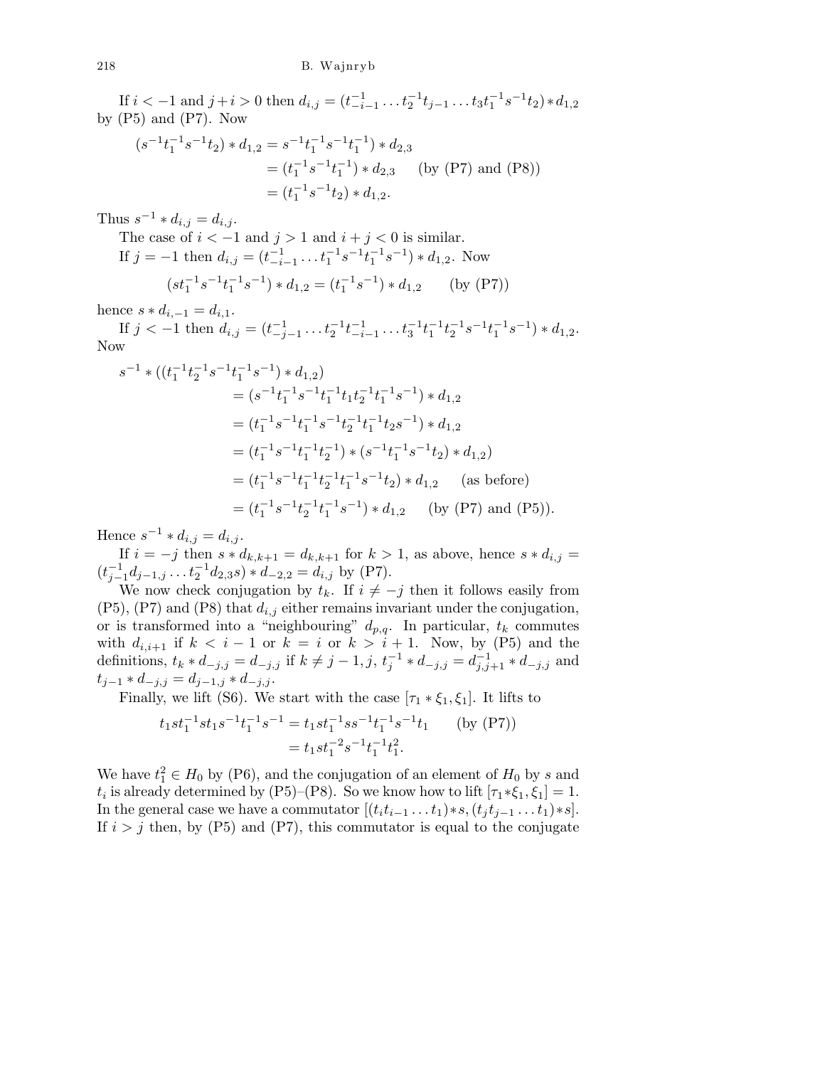If $i < -1$ and $j + i > 0$ then $d_{i,j} = (t_{-i-1}^{-1} \dots t_2^{-1} t_{j-1} \dots t_3 t_1^{-1} s^{-1} t_2) * d_{1,2}$ by (P5) and (P7). Now

$$
\begin{aligned}
(s^{-1} t_1^{-1} s^{-1} t_2) * d_{1,2} &= s^{-1} t_1^{-1} s^{-1} t_1^{-1}) * d_{2,3} \\
&= (t_1^{-1} s^{-1} t_1^{-1}) * d_{2,3} \quad \text{(by (P7) and (P8))} \\
&= (t_1^{-1} s^{-1} t_2) * d_{1,2}.
\end{aligned}
$$

Thus $s^{-1} * d_{i,j} = d_{i,j}$.

The case of $i < -1$ and $j > 1$ and $i + j < 0$ is similar.

If $j = -1$ then $d_{i,j} = (t_{-i-1}^{-1} \dots t_1^{-1} s^{-1} t_1^{-1} s^{-1}) * d_{1,2}$. Now

$$
(s t_1^{-1} s^{-1} t_1^{-1} s^{-1}) * d_{1,2} = (t_1^{-1} s^{-1}) * d_{1,2} \qquad \text{(by (P7))}
$$

hence $s * d_{i,-1} = d_{i,1}$.

If $j < -1$ then $d_{i,j} = (t_{-j-1}^{-1} \dots t_2^{-1} t_{-i-1}^{-1} \dots t_3^{-1} t_1^{-1} t_2^{-1} s^{-1} t_1^{-1} s^{-1}) * d_{1,2}$. Now

$$
\begin{aligned}
s^{-1} * ((t_1^{-1} t_2^{-1} s^{-1} t_1^{-1} s^{-1}) * d_{1,2}) \\
&= (s^{-1} t_1^{-1} s^{-1} t_1^{-1} t_1 t_2^{-1} t_1^{-1} s^{-1}) * d_{1,2} \\
&= (t_1^{-1} s^{-1} t_1^{-1} s^{-1} t_2^{-1} t_1^{-1} t_2 s^{-1}) * d_{1,2} \\
&= (t_1^{-1} s^{-1} t_1^{-1} t_2^{-1}) * (s^{-1} t_1^{-1} s^{-1} t_2) * d_{1,2}) \\
&= (t_1^{-1} s^{-1} t_1^{-1} t_2^{-1} t_1^{-1} s^{-1} t_2) * d_{1,2} \qquad \text{(as before)} \\
&= (t_1^{-1} s^{-1} t_2^{-1} t_1^{-1} s^{-1}) * d_{1,2} \qquad \text{(by (P7) and (P5))}.
\end{aligned}
$$

Hence $s^{-1} * d_{i,j} = d_{i,j}$.

If $i = -j$ then $s * d_{k,k+1} = d_{k,k+1}$ for $k > 1$, as above, hence $s * d_{i,j} = (t_{j-1}^{-1} d_{j-1,j} \dots t_2^{-1} d_{2,3} s) * d_{-2,2} = d_{i,j}$ by (P7).

We now check conjugation by $t_k$. If $i \neq -j$ then it follows easily from (P5), (P7) and (P8) that $d_{i,j}$ either remains invariant under the conjugation, or is transformed into a "neighbouring" $d_{p,q}$. In particular, $t_k$ commutes with $d_{i,i+1}$ if $k < i - 1$ or $k = i$ or $k > i + 1$. Now, by (P5) and the definitions, $t_k * d_{-j,j} = d_{-j,j}$ if $k \neq j - 1, j$, $t_j^{-1} * d_{-j,j} = d_{j,j+1}^{-1} * d_{-j,j}$ and $t_{j-1} * d_{-j,j} = d_{j-1,j} * d_{-j,j}$.

Finally, we lift (S6). We start with the case $[\tau_1 * \xi_1, \xi_1]$. It lifts to

$$
\begin{aligned}
t_1 s t_1^{-1} s t_1 s^{-1} t_1^{-1} s^{-1} &= t_1 s t_1^{-1} s s^{-1} t_1^{-1} s^{-1} t_1 \qquad \text{(by (P7))} \\
&= t_1 s t_1^{-2} s^{-1} t_1^{-1} t_1^2.
\end{aligned}
$$

We have $t_1^2 \in H_0$ by (P6), and the conjugation of an element of $H_0$ by $s$ and $t_i$ is already determined by (P5)–(P8). So we know how to lift $[\tau_1 * \xi_1, \xi_1] = 1$. In the general case we have a commutator $[(t_i t_{i-1} \dots t_1) * s, (t_j t_{j-1} \dots t_1) * s]$. If $i > j$ then, by (P5) and (P7), this commutator is equal to the conjugate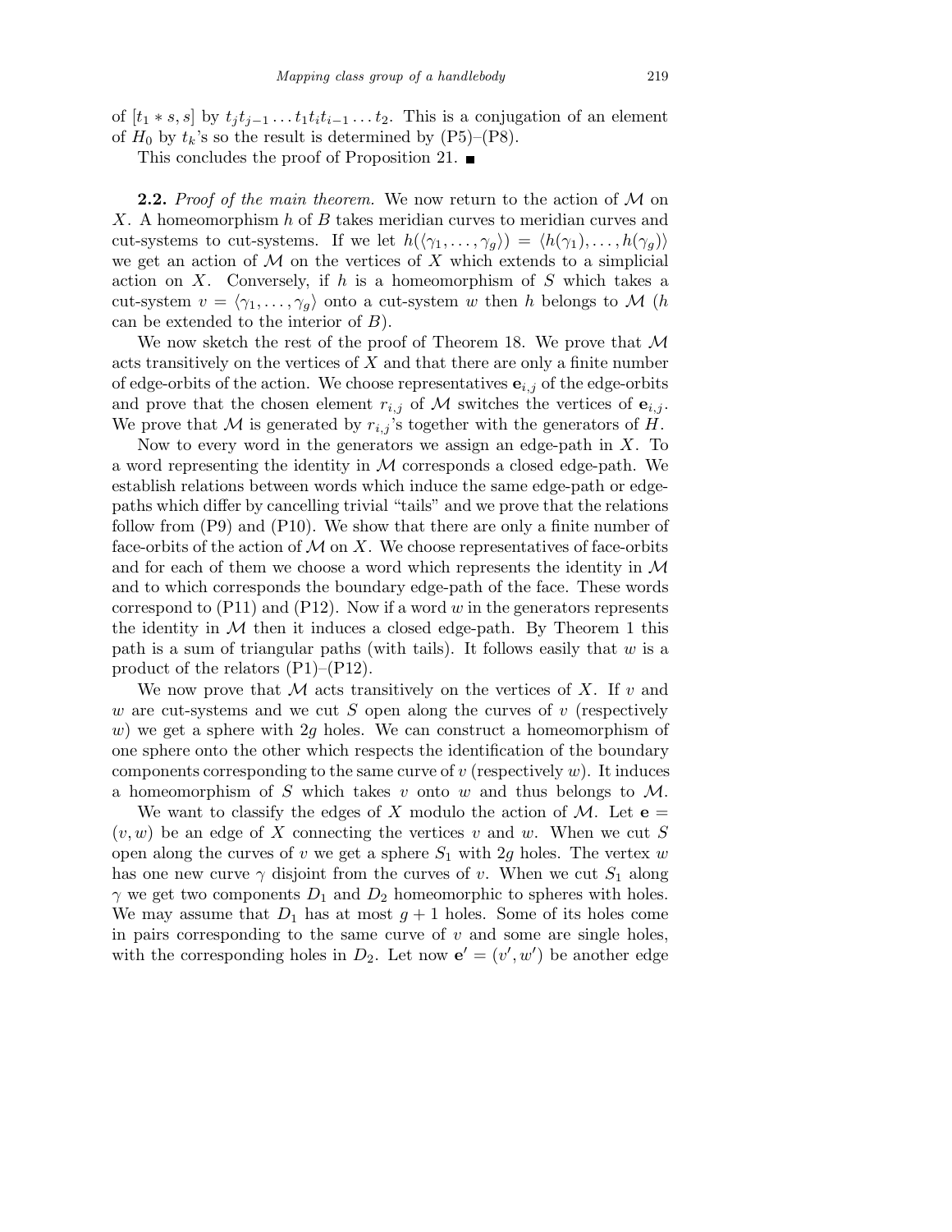of $[t_1 * s, s]$ by $t_j t_{j-1} \dots t_1 t_i t_{i-1} \dots t_2$. This is a conjugation of an element of $H_0$ by $t_k$'s so the result is determined by (P5)–(P8).

This concludes the proof of Proposition 21. ■

**2.2.** *Proof of the main theorem.* We now return to the action of $\mathcal{M}$ on $X$. A homeomorphism $h$ of $B$ takes meridian curves to meridian curves and cut-systems to cut-systems. If we let $h(\langle \gamma_1, \dots, \gamma_g \rangle) = \langle h(\gamma_1), \dots, h(\gamma_g) \rangle$ we get an action of $\mathcal{M}$ on the vertices of $X$ which extends to a simplicial action on $X$. Conversely, if $h$ is a homeomorphism of $S$ which takes a cut-system $v = \langle \gamma_1, \dots, \gamma_g \rangle$ onto a cut-system $w$ then $h$ belongs to $\mathcal{M}$ ($h$ can be extended to the interior of $B$).

We now sketch the rest of the proof of Theorem 18. We prove that $\mathcal{M}$ acts transitively on the vertices of $X$ and that there are only a finite number of edge-orbits of the action. We choose representatives $\mathbf{e}_{i,j}$ of the edge-orbits and prove that the chosen element $r_{i,j}$ of $\mathcal{M}$ switches the vertices of $\mathbf{e}_{i,j}$. We prove that $\mathcal{M}$ is generated by $r_{i,j}$'s together with the generators of $H$.

Now to every word in the generators we assign an edge-path in $X$. To a word representing the identity in $\mathcal{M}$ corresponds a closed edge-path. We establish relations between words which induce the same edge-path or edge-paths which differ by cancelling trivial "tails" and we prove that the relations follow from (P9) and (P10). We show that there are only a finite number of face-orbits of the action of $\mathcal{M}$ on $X$. We choose representatives of face-orbits and for each of them we choose a word which represents the identity in $\mathcal{M}$ and to which corresponds the boundary edge-path of the face. These words correspond to (P11) and (P12). Now if a word $w$ in the generators represents the identity in $\mathcal{M}$ then it induces a closed edge-path. By Theorem 1 this path is a sum of triangular paths (with tails). It follows easily that $w$ is a product of the relators (P1)–(P12).

We now prove that $\mathcal{M}$ acts transitively on the vertices of $X$. If $v$ and $w$ are cut-systems and we cut $S$ open along the curves of $v$ (respectively $w$) we get a sphere with $2g$ holes. We can construct a homeomorphism of one sphere onto the other which respects the identification of the boundary components corresponding to the same curve of $v$ (respectively $w$). It induces a homeomorphism of $S$ which takes $v$ onto $w$ and thus belongs to $\mathcal{M}$.

We want to classify the edges of $X$ modulo the action of $\mathcal{M}$. Let $\mathbf{e} = (v, w)$ be an edge of $X$ connecting the vertices $v$ and $w$. When we cut $S$ open along the curves of $v$ we get a sphere $S_1$ with $2g$ holes. The vertex $w$ has one new curve $\gamma$ disjoint from the curves of $v$. When we cut $S_1$ along $\gamma$ we get two components $D_1$ and $D_2$ homeomorphic to spheres with holes. We may assume that $D_1$ has at most $g+1$ holes. Some of its holes come in pairs corresponding to the same curve of $v$ and some are single holes, with the corresponding holes in $D_2$. Let now $\mathbf{e}' = (v', w')$ be another edge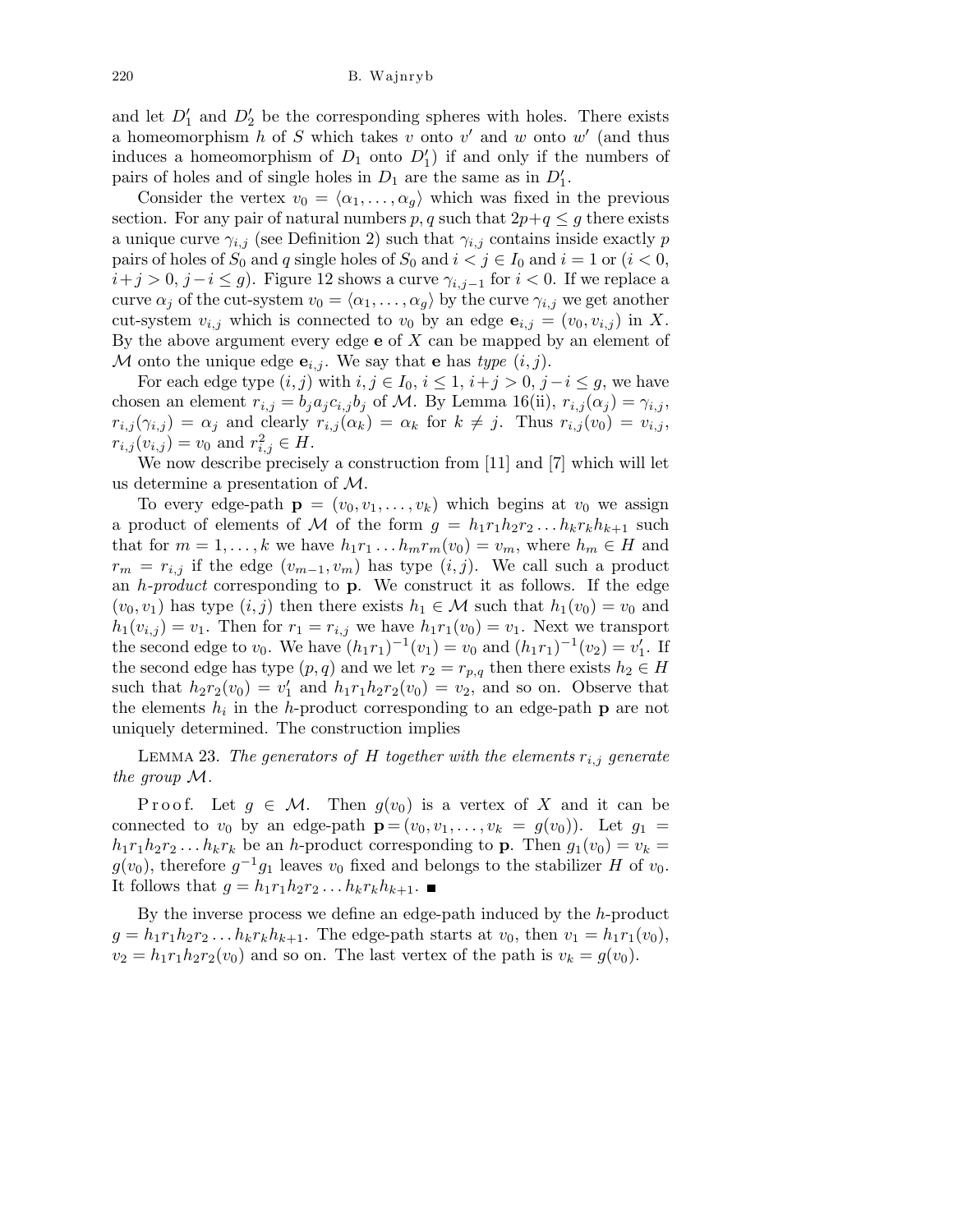and let $D_1'$ and $D_2'$ be the corresponding spheres with holes. There exists a homeomorphism $h$ of $S$ which takes $v$ onto $v'$ and $w$ onto $w'$ (and thus induces a homeomorphism of $D_1$ onto $D_1'$) if and only if the numbers of pairs of holes and of single holes in $D_1$ are the same as in $D_1'$.

Consider the vertex $v_0 = \langle \alpha_1, \ldots, \alpha_g \rangle$ which was fixed in the previous section. For any pair of natural numbers $p, q$ such that $2p+q \le g$ there exists a unique curve $\gamma_{i,j}$ (see Definition 2) such that $\gamma_{i,j}$ contains inside exactly $p$ pairs of holes of $S_0$ and $q$ single holes of $S_0$ and $i < j \in I_0$ and $i = 1$ or ($i < 0$, $i+j > 0$, $j - i \le g$). Figure 12 shows a curve $\gamma_{i,j-1}$ for $i < 0$. If we replace a curve $\alpha_j$ of the cut-system $v_0 = \langle \alpha_1, \ldots, \alpha_g \rangle$ by the curve $\gamma_{i,j}$ we get another cut-system $v_{i,j}$ which is connected to $v_0$ by an edge $\mathbf{e}_{i,j} = (v_0, v_{i,j})$ in $X$. By the above argument every edge $\mathbf{e}$ of $X$ can be mapped by an element of $\mathcal{M}$ onto the unique edge $\mathbf{e}_{i,j}$. We say that $\mathbf{e}$ has *type* $(i,j)$.

For each edge type $(i,j)$ with $i, j \in I_0$, $i \le 1$, $i+j > 0$, $j - i \le g$, we have chosen an element $r_{i,j} = b_j a_j c_{i,j} b_j$ of $\mathcal{M}$. By Lemma 16(ii), $r_{i,j}(\alpha_j) = \gamma_{i,j}$, $r_{i,j}(\gamma_{i,j}) = \alpha_j$ and clearly $r_{i,j}(\alpha_k) = \alpha_k$ for $k \ne j$. Thus $r_{i,j}(v_0) = v_{i,j}$, $r_{i,j}(v_{i,j}) = v_0$ and $r_{i,j}^2 \in H$.

We now describe precisely a construction from [11] and [7] which will let us determine a presentation of $\mathcal{M}$.

To every edge-path $\mathbf{p} = (v_0, v_1, \ldots, v_k)$ which begins at $v_0$ we assign a product of elements of $\mathcal{M}$ of the form $g = h_1 r_1 h_2 r_2 \ldots h_k r_k h_{k+1}$ such that for $m = 1, \ldots, k$ we have $h_1 r_1 \ldots h_m r_m(v_0) = v_m$, where $h_m \in H$ and $r_m = r_{i,j}$ if the edge $(v_{m-1}, v_m)$ has type $(i,j)$. We call such a product an *h-product* corresponding to $\mathbf{p}$. We construct it as follows. If the edge $(v_0, v_1)$ has type $(i,j)$ then there exists $h_1 \in \mathcal{M}$ such that $h_1(v_0) = v_0$ and $h_1(v_{i,j}) = v_1$. Then for $r_1 = r_{i,j}$ we have $h_1 r_1(v_0) = v_1$. Next we transport the second edge to $v_0$. We have $(h_1 r_1)^{-1}(v_1) = v_0$ and $(h_1 r_1)^{-1}(v_2) = v_1'$. If the second edge has type $(p,q)$ and we let $r_2 = r_{p,q}$ then there exists $h_2 \in H$ such that $h_2 r_2(v_0) = v_1'$ and $h_1 r_1 h_2 r_2(v_0) = v_2$, and so on. Observe that the elements $h_i$ in the $h$-product corresponding to an edge-path $\mathbf{p}$ are not uniquely determined. The construction implies

Lemma 23. *The generators of $H$ together with the elements $r_{i,j}$ generate the group $\mathcal{M}$.*

Proof. Let $g \in \mathcal{M}$. Then $g(v_0)$ is a vertex of $X$ and it can be connected to $v_0$ by an edge-path $\mathbf{p} = (v_0, v_1, \ldots, v_k = g(v_0))$. Let $g_1 = h_1 r_1 h_2 r_2 \ldots h_k r_k$ be an $h$-product corresponding to $\mathbf{p}$. Then $g_1(v_0) = v_k = g(v_0)$, therefore $g^{-1} g_1$ leaves $v_0$ fixed and belongs to the stabilizer $H$ of $v_0$. It follows that $g = h_1 r_1 h_2 r_2 \ldots h_k r_k h_{k+1}$. ■

By the inverse process we define an edge-path induced by the $h$-product $g = h_1 r_1 h_2 r_2 \ldots h_k r_k h_{k+1}$. The edge-path starts at $v_0$, then $v_1 = h_1 r_1(v_0)$, $v_2 = h_1 r_1 h_2 r_2(v_0)$ and so on. The last vertex of the path is $v_k = g(v_0)$.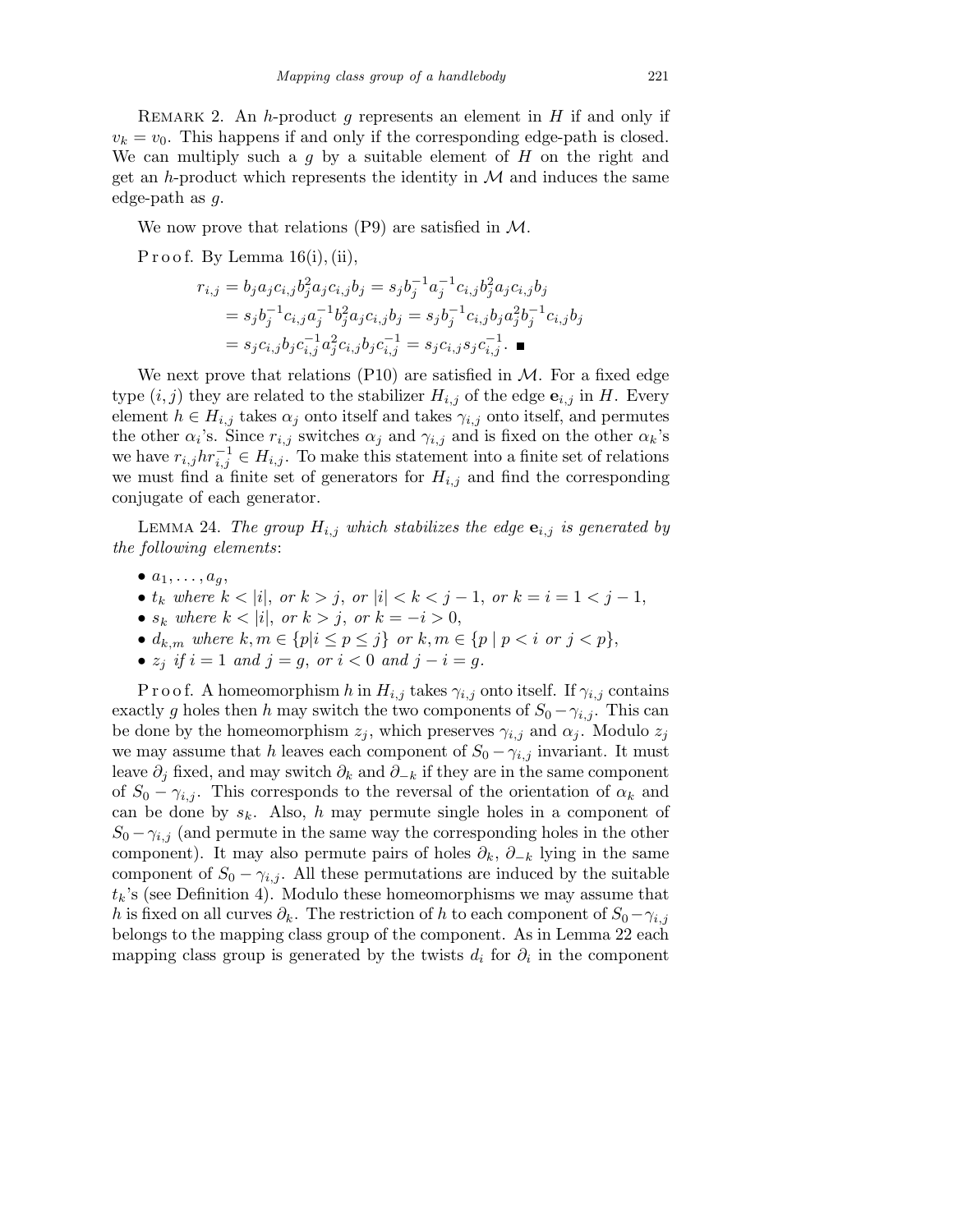REMARK 2. An $h$-product $g$ represents an element in $H$ if and only if $v_k = v_0$. This happens if and only if the corresponding edge-path is closed. We can multiply such a $g$ by a suitable element of $H$ on the right and get an $h$-product which represents the identity in $\mathcal{M}$ and induces the same edge-path as $g$.

We now prove that relations (P9) are satisfied in $\mathcal{M}$.

Proof. By Lemma 16(i), (ii),

$$\begin{aligned} r_{i,j} &= b_j a_j c_{i,j} b_j^2 a_j c_{i,j} b_j = s_j b_j^{-1} a_j^{-1} c_{i,j} b_j^2 a_j c_{i,j} b_j \\ &= s_j b_j^{-1} c_{i,j} a_j^{-1} b_j^2 a_j c_{i,j} b_j = s_j b_j^{-1} c_{i,j} b_j a_j^2 b_j^{-1} c_{i,j} b_j \\ &= s_j c_{i,j} b_j c_{i,j}^{-1} a_j^2 c_{i,j} b_j c_{i,j}^{-1} = s_j c_{i,j} s_j c_{i,j}^{-1}. \ \blacksquare \end{aligned}$$

We next prove that relations (P10) are satisfied in $\mathcal{M}$. For a fixed edge type $(i, j)$ they are related to the stabilizer $H_{i,j}$ of the edge $\mathbf{e}_{i,j}$ in $H$. Every element $h \in H_{i,j}$ takes $\alpha_j$ onto itself and takes $\gamma_{i,j}$ onto itself, and permutes the other $\alpha_i$'s. Since $r_{i,j}$ switches $\alpha_j$ and $\gamma_{i,j}$ and is fixed on the other $\alpha_k$'s we have $r_{i,j} h r_{i,j}^{-1} \in H_{i,j}$. To make this statement into a finite set of relations we must find a finite set of generators for $H_{i,j}$ and find the corresponding conjugate of each generator.

LEMMA 24. *The group $H_{i,j}$ which stabilizes the edge $\mathbf{e}_{i,j}$ is generated by the following elements*:

- $a_1, \ldots, a_g$,
- $t_k$ *where* $k < |i|$, *or* $k > j$, *or* $|i| < k < j - 1$, *or* $k = i = 1 < j - 1$,
- $s_k$ *where* $k < |i|$, *or* $k > j$, *or* $k = -i > 0$,
- $d_{k,m}$ *where* $k, m \in \{p | i \le p \le j\}$ *or* $k, m \in \{p \mid p < i \text{ or } j < p\}$,
- $z_j$ *if* $i = 1$ *and* $j = g$, *or* $i < 0$ *and* $j - i = g$.

Proof. A homeomorphism $h$ in $H_{i,j}$ takes $\gamma_{i,j}$ onto itself. If $\gamma_{i,j}$ contains exactly $g$ holes then $h$ may switch the two components of $S_0 - \gamma_{i,j}$. This can be done by the homeomorphism $z_j$, which preserves $\gamma_{i,j}$ and $\alpha_j$. Modulo $z_j$ we may assume that $h$ leaves each component of $S_0 - \gamma_{i,j}$ invariant. It must leave $\partial_j$ fixed, and may switch $\partial_k$ and $\partial_{-k}$ if they are in the same component of $S_0 - \gamma_{i,j}$. This corresponds to the reversal of the orientation of $\alpha_k$ and can be done by $s_k$. Also, $h$ may permute single holes in a component of $S_0 - \gamma_{i,j}$ (and permute in the same way the corresponding holes in the other component). It may also permute pairs of holes $\partial_k$, $\partial_{-k}$ lying in the same component of $S_0 - \gamma_{i,j}$. All these permutations are induced by the suitable $t_k$'s (see Definition 4). Modulo these homeomorphisms we may assume that $h$ is fixed on all curves $\partial_k$. The restriction of $h$ to each component of $S_0 - \gamma_{i,j}$ belongs to the mapping class group of the component. As in Lemma 22 each mapping class group is generated by the twists $d_i$ for $\partial_i$ in the component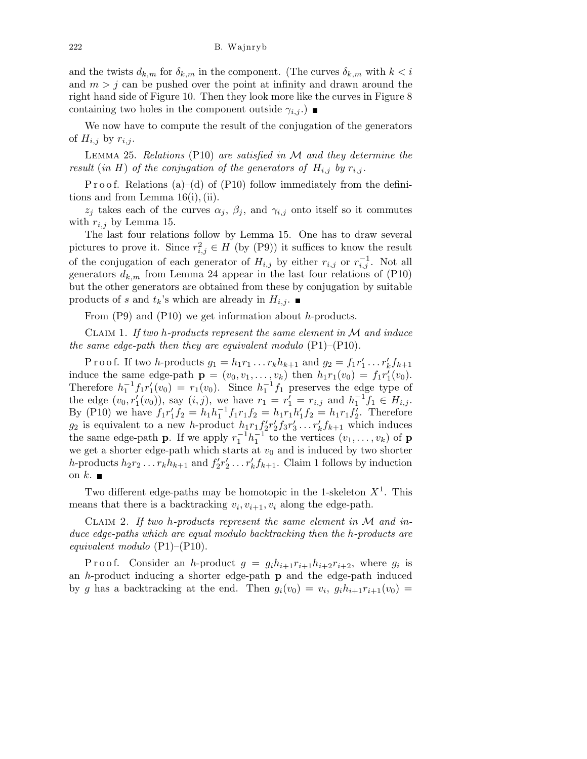and the twists $d_{k,m}$ for $\delta_{k,m}$ in the component. (The curves $\delta_{k,m}$ with $k < i$ and $m > j$ can be pushed over the point at infinity and drawn around the right hand side of Figure 10. Then they look more like the curves in Figure 8 containing two holes in the component outside $\gamma_{i,j}$.) ■

We now have to compute the result of the conjugation of the generators of $H_{i,j}$ by $r_{i,j}$.

LEMMA 25. *Relations* (P10) *are satisfied in* $\mathcal{M}$ *and they determine the result* (*in* $H$) *of the conjugation of the generators of* $H_{i,j}$ *by* $r_{i,j}$.

Proof. Relations (a)–(d) of (P10) follow immediately from the definitions and from Lemma 16(i), (ii).

$z_j$ takes each of the curves $\alpha_j$, $\beta_j$, and $\gamma_{i,j}$ onto itself so it commutes with $r_{i,j}$ by Lemma 15.

The last four relations follow by Lemma 15. One has to draw several pictures to prove it. Since $r_{i,j}^2 \in H$ (by (P9)) it suffices to know the result of the conjugation of each generator of $H_{i,j}$ by either $r_{i,j}$ or $r_{i,j}^{-1}$. Not all generators $d_{k,m}$ from Lemma 24 appear in the last four relations of (P10) but the other generators are obtained from these by conjugation by suitable products of $s$ and $t_k$'s which are already in $H_{i,j}$. ■

From (P9) and (P10) we get information about $h$-products.

CLAIM 1. *If two* $h$-*products represent the same element in* $\mathcal{M}$ *and induce the same edge-path then they are equivalent modulo* (P1)–(P10).

Proof. If two $h$-products $g_1 = h_1 r_1 \ldots r_k h_{k+1}$ and $g_2 = f_1 r'_1 \ldots r'_k f_{k+1}$ induce the same edge-path $\mathbf{p} = (v_0, v_1, \ldots, v_k)$ then $h_1 r_1(v_0) = f_1 r'_1(v_0)$. Therefore $h_1^{-1} f_1 r'_1(v_0) = r_1(v_0)$. Since $h_1^{-1} f_1$ preserves the edge type of the edge $(v_0, r'_1(v_0))$, say $(i,j)$, we have $r_1 = r'_1 = r_{i,j}$ and $h_1^{-1} f_1 \in H_{i,j}$. By (P10) we have $f_1 r'_1 f_2 = h_1 h_1^{-1} f_1 r_1 f_2 = h_1 r_1 h'_1 f_2 = h_1 r_1 f'_2$. Therefore $g_2$ is equivalent to a new $h$-product $h_1 r_1 f'_2 r'_2 f_3 r'_3 \ldots r'_k f_{k+1}$ which induces the same edge-path $\mathbf{p}$. If we apply $r_1^{-1} h_1^{-1}$ to the vertices $(v_1, \ldots, v_k)$ of $\mathbf{p}$ we get a shorter edge-path which starts at $v_0$ and is induced by two shorter $h$-products $h_2 r_2 \ldots r_k h_{k+1}$ and $f'_2 r'_2 \ldots r'_k f_{k+1}$. Claim 1 follows by induction on $k$. ■

Two different edge-paths may be homotopic in the 1-skeleton $X^1$. This means that there is a backtracking $v_i, v_{i+1}, v_i$ along the edge-path.

CLAIM 2. *If two* $h$-*products represent the same element in* $\mathcal{M}$ *and induce edge-paths which are equal modulo backtracking then the* $h$-*products are equivalent modulo* (P1)–(P10).

Proof. Consider an $h$-product $g = g_i h_{i+1} r_{i+1} h_{i+2} r_{i+2}$, where $g_i$ is an $h$-product inducing a shorter edge-path $\mathbf{p}$ and the edge-path induced by $g$ has a backtracking at the end. Then $g_i(v_0) = v_i$, $g_i h_{i+1} r_{i+1}(v_0) =$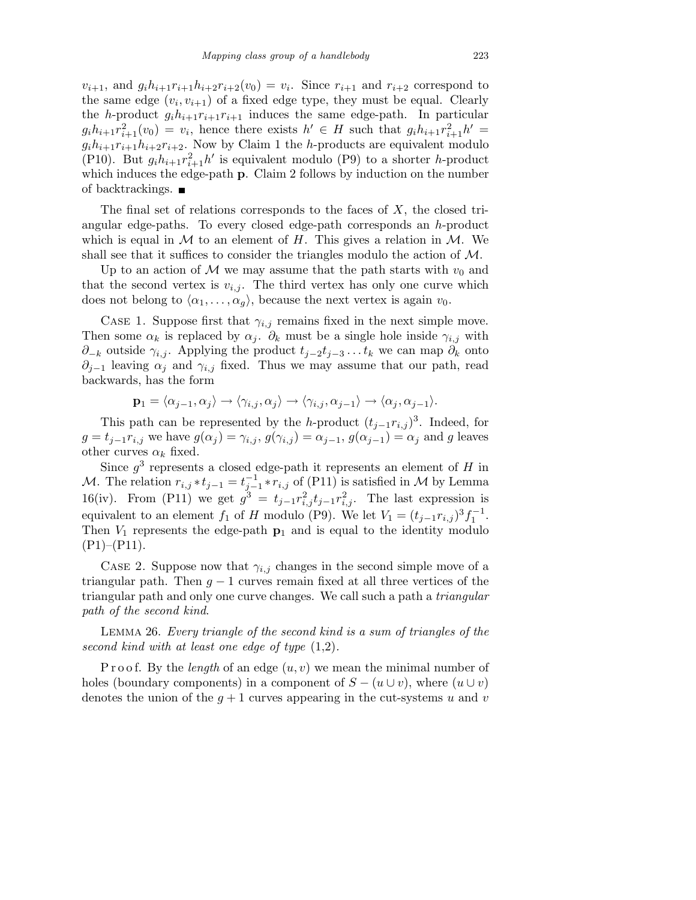$v_{i+1}$, and $g_i h_{i+1} r_{i+1} h_{i+2} r_{i+2}(v_0) = v_i$. Since $r_{i+1}$ and $r_{i+2}$ correspond to the same edge $(v_i, v_{i+1})$ of a fixed edge type, they must be equal. Clearly the $h$-product $g_i h_{i+1} r_{i+1} r_{i+1}$ induces the same edge-path. In particular $g_i h_{i+1} r_{i+1}^2(v_0) = v_i$, hence there exists $h' \in H$ such that $g_i h_{i+1} r_{i+1}^2 h' = g_i h_{i+1} r_{i+1} h_{i+2} r_{i+2}$. Now by Claim 1 the $h$-products are equivalent modulo (P10). But $g_i h_{i+1} r_{i+1}^2 h'$ is equivalent modulo (P9) to a shorter $h$-product which induces the edge-path $\mathbf{p}$. Claim 2 follows by induction on the number of backtrackings. ■

The final set of relations corresponds to the faces of $X$, the closed triangular edge-paths. To every closed edge-path corresponds an $h$-product which is equal in $\mathcal{M}$ to an element of $H$. This gives a relation in $\mathcal{M}$. We shall see that it suffices to consider the triangles modulo the action of $\mathcal{M}$.

Up to an action of $\mathcal{M}$ we may assume that the path starts with $v_0$ and that the second vertex is $v_{i,j}$. The third vertex has only one curve which does not belong to $\langle \alpha_1, \ldots, \alpha_g \rangle$, because the next vertex is again $v_0$.

Case 1. Suppose first that $\gamma_{i,j}$ remains fixed in the next simple move. Then some $\alpha_k$ is replaced by $\alpha_j$. $\partial_k$ must be a single hole inside $\gamma_{i,j}$ with $\partial_{-k}$ outside $\gamma_{i,j}$. Applying the product $t_{j-2} t_{j-3} \ldots t_k$ we can map $\partial_k$ onto $\partial_{j-1}$ leaving $\alpha_j$ and $\gamma_{i,j}$ fixed. Thus we may assume that our path, read backwards, has the form

$$\mathbf{p}_1 = \langle \alpha_{j-1}, \alpha_j \rangle \to \langle \gamma_{i,j}, \alpha_j \rangle \to \langle \gamma_{i,j}, \alpha_{j-1} \rangle \to \langle \alpha_j, \alpha_{j-1} \rangle.$$

This path can be represented by the $h$-product $(t_{j-1} r_{i,j})^3$. Indeed, for $g = t_{j-1} r_{i,j}$ we have $g(\alpha_j) = \gamma_{i,j}$, $g(\gamma_{i,j}) = \alpha_{j-1}$, $g(\alpha_{j-1}) = \alpha_j$ and $g$ leaves other curves $\alpha_k$ fixed.

Since $g^3$ represents a closed edge-path it represents an element of $H$ in $\mathcal{M}$. The relation $r_{i,j} * t_{j-1} = t_{j-1}^{-1} * r_{i,j}$ of (P11) is satisfied in $\mathcal{M}$ by Lemma 16(iv). From (P11) we get $g^3 = t_{j-1} r_{i,j}^2 t_{j-1} r_{i,j}^2$. The last expression is equivalent to an element $f_1$ of $H$ modulo (P9). We let $V_1 = (t_{j-1} r_{i,j})^3 f_1^{-1}$. Then $V_1$ represents the edge-path $\mathbf{p}_1$ and is equal to the identity modulo (P1)–(P11).

Case 2. Suppose now that $\gamma_{i,j}$ changes in the second simple move of a triangular path. Then $g-1$ curves remain fixed at all three vertices of the triangular path and only one curve changes. We call such a path a *triangular path of the second kind*.

Lemma 26. *Every triangle of the second kind is a sum of triangles of the second kind with at least one edge of type* (1,2).

P r o o f. By the *length* of an edge $(u, v)$ we mean the minimal number of holes (boundary components) in a component of $S - (u \cup v)$, where $(u \cup v)$ denotes the union of the $g+1$ curves appearing in the cut-systems $u$ and $v$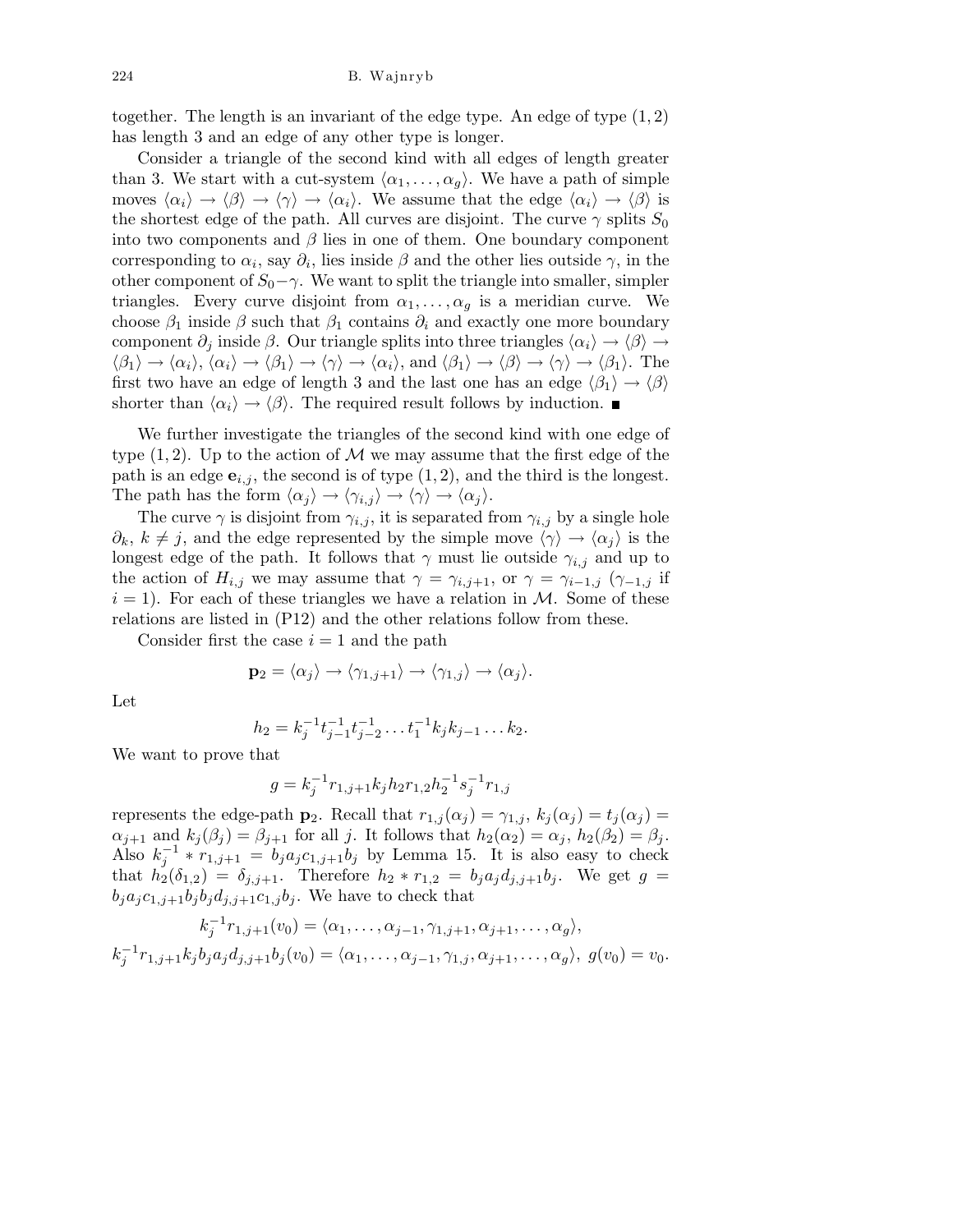together. The length is an invariant of the edge type. An edge of type $(1,2)$ has length 3 and an edge of any other type is longer.

Consider a triangle of the second kind with all edges of length greater than 3. We start with a cut-system $\langle\alpha_1,\ldots,\alpha_g\rangle$. We have a path of simple moves $\langle\alpha_i\rangle\to\langle\beta\rangle\to\langle\gamma\rangle\to\langle\alpha_i\rangle$. We assume that the edge $\langle\alpha_i\rangle\to\langle\beta\rangle$ is the shortest edge of the path. All curves are disjoint. The curve $\gamma$ splits $S_0$ into two components and $\beta$ lies in one of them. One boundary component corresponding to $\alpha_i$, say $\partial_i$, lies inside $\beta$ and the other lies outside $\gamma$, in the other component of $S_0-\gamma$. We want to split the triangle into smaller, simpler triangles. Every curve disjoint from $\alpha_1,\ldots,\alpha_g$ is a meridian curve. We choose $\beta_1$ inside $\beta$ such that $\beta_1$ contains $\partial_i$ and exactly one more boundary component $\partial_j$ inside $\beta$. Our triangle splits into three triangles $\langle\alpha_i\rangle\to\langle\beta\rangle\to\langle\beta_1\rangle\to\langle\alpha_i\rangle$, $\langle\alpha_i\rangle\to\langle\beta_1\rangle\to\langle\gamma\rangle\to\langle\alpha_i\rangle$, and $\langle\beta_1\rangle\to\langle\beta\rangle\to\langle\gamma\rangle\to\langle\beta_1\rangle$. The first two have an edge of length 3 and the last one has an edge $\langle\beta_1\rangle\to\langle\beta\rangle$ shorter than $\langle\alpha_i\rangle\to\langle\beta\rangle$. The required result follows by induction. ∎

We further investigate the triangles of the second kind with one edge of type $(1,2)$. Up to the action of $\mathcal{M}$ we may assume that the first edge of the path is an edge $\mathbf{e}_{i,j}$, the second is of type $(1,2)$, and the third is the longest. The path has the form $\langle\alpha_j\rangle\to\langle\gamma_{i,j}\rangle\to\langle\gamma\rangle\to\langle\alpha_j\rangle$.

The curve $\gamma$ is disjoint from $\gamma_{i,j}$, it is separated from $\gamma_{i,j}$ by a single hole $\partial_k$, $k\neq j$, and the edge represented by the simple move $\langle\gamma\rangle\to\langle\alpha_j\rangle$ is the longest edge of the path. It follows that $\gamma$ must lie outside $\gamma_{i,j}$ and up to the action of $H_{i,j}$ we may assume that $\gamma=\gamma_{i,j+1}$, or $\gamma=\gamma_{i-1,j}$ ($\gamma_{-1,j}$ if $i=1$). For each of these triangles we have a relation in $\mathcal{M}$. Some of these relations are listed in (P12) and the other relations follow from these.

Consider first the case $i=1$ and the path

$$\mathbf{p}_2=\langle\alpha_j\rangle\to\langle\gamma_{1,j+1}\rangle\to\langle\gamma_{1,j}\rangle\to\langle\alpha_j\rangle.$$

Let

$$h_2=k_j^{-1}t_{j-1}^{-1}t_{j-2}^{-1}\ldots t_1^{-1}k_jk_{j-1}\ldots k_2.$$

We want to prove that

$$g=k_j^{-1}r_{1,j+1}k_jh_2r_{1,2}h_2^{-1}s_j^{-1}r_{1,j}$$

represents the edge-path $\mathbf{p}_2$. Recall that $r_{1,j}(\alpha_j)=\gamma_{1,j}$, $k_j(\alpha_j)=t_j(\alpha_j)=\alpha_{j+1}$ and $k_j(\beta_j)=\beta_{j+1}$ for all $j$. It follows that $h_2(\alpha_2)=\alpha_j$, $h_2(\beta_2)=\beta_j$. Also $k_j^{-1}*r_{1,j+1}=b_ja_jc_{1,j+1}b_j$ by Lemma 15. It is also easy to check that $h_2(\delta_{1,2})=\delta_{j,j+1}$. Therefore $h_2*r_{1,2}=b_ja_jd_{j,j+1}b_j$. We get $g=b_ja_jc_{1,j+1}b_jb_jd_{j,j+1}c_{1,j}b_j$. We have to check that

$$k_j^{-1}r_{1,j+1}(v_0)=\langle\alpha_1,\ldots,\alpha_{j-1},\gamma_{1,j+1},\alpha_{j+1},\ldots,\alpha_g\rangle,$$

$$k_j^{-1}r_{1,j+1}k_jb_ja_jd_{j,j+1}b_j(v_0)=\langle\alpha_1,\ldots,\alpha_{j-1},\gamma_{1,j},\alpha_{j+1},\ldots,\alpha_g\rangle,\ g(v_0)=v_0.$$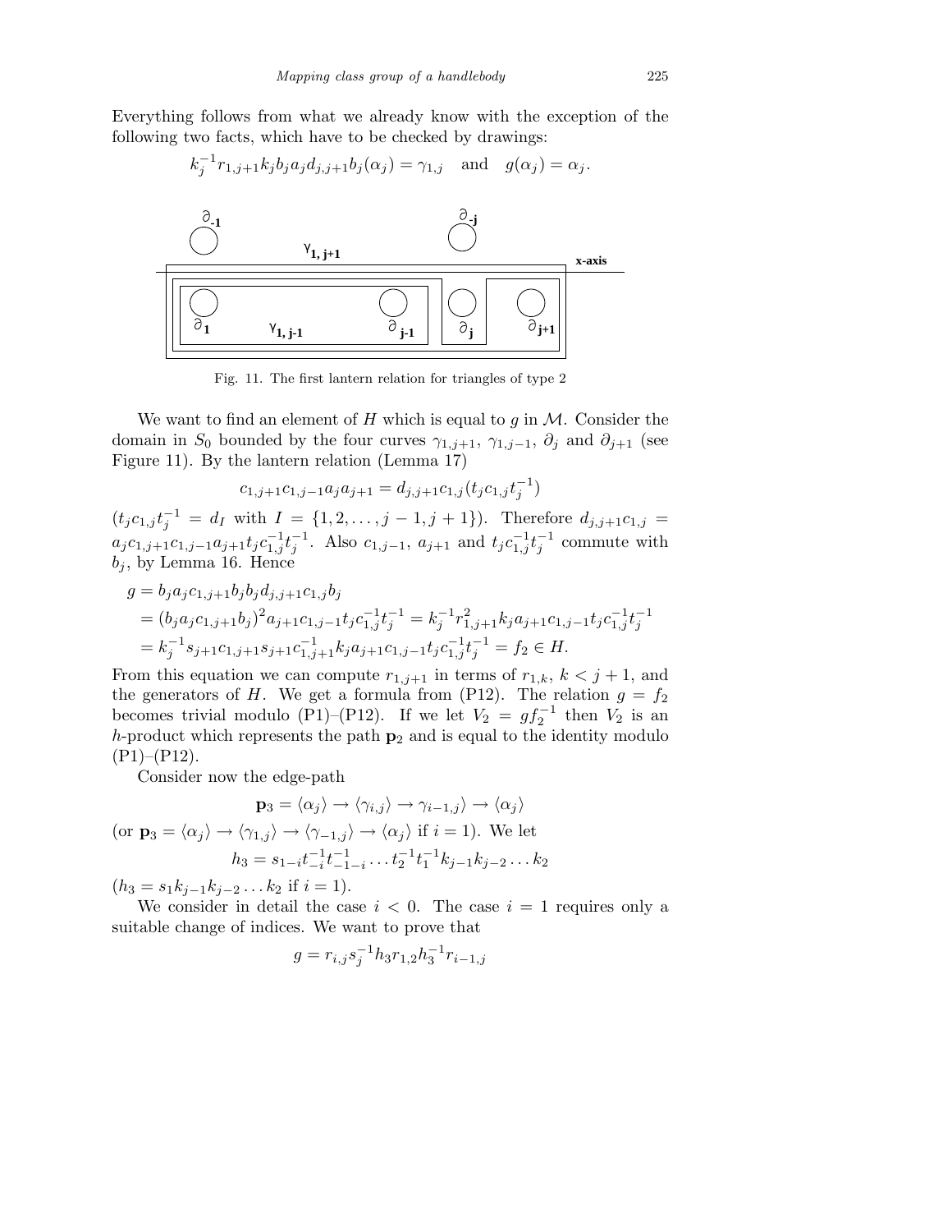Everything follows from what we already know with the exception of the following two facts, which have to be checked by drawings:

$$k_j^{-1} r_{1,j+1} k_j b_j a_j d_{j,j+1} b_j(\alpha_j) = \gamma_{1,j} \quad \text{and} \quad g(\alpha_j) = \alpha_j.$$

Fig. 11. The first lantern relation for triangles of type 2

We want to find an element of $H$ which is equal to $g$ in $\mathcal{M}$. Consider the domain in $S_0$ bounded by the four curves $\gamma_{1,j+1}$, $\gamma_{1,j-1}$, $\partial_j$ and $\partial_{j+1}$ (see Figure 11). By the lantern relation (Lemma 17)

$$c_{1,j+1} c_{1,j-1} a_j a_{j+1} = d_{j,j+1} c_{1,j} (t_j c_{1,j} t_j^{-1})$$

($t_j c_{1,j} t_j^{-1} = d_I$ with $I = \{1, 2, \ldots, j-1, j+1\}$). Therefore $d_{j,j+1} c_{1,j} = a_j c_{1,j+1} c_{1,j-1} a_{j+1} t_j c_{1,j}^{-1} t_j^{-1}$. Also $c_{1,j-1}$, $a_{j+1}$ and $t_j c_{1,j}^{-1} t_j^{-1}$ commute with $b_j$, by Lemma 16. Hence

$$\begin{aligned}
g &= b_j a_j c_{1,j+1} b_j b_j d_{j,j+1} c_{1,j} b_j \\
&= (b_j a_j c_{1,j+1} b_j)^2 a_{j+1} c_{1,j-1} t_j c_{1,j}^{-1} t_j^{-1} = k_j^{-1} r_{1,j+1}^2 k_j a_{j+1} c_{1,j-1} t_j c_{1,j}^{-1} t_j^{-1} \\
&= k_j^{-1} s_{j+1} c_{1,j+1} s_{j+1} c_{1,j+1}^{-1} k_j a_{j+1} c_{1,j-1} t_j c_{1,j}^{-1} t_j^{-1} = f_2 \in H.
\end{aligned}$$

From this equation we can compute $r_{1,j+1}$ in terms of $r_{1,k}$, $k < j+1$, and the generators of $H$. We get a formula from (P12). The relation $g = f_2$ becomes trivial modulo (P1)–(P12). If we let $V_2 = g f_2^{-1}$ then $V_2$ is an $h$-product which represents the path $\mathbf{p}_2$ and is equal to the identity modulo (P1)–(P12).

Consider now the edge-path

$$\mathbf{p}_3 = \langle \alpha_j \rangle \to \langle \gamma_{i,j} \rangle \to \gamma_{i-1,j} \rangle \to \langle \alpha_j \rangle$$

(or $\mathbf{p}_3 = \langle \alpha_j \rangle \to \langle \gamma_{1,j} \rangle \to \langle \gamma_{-1,j} \rangle \to \langle \alpha_j \rangle$ if $i = 1$). We let

$$h_3 = s_{1-i} t_{-i}^{-1} t_{-1-i}^{-1} \ldots t_2^{-1} t_1^{-1} k_{j-1} k_{j-2} \ldots k_2$$

($h_3 = s_1 k_{j-1} k_{j-2} \ldots k_2$ if $i = 1$).

We consider in detail the case $i < 0$. The case $i = 1$ requires only a suitable change of indices. We want to prove that

$$g = r_{i,j} s_j^{-1} h_3 r_{1,2} h_3^{-1} r_{i-1,j}$$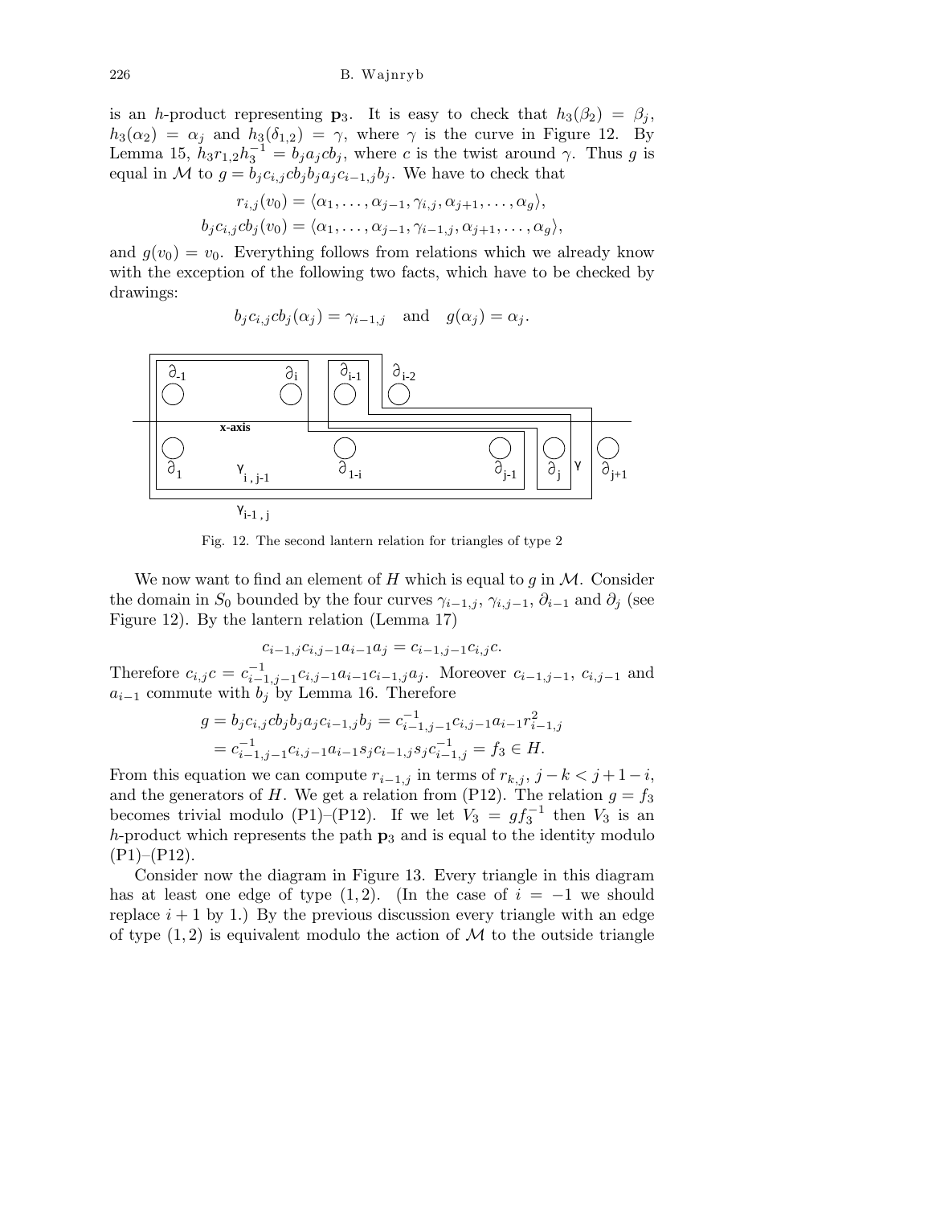is an $h$-product representing $\mathbf{p}_3$. It is easy to check that $h_3(\beta_2) = \beta_j$, $h_3(\alpha_2) = \alpha_j$ and $h_3(\delta_{1,2}) = \gamma$, where $\gamma$ is the curve in Figure 12. By Lemma 15, $h_3 r_{1,2} h_3^{-1} = b_j a_j c b_j$, where $c$ is the twist around $\gamma$. Thus $g$ is equal in $\mathcal{M}$ to $g = b_j c_{i,j} c b_j b_j a_j c_{i-1,j} b_j$. We have to check that

$$r_{i,j}(v_0) = \langle \alpha_1, \ldots, \alpha_{j-1}, \gamma_{i,j}, \alpha_{j+1}, \ldots, \alpha_g \rangle,$$
$$b_j c_{i,j} c b_j(v_0) = \langle \alpha_1, \ldots, \alpha_{j-1}, \gamma_{i-1,j}, \alpha_{j+1}, \ldots, \alpha_g \rangle,$$

and $g(v_0) = v_0$. Everything follows from relations which we already know with the exception of the following two facts, which have to be checked by drawings:

$$b_j c_{i,j} c b_j(\alpha_j) = \gamma_{i-1,j} \quad \text{and} \quad g(\alpha_j) = \alpha_j.$$

Fig. 12. The second lantern relation for triangles of type 2

We now want to find an element of $H$ which is equal to $g$ in $\mathcal{M}$. Consider the domain in $S_0$ bounded by the four curves $\gamma_{i-1,j}$, $\gamma_{i,j-1}$, $\partial_{i-1}$ and $\partial_j$ (see Figure 12). By the lantern relation (Lemma 17)

$$c_{i-1,j} c_{i,j-1} a_{i-1} a_j = c_{i-1,j-1} c_{i,j} c.$$

Therefore $c_{i,j} c = c_{i-1,j-1}^{-1} c_{i,j-1} a_{i-1} c_{i-1,j} a_j$. Moreover $c_{i-1,j-1}$, $c_{i,j-1}$ and $a_{i-1}$ commute with $b_j$ by Lemma 16. Therefore

$$\begin{aligned} g = b_j c_{i,j} c b_j b_j a_j c_{i-1,j} b_j &= c_{i-1,j-1}^{-1} c_{i,j-1} a_{i-1} r_{i-1,j}^2 \\ &= c_{i-1,j-1}^{-1} c_{i,j-1} a_{i-1} s_j c_{i-1,j} s_j c_{i-1,j}^{-1} = f_3 \in H. \end{aligned}$$

From this equation we can compute $r_{i-1,j}$ in terms of $r_{k,j}$, $j - k < j + 1 - i$, and the generators of $H$. We get a relation from (P12). The relation $g = f_3$ becomes trivial modulo (P1)–(P12). If we let $V_3 = g f_3^{-1}$ then $V_3$ is an $h$-product which represents the path $\mathbf{p}_3$ and is equal to the identity modulo (P1)–(P12).

Consider now the diagram in Figure 13. Every triangle in this diagram has at least one edge of type $(1, 2)$. (In the case of $i = -1$ we should replace $i + 1$ by 1.) By the previous discussion every triangle with an edge of type $(1, 2)$ is equivalent modulo the action of $\mathcal{M}$ to the outside triangle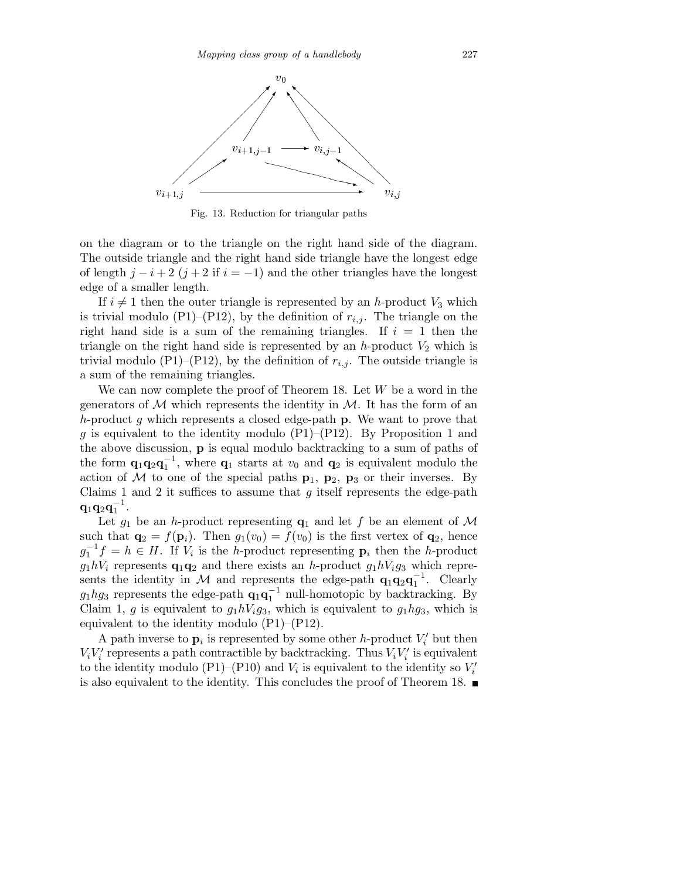Fig. 13. Reduction for triangular paths

on the diagram or to the triangle on the right hand side of the diagram. The outside triangle and the right hand side triangle have the longest edge of length $j-i+2$ ($j+2$ if $i=-1$) and the other triangles have the longest edge of a smaller length.

If $i \neq 1$ then the outer triangle is represented by an $h$-product $V_3$ which is trivial modulo (P1)–(P12), by the definition of $r_{i,j}$. The triangle on the right hand side is a sum of the remaining triangles. If $i=1$ then the triangle on the right hand side is represented by an $h$-product $V_2$ which is trivial modulo (P1)–(P12), by the definition of $r_{i,j}$. The outside triangle is a sum of the remaining triangles.

We can now complete the proof of Theorem 18. Let $W$ be a word in the generators of $\mathcal{M}$ which represents the identity in $\mathcal{M}$. It has the form of an $h$-product $g$ which represents a closed edge-path $\mathbf{p}$. We want to prove that $g$ is equivalent to the identity modulo (P1)–(P12). By Proposition 1 and the above discussion, $\mathbf{p}$ is equal modulo backtracking to a sum of paths of the form $\mathbf{q}_1\mathbf{q}_2\mathbf{q}_1^{-1}$, where $\mathbf{q}_1$ starts at $v_0$ and $\mathbf{q}_2$ is equivalent modulo the action of $\mathcal{M}$ to one of the special paths $\mathbf{p}_1$, $\mathbf{p}_2$, $\mathbf{p}_3$ or their inverses. By Claims 1 and 2 it suffices to assume that $g$ itself represents the edge-path $\mathbf{q}_1\mathbf{q}_2\mathbf{q}_1^{-1}$.

Let $g_1$ be an $h$-product representing $\mathbf{q}_1$ and let $f$ be an element of $\mathcal{M}$ such that $\mathbf{q}_2 = f(\mathbf{p}_i)$. Then $g_1(v_0) = f(v_0)$ is the first vertex of $\mathbf{q}_2$, hence $g_1^{-1}f = h \in H$. If $V_i$ is the $h$-product representing $\mathbf{p}_i$ then the $h$-product $g_1hV_i$ represents $\mathbf{q}_1\mathbf{q}_2$ and there exists an $h$-product $g_1hV_ig_3$ which represents the identity in $\mathcal{M}$ and represents the edge-path $\mathbf{q}_1\mathbf{q}_2\mathbf{q}_1^{-1}$. Clearly $g_1hg_3$ represents the edge-path $\mathbf{q}_1\mathbf{q}_1^{-1}$ null-homotopic by backtracking. By Claim 1, $g$ is equivalent to $g_1hV_ig_3$, which is equivalent to $g_1hg_3$, which is equivalent to the identity modulo (P1)–(P12).

A path inverse to $\mathbf{p}_i$ is represented by some other $h$-product $V_i'$ but then $V_iV_i'$ represents a path contractible by backtracking. Thus $V_iV_i'$ is equivalent to the identity modulo (P1)–(P10) and $V_i$ is equivalent to the identity so $V_i'$ is also equivalent to the identity. This concludes the proof of Theorem 18. ∎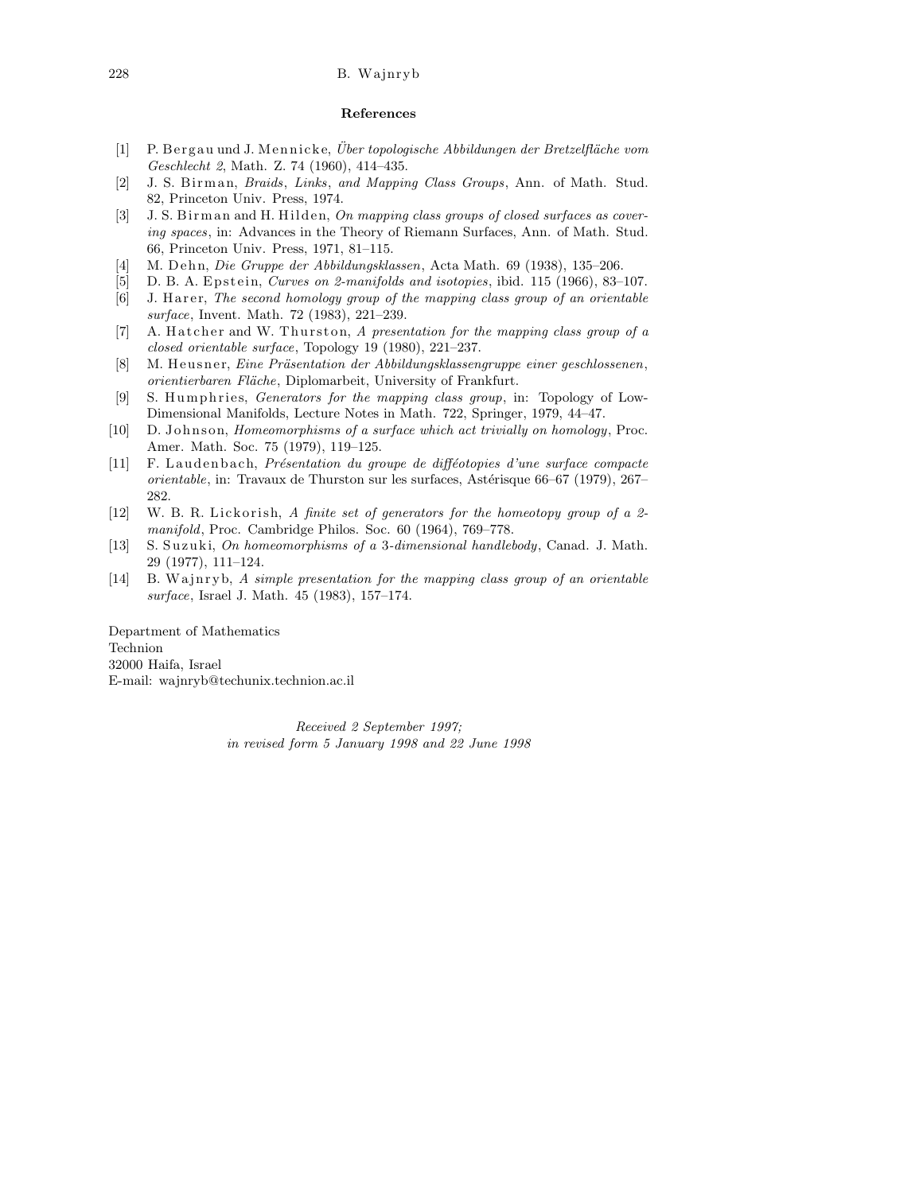### References

[1] P. Bergau und J. Mennicke, *Über topologische Abbildungen der Bretzelfläche vom Geschlecht 2*, Math. Z. 74 (1960), 414–435.

[2] J. S. Birman, *Braids, Links, and Mapping Class Groups*, Ann. of Math. Stud. 82, Princeton Univ. Press, 1974.

[3] J. S. Birman and H. Hilden, *On mapping class groups of closed surfaces as covering spaces*, in: Advances in the Theory of Riemann Surfaces, Ann. of Math. Stud. 66, Princeton Univ. Press, 1971, 81–115.

[4] M. Dehn, *Die Gruppe der Abbildungsklassen*, Acta Math. 69 (1938), 135–206.

[5] D. B. A. Epstein, *Curves on 2-manifolds and isotopies*, ibid. 115 (1966), 83–107.

[6] J. Harer, *The second homology group of the mapping class group of an orientable surface*, Invent. Math. 72 (1983), 221–239.

[7] A. Hatcher and W. Thurston, *A presentation for the mapping class group of a closed orientable surface*, Topology 19 (1980), 221–237.

[8] M. Heusner, *Eine Präsentation der Abbildungsklassengruppe einer geschlossenen, orientierbaren Fläche*, Diplomarbeit, University of Frankfurt.

[9] S. Humphries, *Generators for the mapping class group*, in: Topology of Low-Dimensional Manifolds, Lecture Notes in Math. 722, Springer, 1979, 44–47.

[10] D. Johnson, *Homeomorphisms of a surface which act trivially on homology*, Proc. Amer. Math. Soc. 75 (1979), 119–125.

[11] F. Laudenbach, *Présentation du groupe de difféotopies d'une surface compacte orientable*, in: Travaux de Thurston sur les surfaces, Astérisque 66–67 (1979), 267–282.

[12] W. B. R. Lickorish, *A finite set of generators for the homeotopy group of a 2-manifold*, Proc. Cambridge Philos. Soc. 60 (1964), 769–778.

[13] S. Suzuki, *On homeomorphisms of a 3-dimensional handlebody*, Canad. J. Math. 29 (1977), 111–124.

[14] B. Wajnryb, *A simple presentation for the mapping class group of an orientable surface*, Israel J. Math. 45 (1983), 157–174.

Department of Mathematics
Technion
32000 Haifa, Israel
E-mail: wajnryb@techunix.technion.ac.il

*Received 2 September 1997;*
*in revised form 5 January 1998 and 22 June 1998*